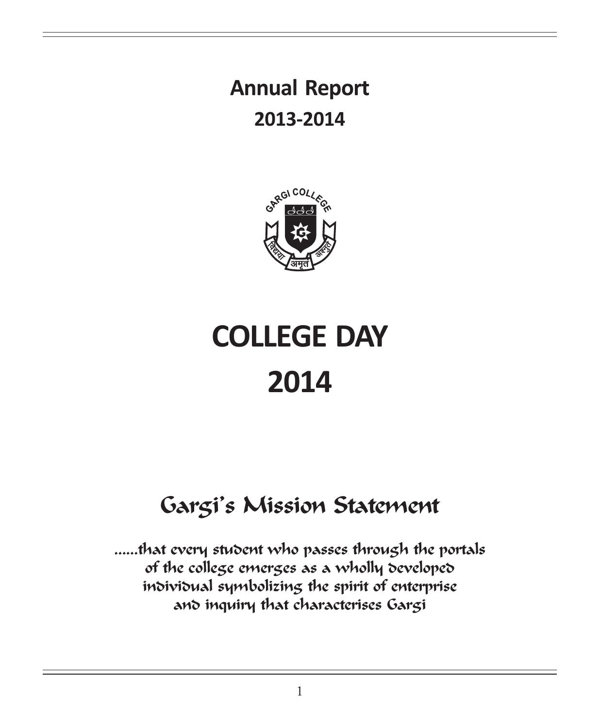# Annual Report
## 2013-2014

# COLLEGE DAY
# 2014

## Gargi's Mission Statement

......that every student who passes through the portals of the college emerges as a wholly developed individual symbolizing the spirit of enterprise and inquiry that characterises Gargi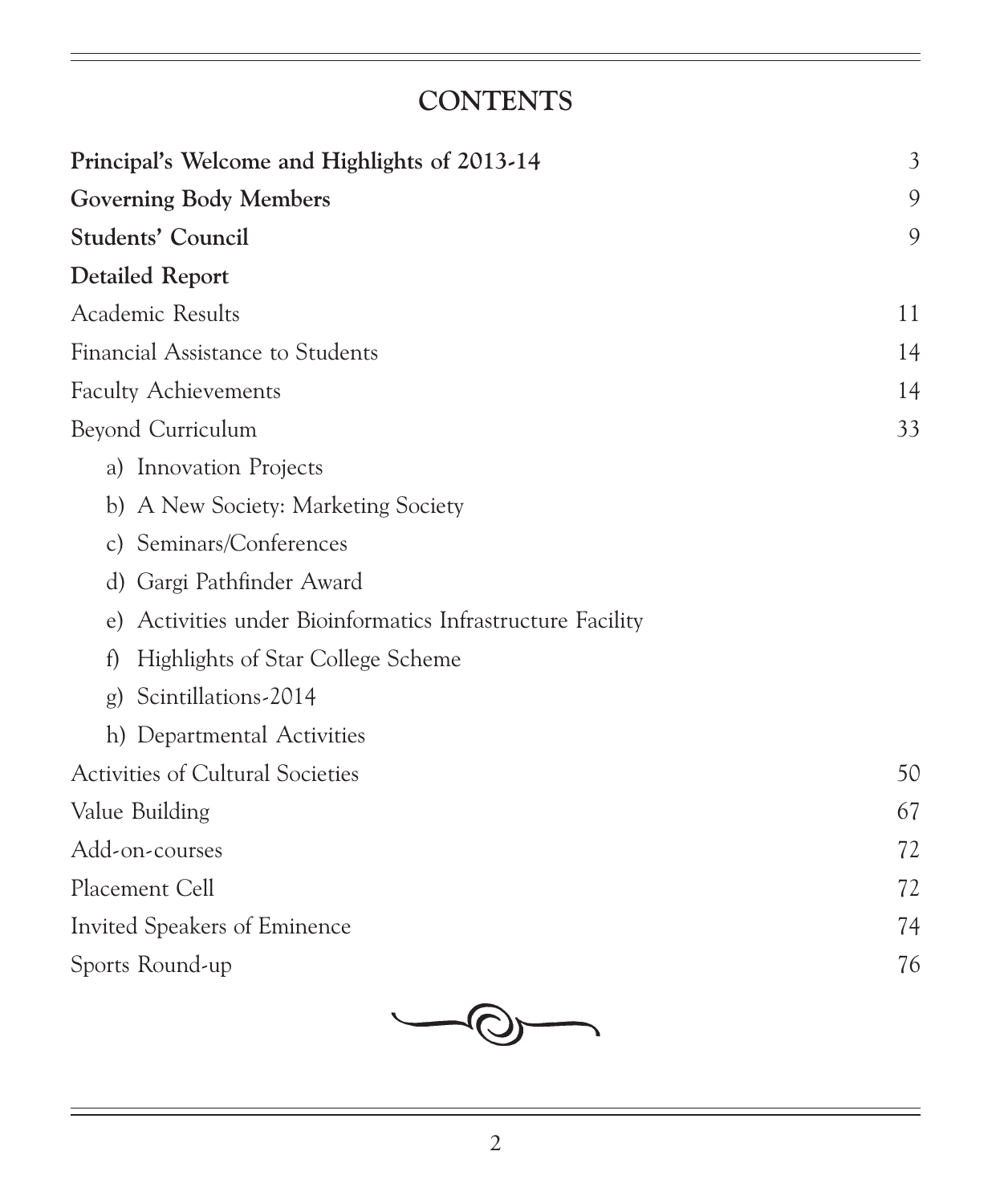# CONTENTS

| | |
|---|---|
| **Principal's Welcome and Highlights of 2013-14** | 3 |
| **Governing Body Members** | 9 |
| **Students' Council** | 9 |
| **Detailed Report** | |
| Academic Results | 11 |
| Financial Assistance to Students | 14 |
| Faculty Achievements | 14 |
| Beyond Curriculum | 33 |
| a) Innovation Projects | |
| b) A New Society: Marketing Society | |
| c) Seminars/Conferences | |
| d) Gargi Pathfinder Award | |
| e) Activities under Bioinformatics Infrastructure Facility | |
| f) Highlights of Star College Scheme | |
| g) Scintillations-2014 | |
| h) Departmental Activities | |
| Activities of Cultural Societies | 50 |
| Value Building | 67 |
| Add-on-courses | 72 |
| Placement Cell | 72 |
| Invited Speakers of Eminence | 74 |
| Sports Round-up | 76 |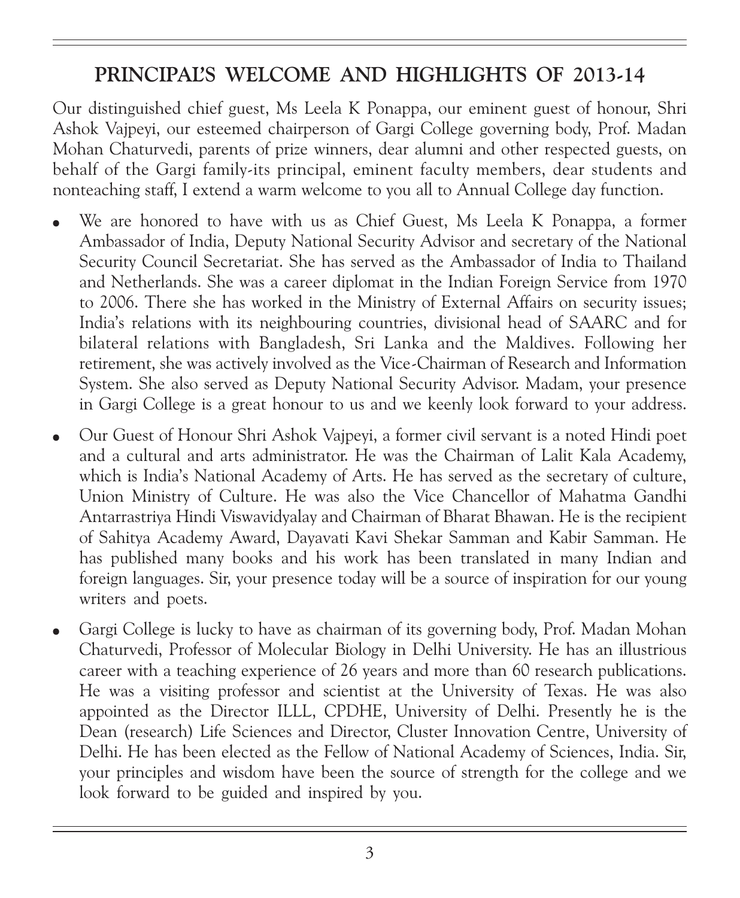# PRINCIPAL'S WELCOME AND HIGHLIGHTS OF 2013-14

Our distinguished chief guest, Ms Leela K Ponappa, our eminent guest of honour, Shri Ashok Vajpeyi, our esteemed chairperson of Gargi College governing body, Prof. Madan Mohan Chaturvedi, parents of prize winners, dear alumni and other respected guests, on behalf of the Gargi family-its principal, eminent faculty members, dear students and nonteaching staff, I extend a warm welcome to you all to Annual College day function.

- We are honored to have with us as Chief Guest, Ms Leela K Ponappa, a former Ambassador of India, Deputy National Security Advisor and secretary of the National Security Council Secretariat. She has served as the Ambassador of India to Thailand and Netherlands. She was a career diplomat in the Indian Foreign Service from 1970 to 2006. There she has worked in the Ministry of External Affairs on security issues; India's relations with its neighbouring countries, divisional head of SAARC and for bilateral relations with Bangladesh, Sri Lanka and the Maldives. Following her retirement, she was actively involved as the Vice-Chairman of Research and Information System. She also served as Deputy National Security Advisor. Madam, your presence in Gargi College is a great honour to us and we keenly look forward to your address.

- Our Guest of Honour Shri Ashok Vajpeyi, a former civil servant is a noted Hindi poet and a cultural and arts administrator. He was the Chairman of Lalit Kala Academy, which is India's National Academy of Arts. He has served as the secretary of culture, Union Ministry of Culture. He was also the Vice Chancellor of Mahatma Gandhi Antarrastriya Hindi Viswavidyalay and Chairman of Bharat Bhawan. He is the recipient of Sahitya Academy Award, Dayavati Kavi Shekar Samman and Kabir Samman. He has published many books and his work has been translated in many Indian and foreign languages. Sir, your presence today will be a source of inspiration for our young writers and poets.

- Gargi College is lucky to have as chairman of its governing body, Prof. Madan Mohan Chaturvedi, Professor of Molecular Biology in Delhi University. He has an illustrious career with a teaching experience of 26 years and more than 60 research publications. He was a visiting professor and scientist at the University of Texas. He was also appointed as the Director ILLL, CPDHE, University of Delhi. Presently he is the Dean (research) Life Sciences and Director, Cluster Innovation Centre, University of Delhi. He has been elected as the Fellow of National Academy of Sciences, India. Sir, your principles and wisdom have been the source of strength for the college and we look forward to be guided and inspired by you.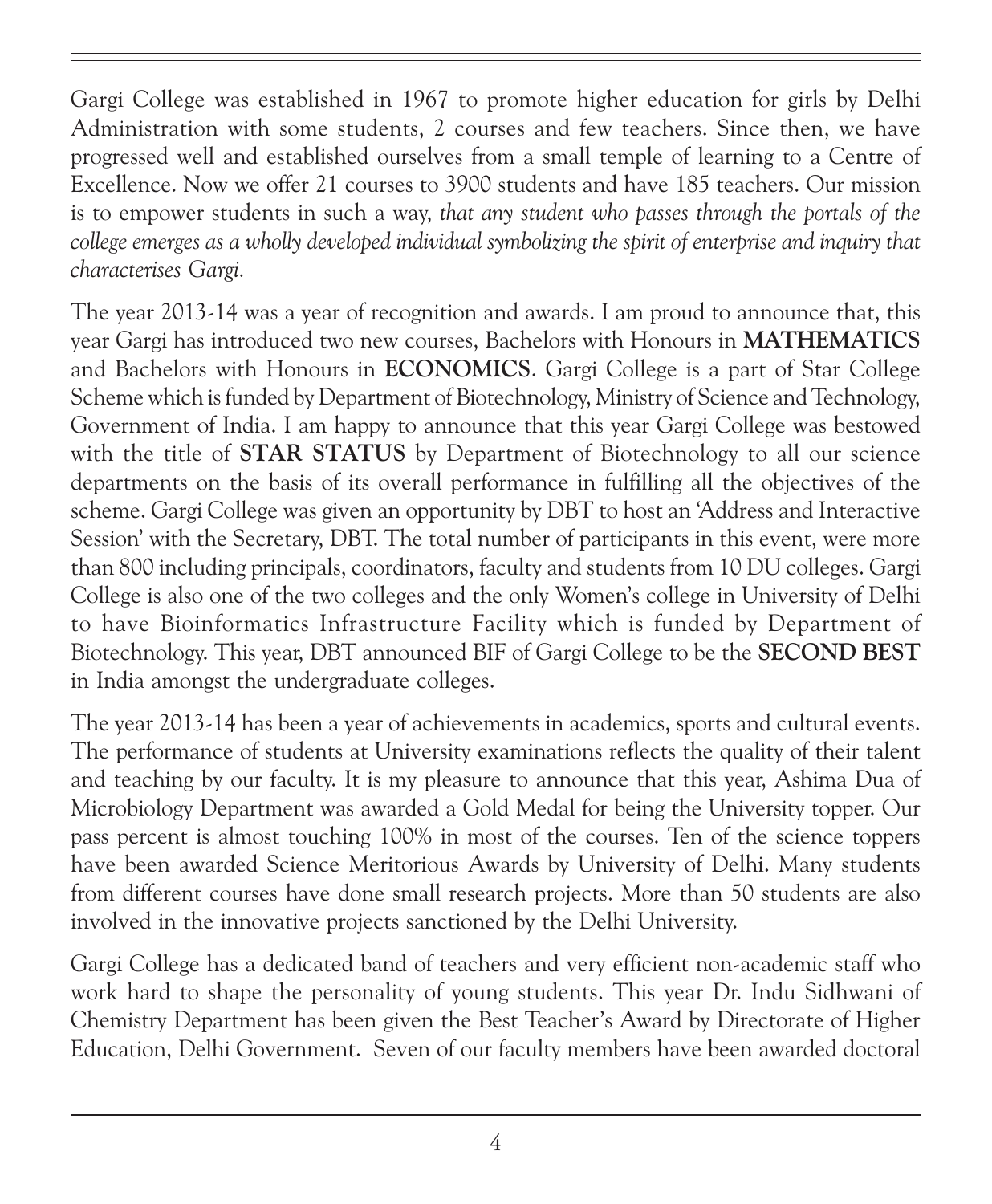Gargi College was established in 1967 to promote higher education for girls by Delhi Administration with some students, 2 courses and few teachers. Since then, we have progressed well and established ourselves from a small temple of learning to a Centre of Excellence. Now we offer 21 courses to 3900 students and have 185 teachers. Our mission is to empower students in such a way, *that any student who passes through the portals of the college emerges as a wholly developed individual symbolizing the spirit of enterprise and inquiry that characterises Gargi.*

The year 2013-14 was a year of recognition and awards. I am proud to announce that, this year Gargi has introduced two new courses, Bachelors with Honours in **MATHEMATICS** and Bachelors with Honours in **ECONOMICS**. Gargi College is a part of Star College Scheme which is funded by Department of Biotechnology, Ministry of Science and Technology, Government of India. I am happy to announce that this year Gargi College was bestowed with the title of **STAR STATUS** by Department of Biotechnology to all our science departments on the basis of its overall performance in fulfilling all the objectives of the scheme. Gargi College was given an opportunity by DBT to host an 'Address and Interactive Session' with the Secretary, DBT. The total number of participants in this event, were more than 800 including principals, coordinators, faculty and students from 10 DU colleges. Gargi College is also one of the two colleges and the only Women's college in University of Delhi to have Bioinformatics Infrastructure Facility which is funded by Department of Biotechnology. This year, DBT announced BIF of Gargi College to be the **SECOND BEST** in India amongst the undergraduate colleges.

The year 2013-14 has been a year of achievements in academics, sports and cultural events. The performance of students at University examinations reflects the quality of their talent and teaching by our faculty. It is my pleasure to announce that this year, Ashima Dua of Microbiology Department was awarded a Gold Medal for being the University topper. Our pass percent is almost touching 100% in most of the courses. Ten of the science toppers have been awarded Science Meritorious Awards by University of Delhi. Many students from different courses have done small research projects. More than 50 students are also involved in the innovative projects sanctioned by the Delhi University.

Gargi College has a dedicated band of teachers and very efficient non-academic staff who work hard to shape the personality of young students. This year Dr. Indu Sidhwani of Chemistry Department has been given the Best Teacher's Award by Directorate of Higher Education, Delhi Government. Seven of our faculty members have been awarded doctoral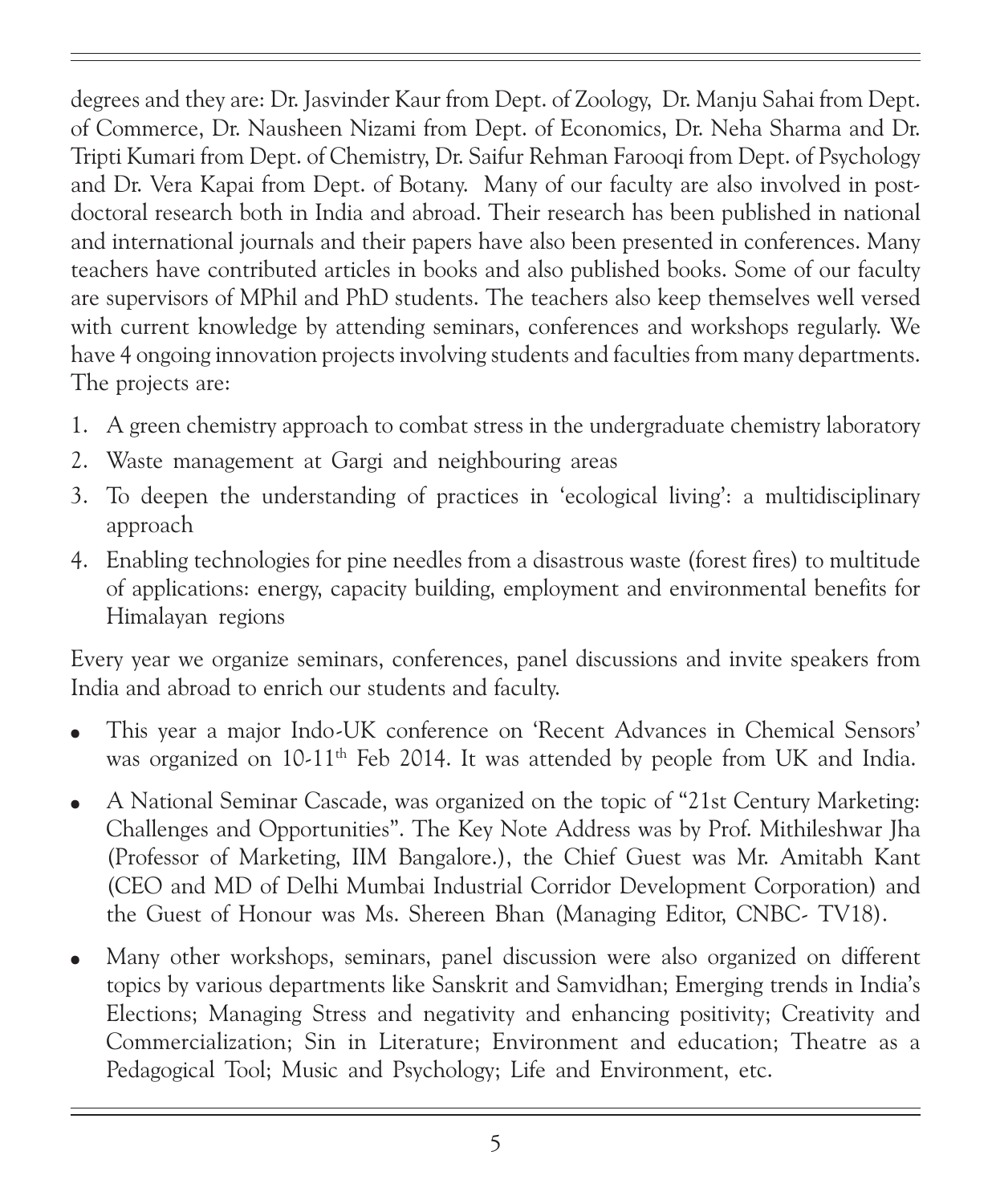degrees and they are: Dr. Jasvinder Kaur from Dept. of Zoology, Dr. Manju Sahai from Dept. of Commerce, Dr. Nausheen Nizami from Dept. of Economics, Dr. Neha Sharma and Dr. Tripti Kumari from Dept. of Chemistry, Dr. Saifur Rehman Farooqi from Dept. of Psychology and Dr. Vera Kapai from Dept. of Botany. Many of our faculty are also involved in post-doctoral research both in India and abroad. Their research has been published in national and international journals and their papers have also been presented in conferences. Many teachers have contributed articles in books and also published books. Some of our faculty are supervisors of MPhil and PhD students. The teachers also keep themselves well versed with current knowledge by attending seminars, conferences and workshops regularly. We have 4 ongoing innovation projects involving students and faculties from many departments. The projects are:

1. A green chemistry approach to combat stress in the undergraduate chemistry laboratory
2. Waste management at Gargi and neighbouring areas
3. To deepen the understanding of practices in 'ecological living': a multidisciplinary approach
4. Enabling technologies for pine needles from a disastrous waste (forest fires) to multitude of applications: energy, capacity building, employment and environmental benefits for Himalayan regions

Every year we organize seminars, conferences, panel discussions and invite speakers from India and abroad to enrich our students and faculty.

- This year a major Indo-UK conference on 'Recent Advances in Chemical Sensors' was organized on 10-11th Feb 2014. It was attended by people from UK and India.
- A National Seminar Cascade, was organized on the topic of "21st Century Marketing: Challenges and Opportunities". The Key Note Address was by Prof. Mithileshwar Jha (Professor of Marketing, IIM Bangalore.), the Chief Guest was Mr. Amitabh Kant (CEO and MD of Delhi Mumbai Industrial Corridor Development Corporation) and the Guest of Honour was Ms. Shereen Bhan (Managing Editor, CNBC- TV18).
- Many other workshops, seminars, panel discussion were also organized on different topics by various departments like Sanskrit and Samvidhan; Emerging trends in India's Elections; Managing Stress and negativity and enhancing positivity; Creativity and Commercialization; Sin in Literature; Environment and education; Theatre as a Pedagogical Tool; Music and Psychology; Life and Environment, etc.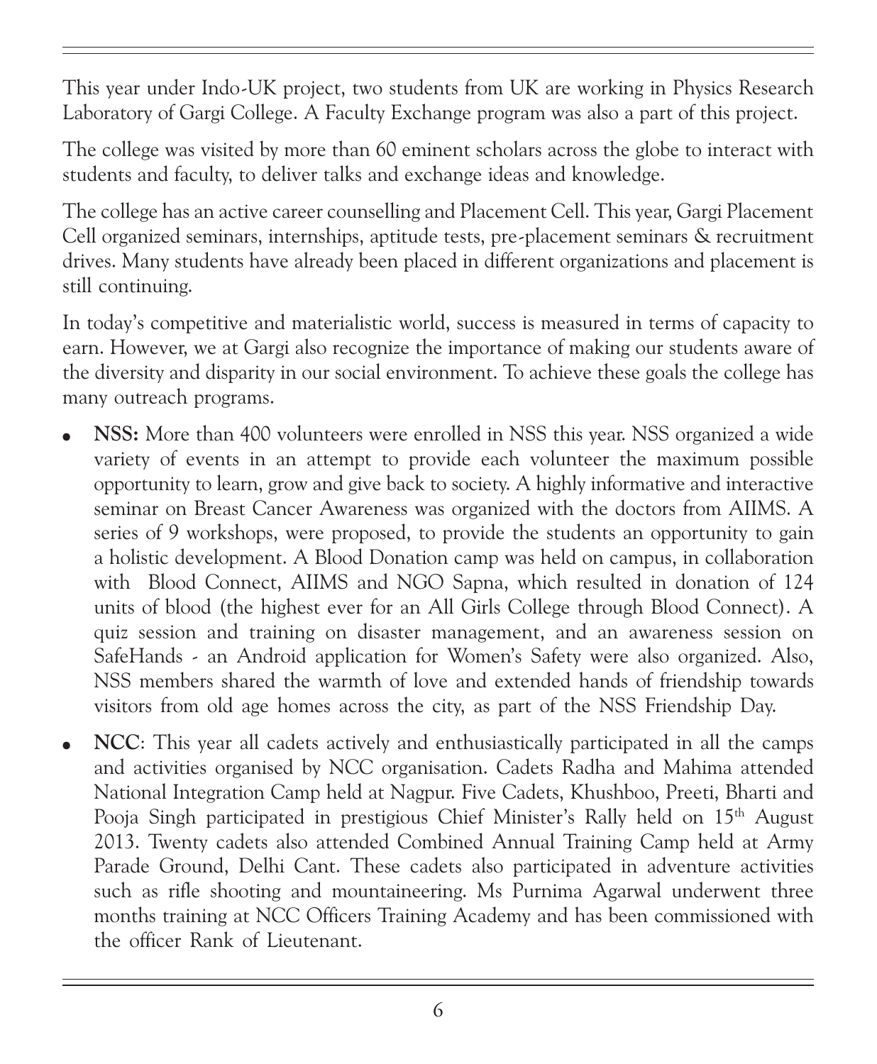This year under Indo-UK project, two students from UK are working in Physics Research Laboratory of Gargi College. A Faculty Exchange program was also a part of this project.

The college was visited by more than 60 eminent scholars across the globe to interact with students and faculty, to deliver talks and exchange ideas and knowledge.

The college has an active career counselling and Placement Cell. This year, Gargi Placement Cell organized seminars, internships, aptitude tests, pre-placement seminars & recruitment drives. Many students have already been placed in different organizations and placement is still continuing.

In today's competitive and materialistic world, success is measured in terms of capacity to earn. However, we at Gargi also recognize the importance of making our students aware of the diversity and disparity in our social environment. To achieve these goals the college has many outreach programs.

- **NSS:** More than 400 volunteers were enrolled in NSS this year. NSS organized a wide variety of events in an attempt to provide each volunteer the maximum possible opportunity to learn, grow and give back to society. A highly informative and interactive seminar on Breast Cancer Awareness was organized with the doctors from AIIMS. A series of 9 workshops, were proposed, to provide the students an opportunity to gain a holistic development. A Blood Donation camp was held on campus, in collaboration with Blood Connect, AIIMS and NGO Sapna, which resulted in donation of 124 units of blood (the highest ever for an All Girls College through Blood Connect). A quiz session and training on disaster management, and an awareness session on SafeHands - an Android application for Women's Safety were also organized. Also, NSS members shared the warmth of love and extended hands of friendship towards visitors from old age homes across the city, as part of the NSS Friendship Day.
- **NCC**: This year all cadets actively and enthusiastically participated in all the camps and activities organised by NCC organisation. Cadets Radha and Mahima attended National Integration Camp held at Nagpur. Five Cadets, Khushboo, Preeti, Bharti and Pooja Singh participated in prestigious Chief Minister's Rally held on 15th August 2013. Twenty cadets also attended Combined Annual Training Camp held at Army Parade Ground, Delhi Cant. These cadets also participated in adventure activities such as rifle shooting and mountaineering. Ms Purnima Agarwal underwent three months training at NCC Officers Training Academy and has been commissioned with the officer Rank of Lieutenant.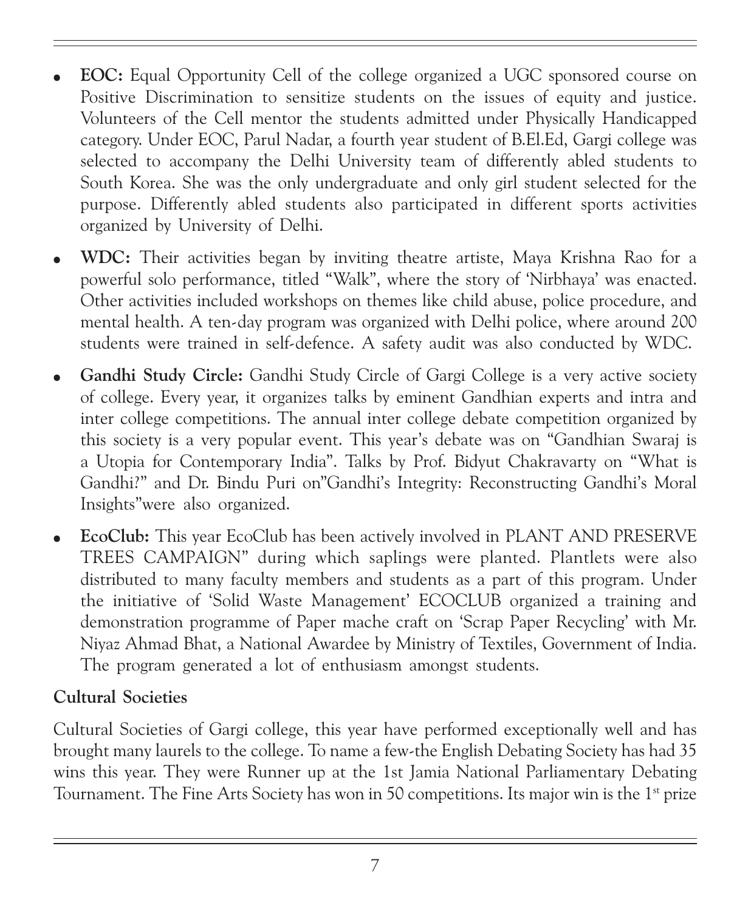- **EOC:** Equal Opportunity Cell of the college organized a UGC sponsored course on Positive Discrimination to sensitize students on the issues of equity and justice. Volunteers of the Cell mentor the students admitted under Physically Handicapped category. Under EOC, Parul Nadar, a fourth year student of B.El.Ed, Gargi college was selected to accompany the Delhi University team of differently abled students to South Korea. She was the only undergraduate and only girl student selected for the purpose. Differently abled students also participated in different sports activities organized by University of Delhi.
- **WDC:** Their activities began by inviting theatre artiste, Maya Krishna Rao for a powerful solo performance, titled "Walk", where the story of 'Nirbhaya' was enacted. Other activities included workshops on themes like child abuse, police procedure, and mental health. A ten-day program was organized with Delhi police, where around 200 students were trained in self-defence. A safety audit was also conducted by WDC.
- **Gandhi Study Circle:** Gandhi Study Circle of Gargi College is a very active society of college. Every year, it organizes talks by eminent Gandhian experts and intra and inter college competitions. The annual inter college debate competition organized by this society is a very popular event. This year's debate was on "Gandhian Swaraj is a Utopia for Contemporary India". Talks by Prof. Bidyut Chakravarty on "What is Gandhi?" and Dr. Bindu Puri on"Gandhi's Integrity: Reconstructing Gandhi's Moral Insights"were also organized.
- **EcoClub:** This year EcoClub has been actively involved in PLANT AND PRESERVE TREES CAMPAIGN" during which saplings were planted. Plantlets were also distributed to many faculty members and students as a part of this program. Under the initiative of 'Solid Waste Management' ECOCLUB organized a training and demonstration programme of Paper mache craft on 'Scrap Paper Recycling' with Mr. Niyaz Ahmad Bhat, a National Awardee by Ministry of Textiles, Government of India. The program generated a lot of enthusiasm amongst students.

**Cultural Societies**

Cultural Societies of Gargi college, this year have performed exceptionally well and has brought many laurels to the college. To name a few-the English Debating Society has had 35 wins this year. They were Runner up at the 1st Jamia National Parliamentary Debating Tournament. The Fine Arts Society has won in 50 competitions. Its major win is the 1st prize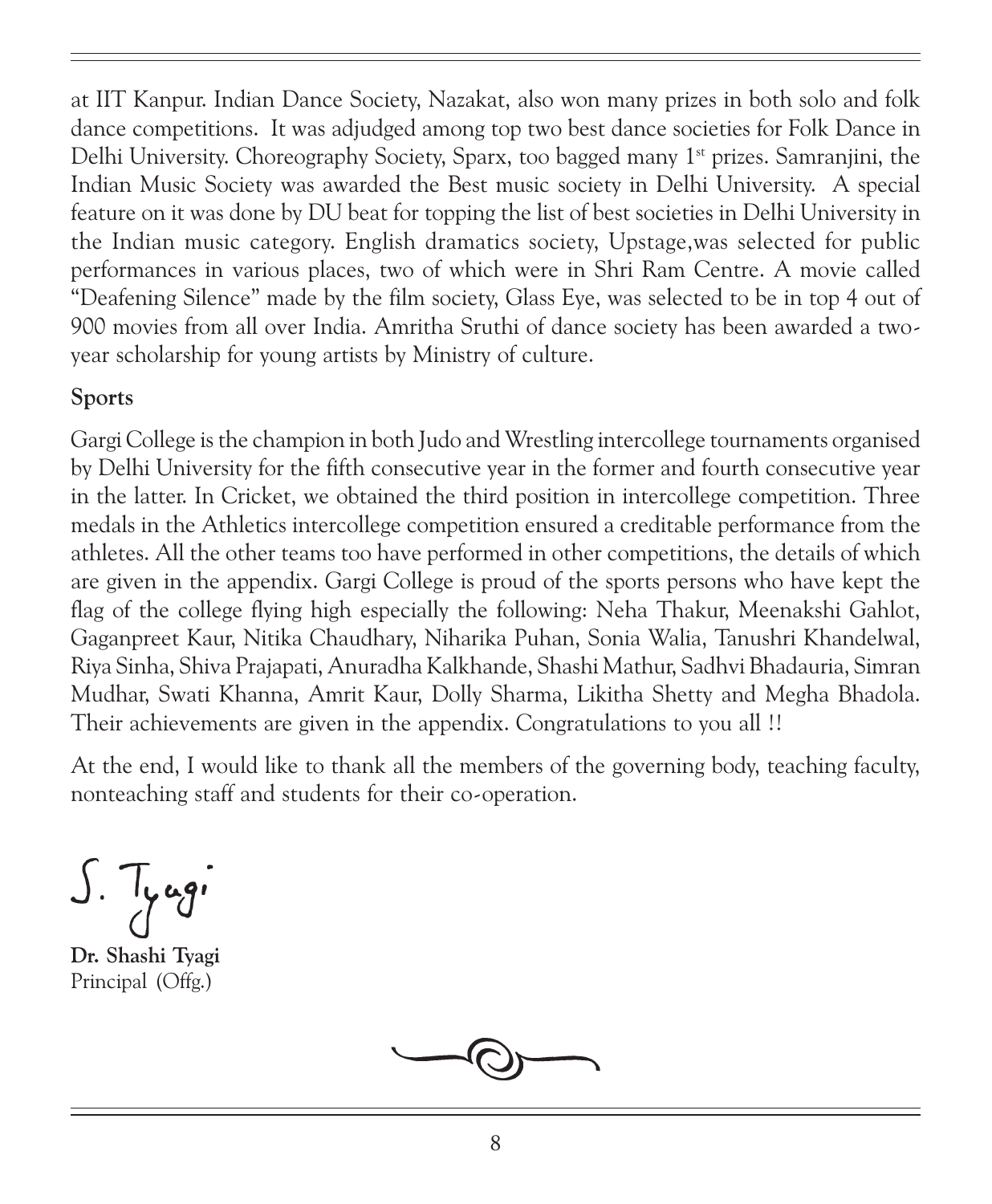at IIT Kanpur. Indian Dance Society, Nazakat, also won many prizes in both solo and folk dance competitions. It was adjudged among top two best dance societies for Folk Dance in Delhi University. Choreography Society, Sparx, too bagged many 1st prizes. Samranjini, the Indian Music Society was awarded the Best music society in Delhi University. A special feature on it was done by DU beat for topping the list of best societies in Delhi University in the Indian music category. English dramatics society, Upstage,was selected for public performances in various places, two of which were in Shri Ram Centre. A movie called "Deafening Silence" made by the film society, Glass Eye, was selected to be in top 4 out of 900 movies from all over India. Amritha Sruthi of dance society has been awarded a two-year scholarship for young artists by Ministry of culture.

**Sports**

Gargi College is the champion in both Judo and Wrestling intercollege tournaments organised by Delhi University for the fifth consecutive year in the former and fourth consecutive year in the latter. In Cricket, we obtained the third position in intercollege competition. Three medals in the Athletics intercollege competition ensured a creditable performance from the athletes. All the other teams too have performed in other competitions, the details of which are given in the appendix. Gargi College is proud of the sports persons who have kept the flag of the college flying high especially the following: Neha Thakur, Meenakshi Gahlot, Gaganpreet Kaur, Nitika Chaudhary, Niharika Puhan, Sonia Walia, Tanushri Khandelwal, Riya Sinha, Shiva Prajapati, Anuradha Kalkhande, Shashi Mathur, Sadhvi Bhadauria, Simran Mudhar, Swati Khanna, Amrit Kaur, Dolly Sharma, Likitha Shetty and Megha Bhadola. Their achievements are given in the appendix. Congratulations to you all !!

At the end, I would like to thank all the members of the governing body, teaching faculty, nonteaching staff and students for their co-operation.

S. Tyagi

**Dr. Shashi Tyagi**
Principal (Offg.)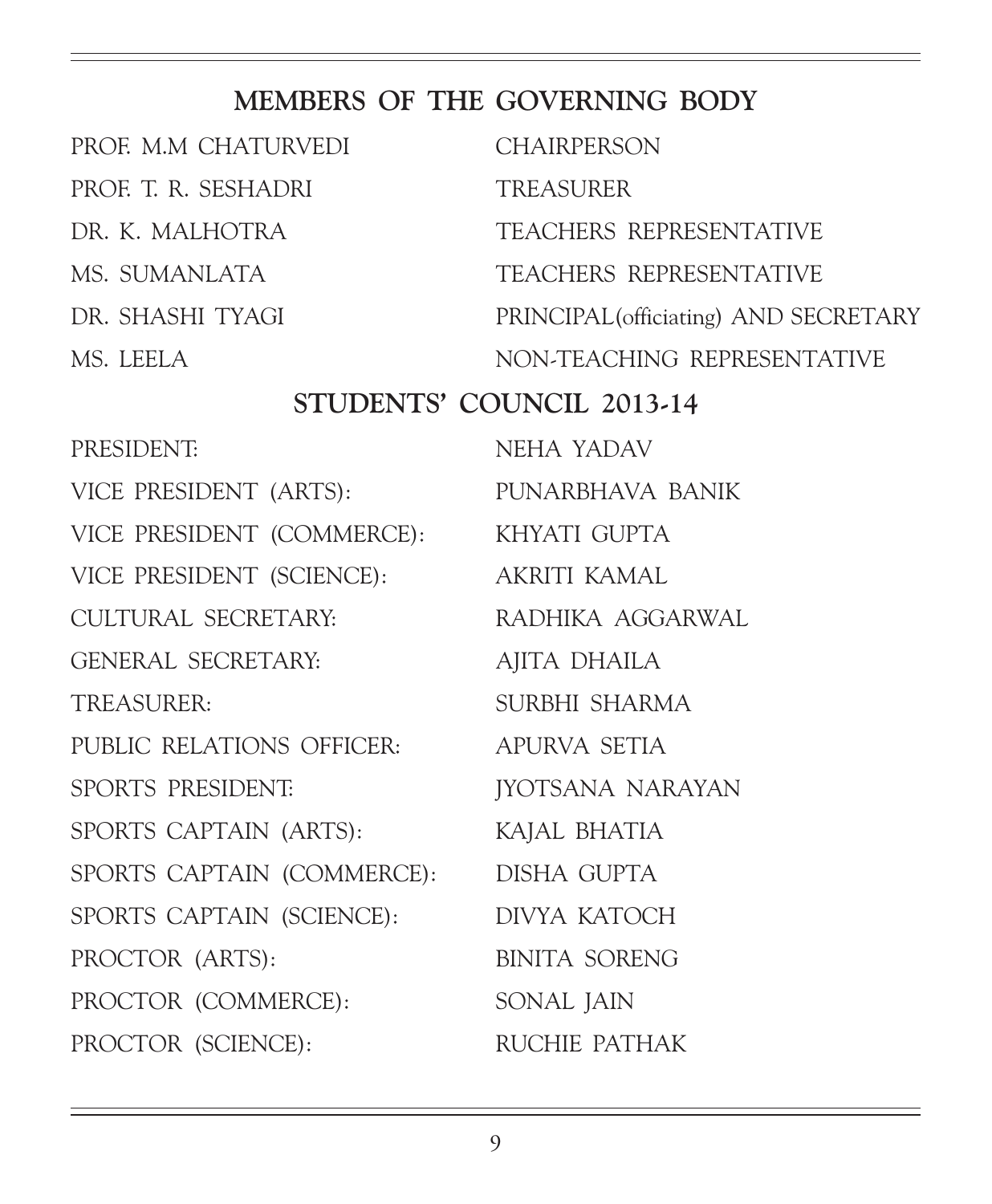## MEMBERS OF THE GOVERNING BODY

| | |
|---|---|
| PROF. M.M CHATURVEDI | CHAIRPERSON |
| PROF. T. R. SESHADRI | TREASURER |
| DR. K. MALHOTRA | TEACHERS REPRESENTATIVE |
| MS. SUMANLATA | TEACHERS REPRESENTATIVE |
| DR. SHASHI TYAGI | PRINCIPAL(officiating) AND SECRETARY |
| MS. LEELA | NON-TEACHING REPRESENTATIVE |

## STUDENTS' COUNCIL 2013-14

| | |
|---|---|
| PRESIDENT: | NEHA YADAV |
| VICE PRESIDENT (ARTS): | PUNARBHAVA BANIK |
| VICE PRESIDENT (COMMERCE): | KHYATI GUPTA |
| VICE PRESIDENT (SCIENCE): | AKRITI KAMAL |
| CULTURAL SECRETARY: | RADHIKA AGGARWAL |
| GENERAL SECRETARY: | AJITA DHAILA |
| TREASURER: | SURBHI SHARMA |
| PUBLIC RELATIONS OFFICER: | APURVA SETIA |
| SPORTS PRESIDENT: | JYOTSANA NARAYAN |
| SPORTS CAPTAIN (ARTS): | KAJAL BHATIA |
| SPORTS CAPTAIN (COMMERCE): | DISHA GUPTA |
| SPORTS CAPTAIN (SCIENCE): | DIVYA KATOCH |
| PROCTOR (ARTS): | BINITA SORENG |
| PROCTOR (COMMERCE): | SONAL JAIN |
| PROCTOR (SCIENCE): | RUCHIE PATHAK |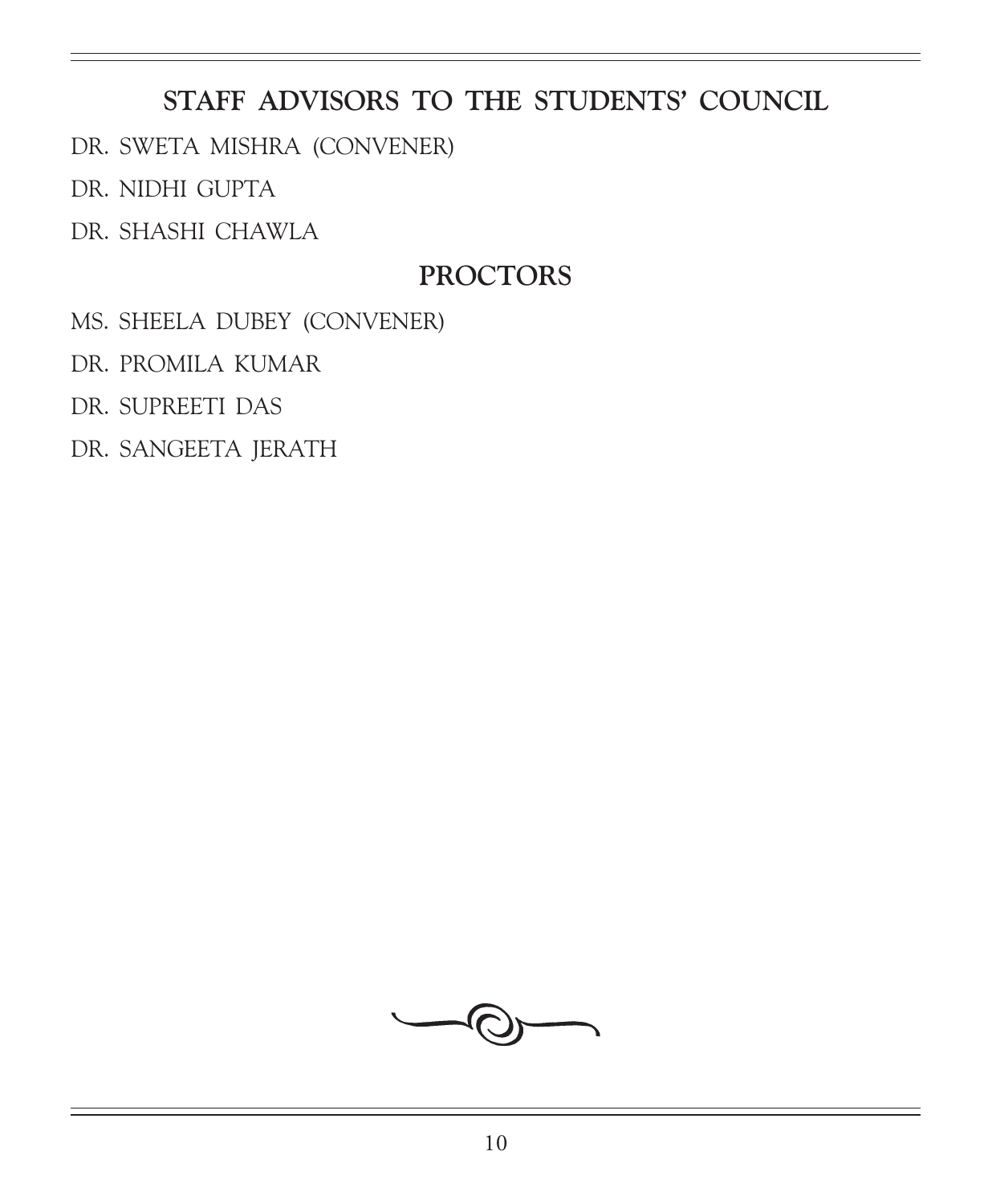## STAFF ADVISORS TO THE STUDENTS' COUNCIL

DR. SWETA MISHRA (CONVENER)

DR. NIDHI GUPTA

DR. SHASHI CHAWLA

## PROCTORS

MS. SHEELA DUBEY (CONVENER)

DR. PROMILA KUMAR

DR. SUPREETI DAS

DR. SANGEETA JERATH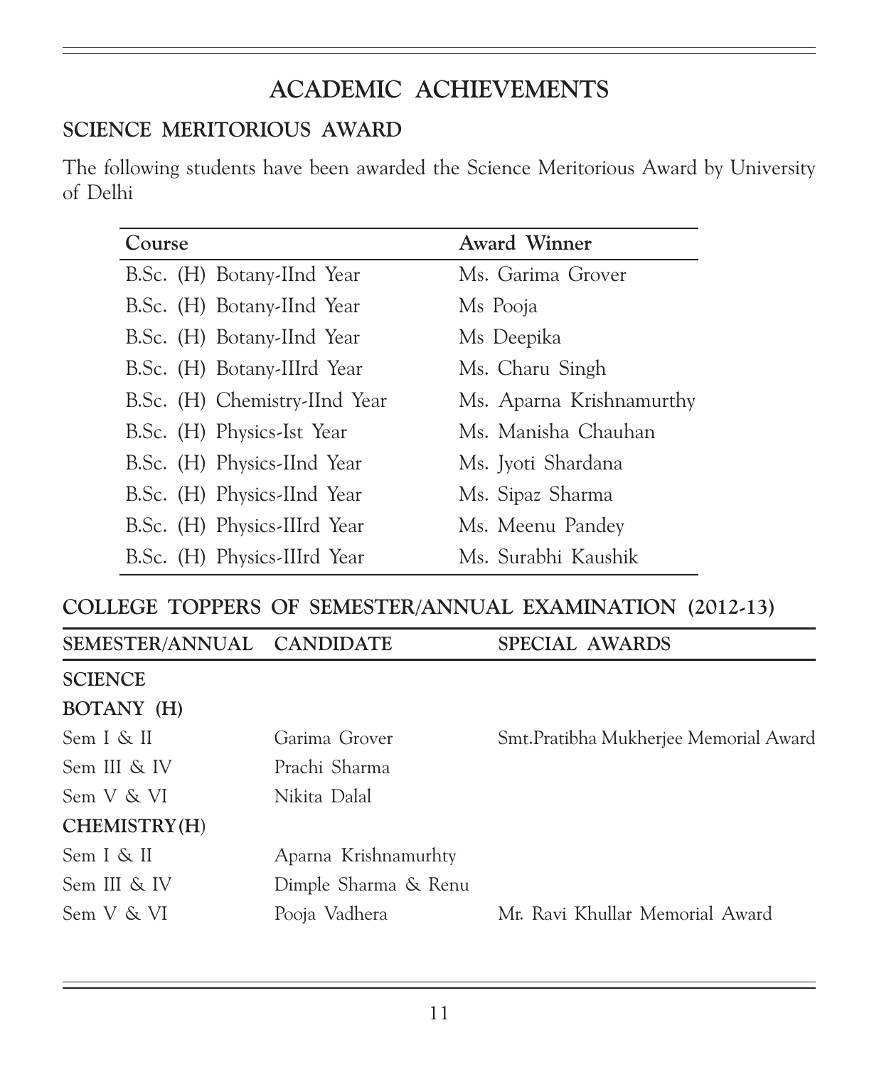# ACADEMIC ACHIEVEMENTS

## SCIENCE MERITORIOUS AWARD

The following students have been awarded the Science Meritorious Award by University of Delhi

| Course | Award Winner |
|---|---|
| B.Sc. (H) Botany-IInd Year | Ms. Garima Grover |
| B.Sc. (H) Botany-IInd Year | Ms Pooja |
| B.Sc. (H) Botany-IInd Year | Ms Deepika |
| B.Sc. (H) Botany-IIIrd Year | Ms. Charu Singh |
| B.Sc. (H) Chemistry-IInd Year | Ms. Aparna Krishnamurthy |
| B.Sc. (H) Physics-Ist Year | Ms. Manisha Chauhan |
| B.Sc. (H) Physics-IInd Year | Ms. Jyoti Shardana |
| B.Sc. (H) Physics-IInd Year | Ms. Sipaz Sharma |
| B.Sc. (H) Physics-IIIrd Year | Ms. Meenu Pandey |
| B.Sc. (H) Physics-IIIrd Year | Ms. Surabhi Kaushik |

## COLLEGE TOPPERS OF SEMESTER/ANNUAL EXAMINATION (2012-13)

| SEMESTER/ANNUAL | CANDIDATE | SPECIAL AWARDS |
|---|---|---|
| **SCIENCE** | | |
| **BOTANY (H)** | | |
| Sem I & II | Garima Grover | Smt.Pratibha Mukherjee Memorial Award |
| Sem III & IV | Prachi Sharma | |
| Sem V & VI | Nikita Dalal | |
| **CHEMISTRY(H)** | | |
| Sem I & II | Aparna Krishnamurhty | |
| Sem III & IV | Dimple Sharma & Renu | |
| Sem V & VI | Pooja Vadhera | Mr. Ravi Khullar Memorial Award |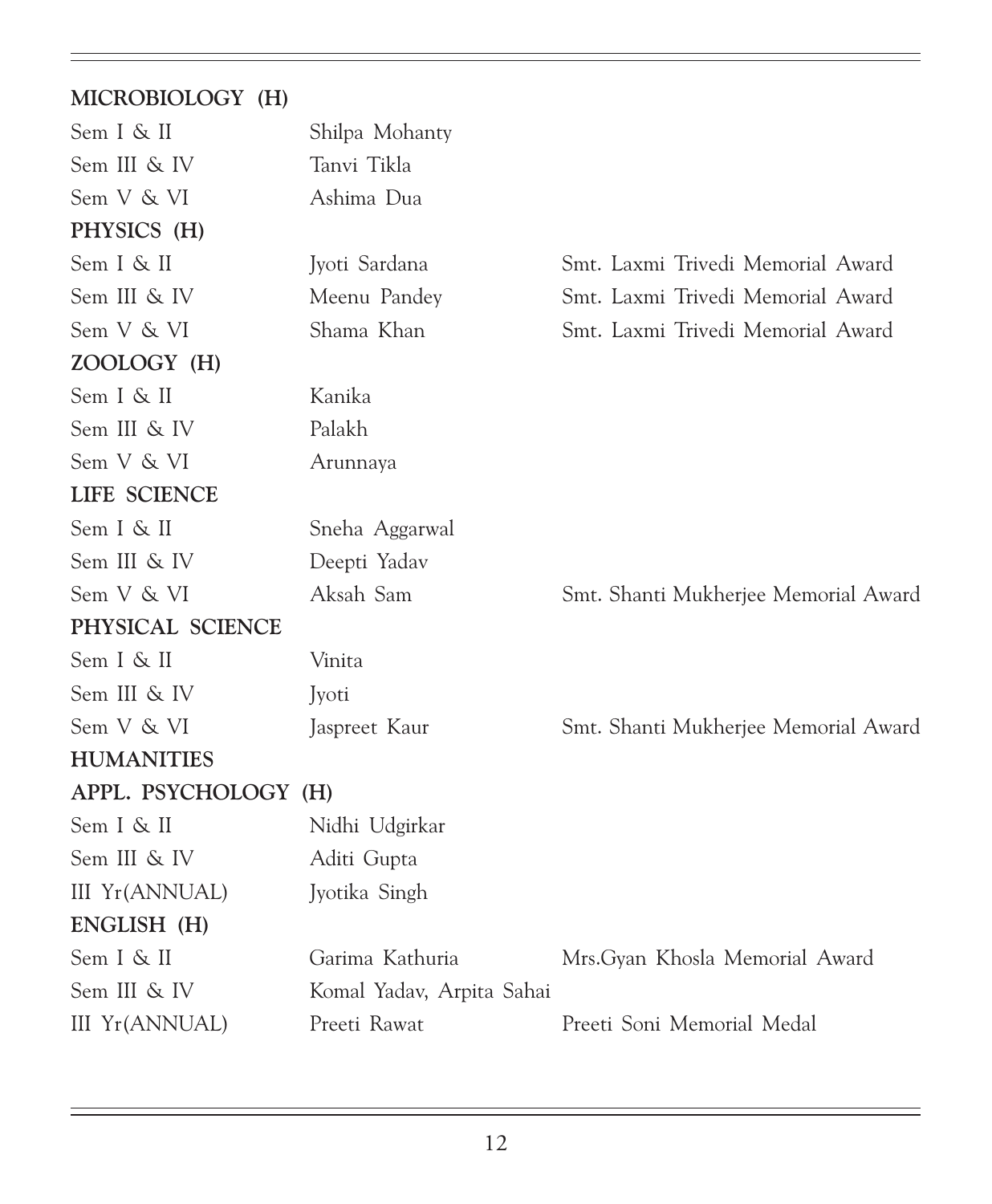**MICROBIOLOGY (H)**

| | | |
|---|---|---|
| Sem I & II | Shilpa Mohanty | |
| Sem III & IV | Tanvi Tikla | |
| Sem V & VI | Ashima Dua | |

**PHYSICS (H)**

| | | |
|---|---|---|
| Sem I & II | Jyoti Sardana | Smt. Laxmi Trivedi Memorial Award |
| Sem III & IV | Meenu Pandey | Smt. Laxmi Trivedi Memorial Award |
| Sem V & VI | Shama Khan | Smt. Laxmi Trivedi Memorial Award |

**ZOOLOGY (H)**

| | | |
|---|---|---|
| Sem I & II | Kanika | |
| Sem III & IV | Palakh | |
| Sem V & VI | Arunnaya | |

**LIFE SCIENCE**

| | | |
|---|---|---|
| Sem I & II | Sneha Aggarwal | |
| Sem III & IV | Deepti Yadav | |
| Sem V & VI | Aksah Sam | Smt. Shanti Mukherjee Memorial Award |

**PHYSICAL SCIENCE**

| | | |
|---|---|---|
| Sem I & II | Vinita | |
| Sem III & IV | Jyoti | |
| Sem V & VI | Jaspreet Kaur | Smt. Shanti Mukherjee Memorial Award |

**HUMANITIES**

**APPL. PSYCHOLOGY (H)**

| | | |
|---|---|---|
| Sem I & II | Nidhi Udgirkar | |
| Sem III & IV | Aditi Gupta | |
| III Yr(ANNUAL) | Jyotika Singh | |

**ENGLISH (H)**

| | | |
|---|---|---|
| Sem I & II | Garima Kathuria | Mrs.Gyan Khosla Memorial Award |
| Sem III & IV | Komal Yadav, Arpita Sahai | |
| III Yr(ANNUAL) | Preeti Rawat | Preeti Soni Memorial Medal |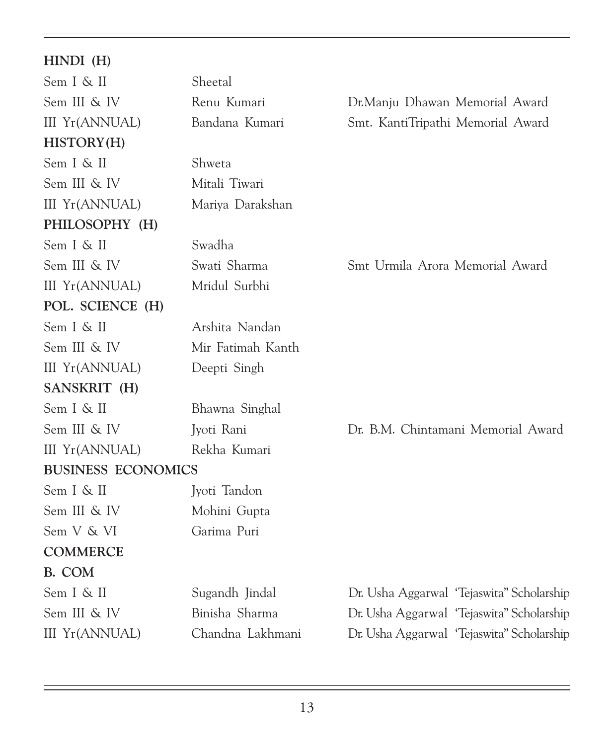**HINDI (H)**

| | | |
|---|---|---|
| Sem I & II | Sheetal | |
| Sem III & IV | Renu Kumari | Dr.Manju Dhawan Memorial Award |
| III Yr(ANNUAL) | Bandana Kumari | Smt. KantiTripathi Memorial Award |

**HISTORY(H)**

| | | |
|---|---|---|
| Sem I & II | Shweta | |
| Sem III & IV | Mitali Tiwari | |
| III Yr(ANNUAL) | Mariya Darakshan | |

**PHILOSOPHY (H)**

| | | |
|---|---|---|
| Sem I & II | Swadha | |
| Sem III & IV | Swati Sharma | Smt Urmila Arora Memorial Award |
| III Yr(ANNUAL) | Mridul Surbhi | |

**POL. SCIENCE (H)**

| | | |
|---|---|---|
| Sem I & II | Arshita Nandan | |
| Sem III & IV | Mir Fatimah Kanth | |
| III Yr(ANNUAL) | Deepti Singh | |

**SANSKRIT (H)**

| | | |
|---|---|---|
| Sem I & II | Bhawna Singhal | |
| Sem III & IV | Jyoti Rani | Dr. B.M. Chintamani Memorial Award |
| III Yr(ANNUAL) | Rekha Kumari | |

**BUSINESS ECONOMICS**

| | | |
|---|---|---|
| Sem I & II | Jyoti Tandon | |
| Sem III & IV | Mohini Gupta | |
| Sem V & VI | Garima Puri | |

**COMMERCE**

**B. COM**

| | | |
|---|---|---|
| Sem I & II | Sugandh Jindal | Dr. Usha Aggarwal 'Tejaswita" Scholarship |
| Sem III & IV | Binisha Sharma | Dr. Usha Aggarwal 'Tejaswita" Scholarship |
| III Yr(ANNUAL) | Chandna Lakhmani | Dr. Usha Aggarwal 'Tejaswita" Scholarship |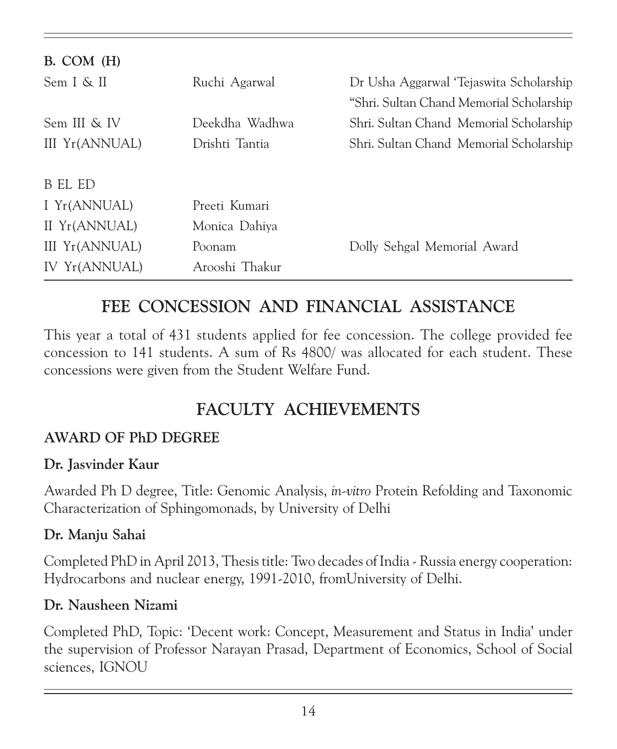| B. COM (H) | | |
|---|---|---|
| Sem I & II | Ruchi Agarwal | Dr Usha Aggarwal 'Tejaswita Scholarship |
| | | "Shri. Sultan Chand Memorial Scholarship |
| Sem III & IV | Deekdha Wadhwa | Shri. Sultan Chand Memorial Scholarship |
| III Yr(ANNUAL) | Drishti Tantia | Shri. Sultan Chand Memorial Scholarship |
| B EL ED | | |
| I Yr(ANNUAL) | Preeti Kumari | |
| II Yr(ANNUAL) | Monica Dahiya | |
| III Yr(ANNUAL) | Poonam | Dolly Sehgal Memorial Award |
| IV Yr(ANNUAL) | Arooshi Thakur | |

## FEE CONCESSION AND FINANCIAL ASSISTANCE

This year a total of 431 students applied for fee concession. The college provided fee concession to 141 students. A sum of Rs 4800/ was allocated for each student. These concessions were given from the Student Welfare Fund.

## FACULTY ACHIEVEMENTS

### AWARD OF PhD DEGREE

**Dr. Jasvinder Kaur**

Awarded Ph D degree, Title: Genomic Analysis, *in-vitro* Protein Refolding and Taxonomic Characterization of Sphingomonads, by University of Delhi

**Dr. Manju Sahai**

Completed PhD in April 2013, Thesis title: Two decades of India - Russia energy cooperation: Hydrocarbons and nuclear energy, 1991-2010, fromUniversity of Delhi.

**Dr. Nausheen Nizami**

Completed PhD, Topic: 'Decent work: Concept, Measurement and Status in India' under the supervision of Professor Narayan Prasad, Department of Economics, School of Social sciences, IGNOU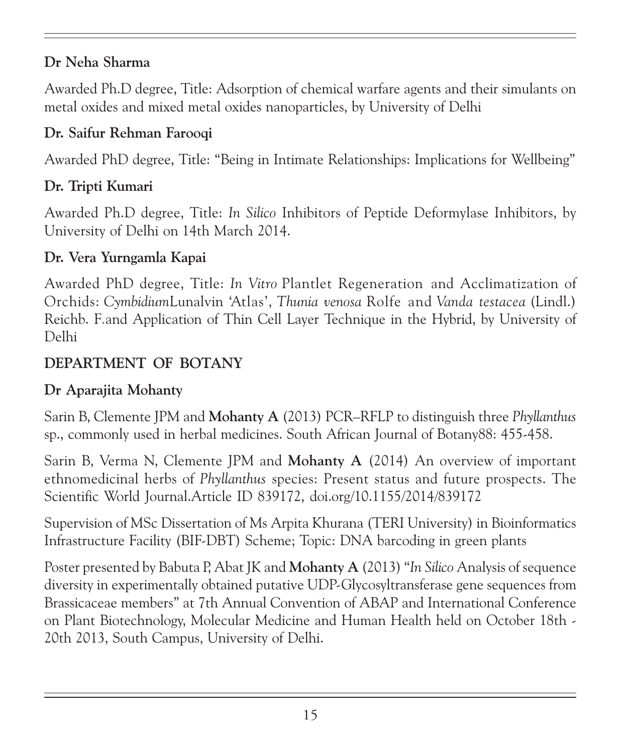**Dr Neha Sharma**

Awarded Ph.D degree, Title: Adsorption of chemical warfare agents and their simulants on metal oxides and mixed metal oxides nanoparticles, by University of Delhi

**Dr. Saifur Rehman Farooqi**

Awarded PhD degree, Title: "Being in Intimate Relationships: Implications for Wellbeing"

**Dr. Tripti Kumari**

Awarded Ph.D degree, Title: *In Silico* Inhibitors of Peptide Deformylase Inhibitors, by University of Delhi on 14th March 2014.

**Dr. Vera Yurngamla Kapai**

Awarded PhD degree, Title: *In Vitro* Plantlet Regeneration and Acclimatization of Orchids: *Cymbidium*Lunalvin 'Atlas', *Thunia venosa* Rolfe and *Vanda testacea* (Lindl.) Reichb. F.and Application of Thin Cell Layer Technique in the Hybrid, by University of Delhi

## DEPARTMENT OF BOTANY

**Dr Aparajita Mohanty**

Sarin B, Clemente JPM and **Mohanty A** (2013) PCR–RFLP to distinguish three *Phyllanthus* sp., commonly used in herbal medicines. South African Journal of Botany88: 455-458.

Sarin B, Verma N, Clemente JPM and **Mohanty A** (2014) An overview of important ethnomedicinal herbs of *Phyllanthus* species: Present status and future prospects. The Scientific World Journal.Article ID 839172, doi.org/10.1155/2014/839172

Supervision of MSc Dissertation of Ms Arpita Khurana (TERI University) in Bioinformatics Infrastructure Facility (BIF-DBT) Scheme; Topic: DNA barcoding in green plants

Poster presented by Babuta P, Abat JK and **Mohanty A** (2013) "*In Silico* Analysis of sequence diversity in experimentally obtained putative UDP-Glycosyltransferase gene sequences from Brassicaceae members" at 7th Annual Convention of ABAP and International Conference on Plant Biotechnology, Molecular Medicine and Human Health held on October 18th - 20th 2013, South Campus, University of Delhi.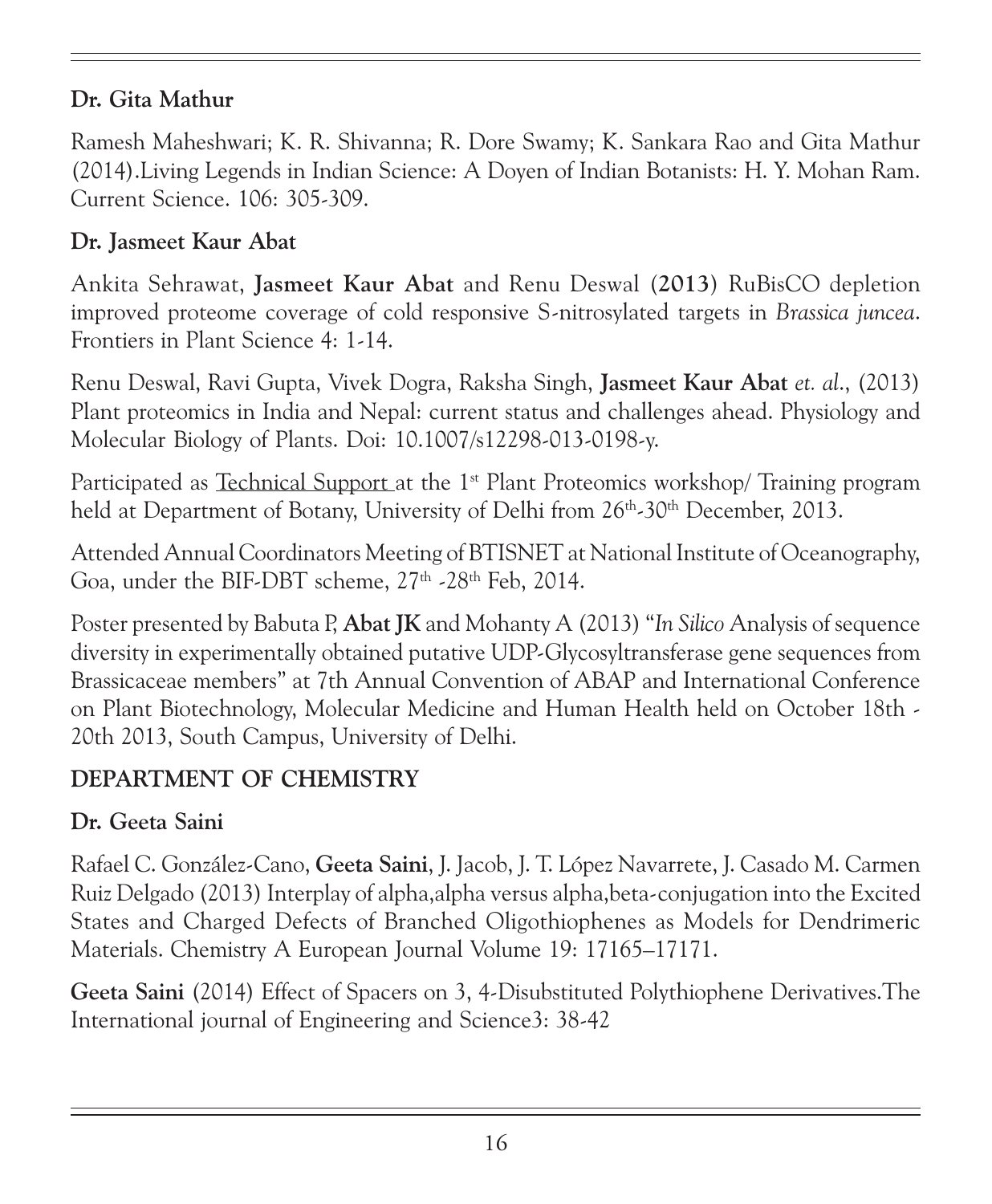**Dr. Gita Mathur**

Ramesh Maheshwari; K. R. Shivanna; R. Dore Swamy; K. Sankara Rao and Gita Mathur (2014).Living Legends in Indian Science: A Doyen of Indian Botanists: H. Y. Mohan Ram. Current Science. 106: 305-309.

**Dr. Jasmeet Kaur Abat**

Ankita Sehrawat, **Jasmeet Kaur Abat** and Renu Deswal (**2013**) RuBisCO depletion improved proteome coverage of cold responsive S-nitrosylated targets in *Brassica juncea*. Frontiers in Plant Science 4: 1-14.

Renu Deswal, Ravi Gupta, Vivek Dogra, Raksha Singh, **Jasmeet Kaur Abat** *et. al*., (2013) Plant proteomics in India and Nepal: current status and challenges ahead. Physiology and Molecular Biology of Plants. Doi: 10.1007/s12298-013-0198-y.

Participated as <u>Technical Support</u> at the 1st Plant Proteomics workshop/ Training program held at Department of Botany, University of Delhi from 26th-30th December, 2013.

Attended Annual Coordinators Meeting of BTISNET at National Institute of Oceanography, Goa, under the BIF-DBT scheme, 27th -28th Feb, 2014.

Poster presented by Babuta P, **Abat JK** and Mohanty A (2013) "*In Silico* Analysis of sequence diversity in experimentally obtained putative UDP-Glycosyltransferase gene sequences from Brassicaceae members" at 7th Annual Convention of ABAP and International Conference on Plant Biotechnology, Molecular Medicine and Human Health held on October 18th - 20th 2013, South Campus, University of Delhi.

## DEPARTMENT OF CHEMISTRY

**Dr. Geeta Saini**

Rafael C. González-Cano, **Geeta Saini**, J. Jacob, J. T. López Navarrete, J. Casado M. Carmen Ruiz Delgado (2013) Interplay of alpha,alpha versus alpha,beta-conjugation into the Excited States and Charged Defects of Branched Oligothiophenes as Models for Dendrimeric Materials. Chemistry A European Journal Volume 19: 17165–17171.

**Geeta Saini** (2014) Effect of Spacers on 3, 4-Disubstituted Polythiophene Derivatives.The International journal of Engineering and Science3: 38-42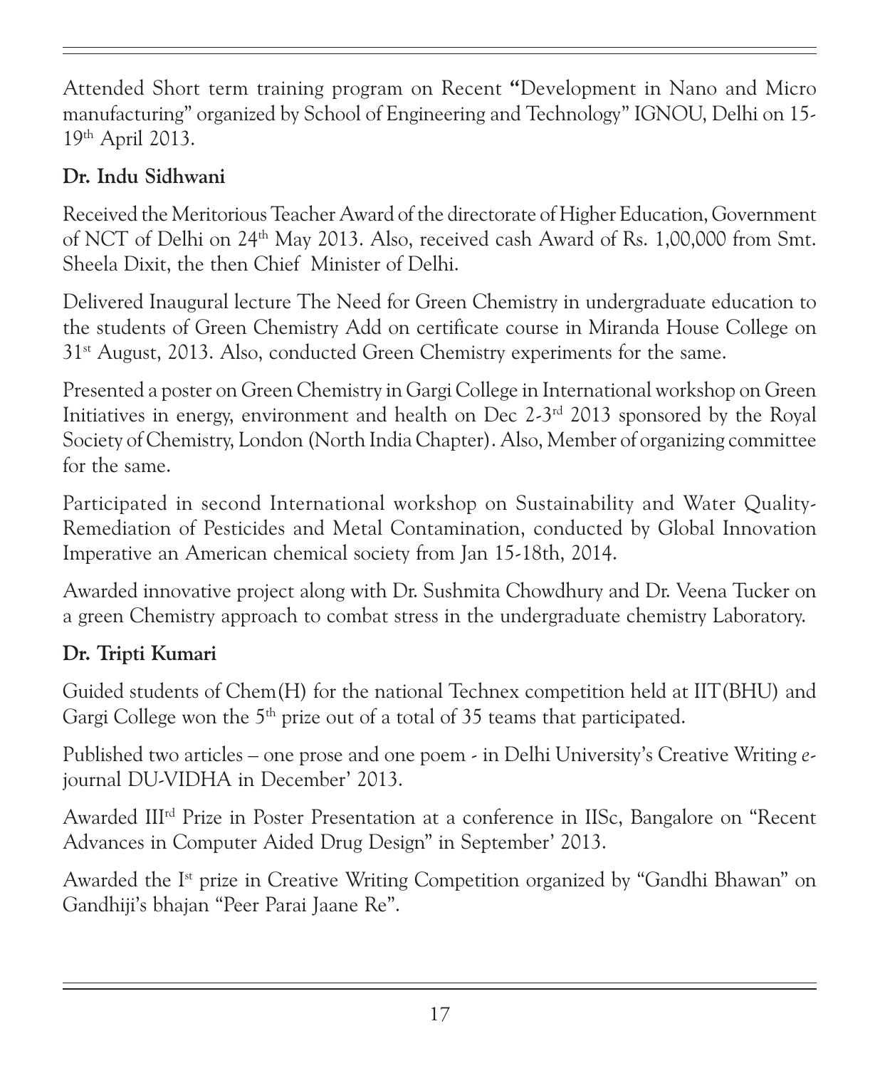Attended Short term training program on Recent "Development in Nano and Micro manufacturing" organized by School of Engineering and Technology" IGNOU, Delhi on 15-19th April 2013.

**Dr. Indu Sidhwani**

Received the Meritorious Teacher Award of the directorate of Higher Education, Government of NCT of Delhi on 24th May 2013. Also, received cash Award of Rs. 1,00,000 from Smt. Sheela Dixit, the then Chief Minister of Delhi.

Delivered Inaugural lecture The Need for Green Chemistry in undergraduate education to the students of Green Chemistry Add on certificate course in Miranda House College on 31st August, 2013. Also, conducted Green Chemistry experiments for the same.

Presented a poster on Green Chemistry in Gargi College in International workshop on Green Initiatives in energy, environment and health on Dec 2-3rd 2013 sponsored by the Royal Society of Chemistry, London (North India Chapter). Also, Member of organizing committee for the same.

Participated in second International workshop on Sustainability and Water Quality-Remediation of Pesticides and Metal Contamination, conducted by Global Innovation Imperative an American chemical society from Jan 15-18th, 2014.

Awarded innovative project along with Dr. Sushmita Chowdhury and Dr. Veena Tucker on a green Chemistry approach to combat stress in the undergraduate chemistry Laboratory.

**Dr. Tripti Kumari**

Guided students of Chem(H) for the national Technex competition held at IIT(BHU) and Gargi College won the 5th prize out of a total of 35 teams that participated.

Published two articles – one prose and one poem - in Delhi University's Creative Writing *e*-journal DU-VIDHA in December' 2013.

Awarded IIIrd Prize in Poster Presentation at a conference in IISc, Bangalore on "Recent Advances in Computer Aided Drug Design" in September' 2013.

Awarded the Ist prize in Creative Writing Competition organized by "Gandhi Bhawan" on Gandhiji's bhajan "Peer Parai Jaane Re".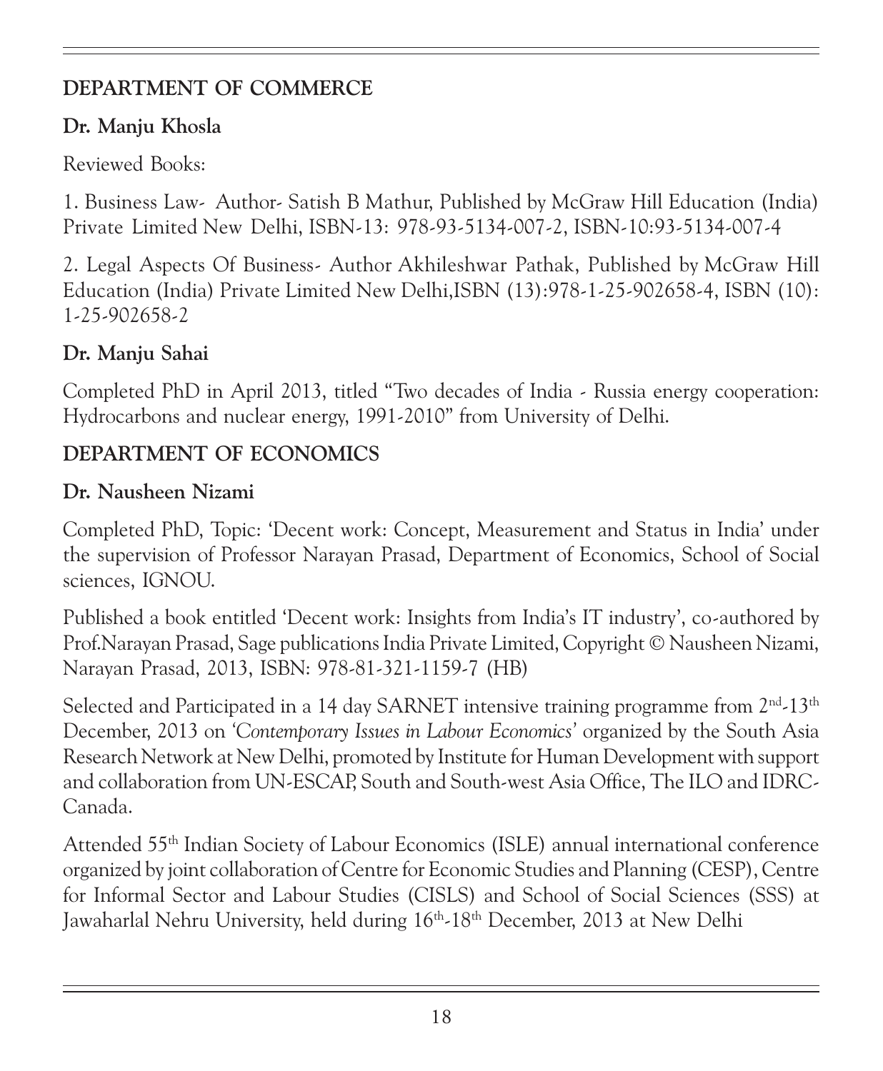## DEPARTMENT OF COMMERCE

### Dr. Manju Khosla

Reviewed Books:

1. Business Law- Author- Satish B Mathur, Published by McGraw Hill Education (India) Private Limited New Delhi, ISBN-13: 978-93-5134-007-2, ISBN-10:93-5134-007-4

2. Legal Aspects Of Business- Author Akhileshwar Pathak, Published by McGraw Hill Education (India) Private Limited New Delhi,ISBN (13):978-1-25-902658-4, ISBN (10): 1-25-902658-2

### Dr. Manju Sahai

Completed PhD in April 2013, titled "Two decades of India - Russia energy cooperation: Hydrocarbons and nuclear energy, 1991-2010" from University of Delhi.

## DEPARTMENT OF ECONOMICS

### Dr. Nausheen Nizami

Completed PhD, Topic: 'Decent work: Concept, Measurement and Status in India' under the supervision of Professor Narayan Prasad, Department of Economics, School of Social sciences, IGNOU.

Published a book entitled 'Decent work: Insights from India's IT industry', co-authored by Prof.Narayan Prasad, Sage publications India Private Limited, Copyright © Nausheen Nizami, Narayan Prasad, 2013, ISBN: 978-81-321-1159-7 (HB)

Selected and Participated in a 14 day SARNET intensive training programme from 2nd-13th December, 2013 on *'Contemporary Issues in Labour Economics'* organized by the South Asia Research Network at New Delhi, promoted by Institute for Human Development with support and collaboration from UN-ESCAP, South and South-west Asia Office, The ILO and IDRC-Canada.

Attended 55th Indian Society of Labour Economics (ISLE) annual international conference organized by joint collaboration of Centre for Economic Studies and Planning (CESP), Centre for Informal Sector and Labour Studies (CISLS) and School of Social Sciences (SSS) at Jawaharlal Nehru University, held during 16th-18th December, 2013 at New Delhi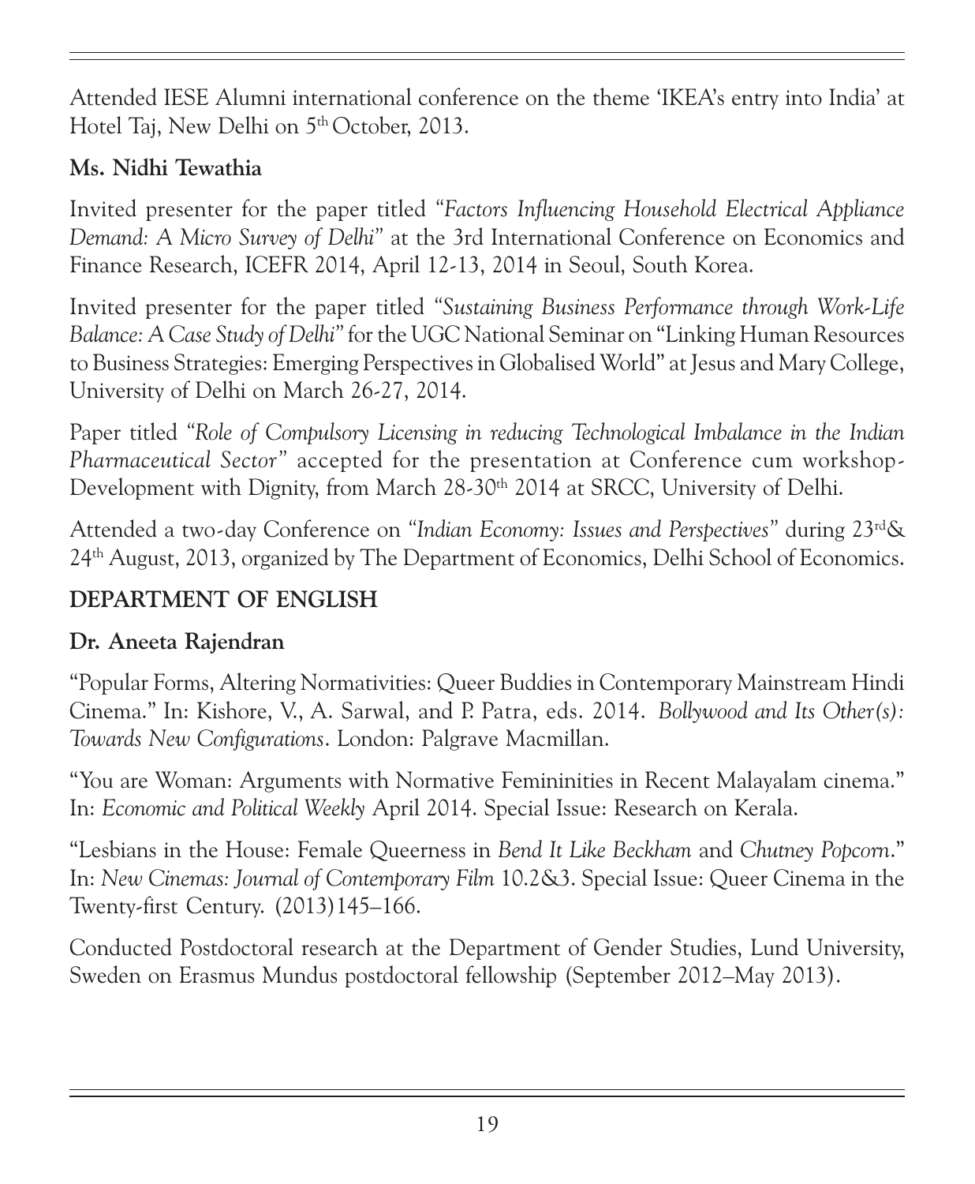Attended IESE Alumni international conference on the theme 'IKEA's entry into India' at Hotel Taj, New Delhi on 5th October, 2013.

**Ms. Nidhi Tewathia**

Invited presenter for the paper titled *"Factors Influencing Household Electrical Appliance Demand: A Micro Survey of Delhi"* at the 3rd International Conference on Economics and Finance Research, ICEFR 2014, April 12-13, 2014 in Seoul, South Korea.

Invited presenter for the paper titled *"Sustaining Business Performance through Work-Life Balance: A Case Study of Delhi"* for the UGC National Seminar on "Linking Human Resources to Business Strategies: Emerging Perspectives in Globalised World" at Jesus and Mary College, University of Delhi on March 26-27, 2014.

Paper titled *"Role of Compulsory Licensing in reducing Technological Imbalance in the Indian Pharmaceutical Sector"* accepted for the presentation at Conference cum workshop-Development with Dignity, from March 28-30th 2014 at SRCC, University of Delhi.

Attended a two-day Conference on *"Indian Economy: Issues and Perspectives"* during 23rd& 24th August, 2013, organized by The Department of Economics, Delhi School of Economics.

## DEPARTMENT OF ENGLISH

**Dr. Aneeta Rajendran**

"Popular Forms, Altering Normativities: Queer Buddies in Contemporary Mainstream Hindi Cinema." In: Kishore, V., A. Sarwal, and P. Patra, eds. 2014. *Bollywood and Its Other(s): Towards New Configurations*. London: Palgrave Macmillan.

"You are Woman: Arguments with Normative Femininities in Recent Malayalam cinema." In: *Economic and Political Weekly* April 2014. Special Issue: Research on Kerala.

"Lesbians in the House: Female Queerness in *Bend It Like Beckham* and *Chutney Popcorn*." In: *New Cinemas: Journal of Contemporary Film* 10.2&3. Special Issue: Queer Cinema in the Twenty-first Century. (2013)145–166.

Conducted Postdoctoral research at the Department of Gender Studies, Lund University, Sweden on Erasmus Mundus postdoctoral fellowship (September 2012–May 2013).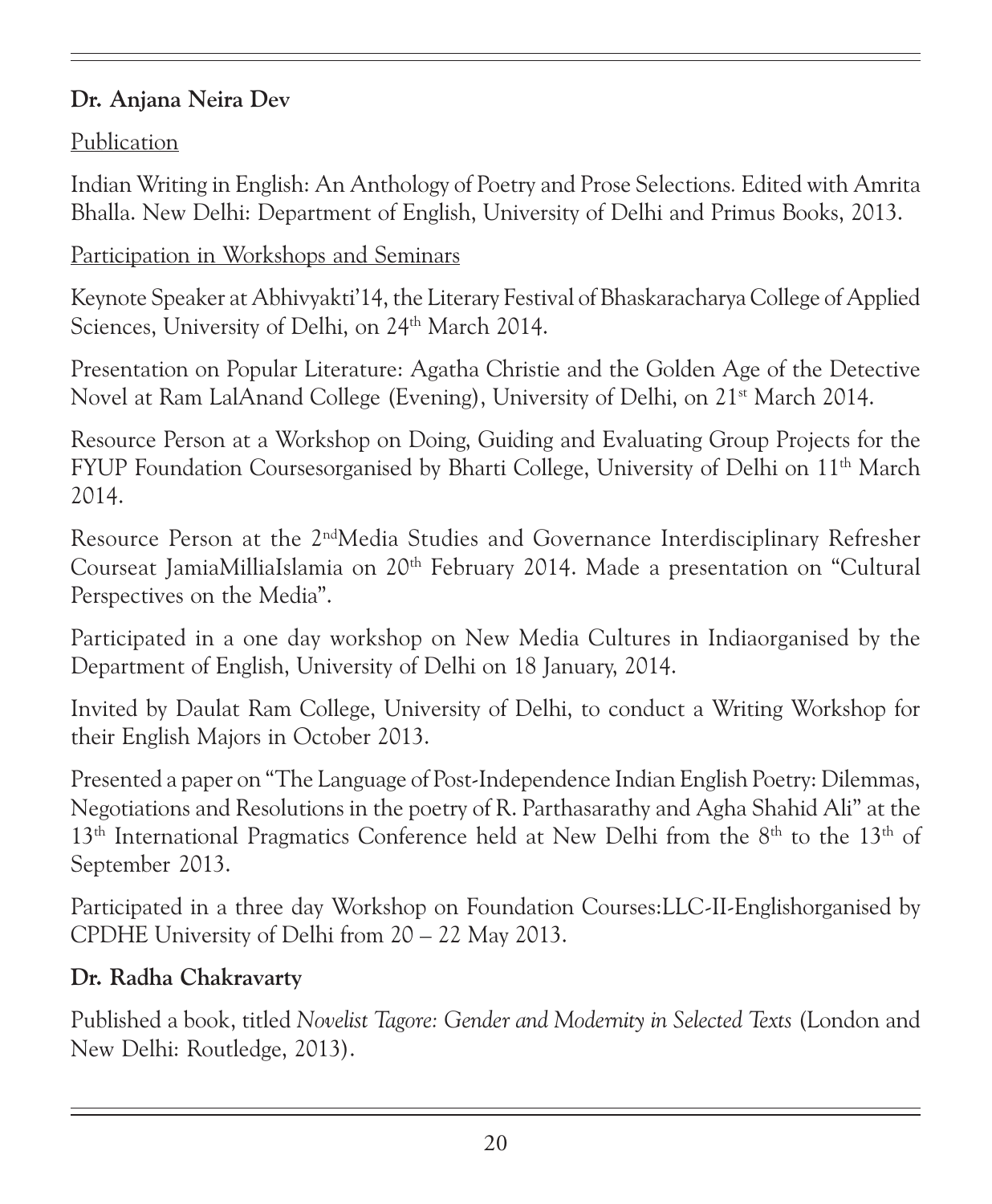**Dr. Anjana Neira Dev**

Publication

Indian Writing in English: An Anthology of Poetry and Prose Selections. Edited with Amrita Bhalla. New Delhi: Department of English, University of Delhi and Primus Books, 2013.

Participation in Workshops and Seminars

Keynote Speaker at Abhivyakti'14, the Literary Festival of Bhaskaracharya College of Applied Sciences, University of Delhi, on 24th March 2014.

Presentation on Popular Literature: Agatha Christie and the Golden Age of the Detective Novel at Ram LalAnand College (Evening), University of Delhi, on 21st March 2014.

Resource Person at a Workshop on Doing, Guiding and Evaluating Group Projects for the FYUP Foundation Coursesorganised by Bharti College, University of Delhi on 11th March 2014.

Resource Person at the 2ndMedia Studies and Governance Interdisciplinary Refresher Courseat JamiaMilliaIslamia on 20th February 2014. Made a presentation on "Cultural Perspectives on the Media".

Participated in a one day workshop on New Media Cultures in Indiaorganised by the Department of English, University of Delhi on 18 January, 2014.

Invited by Daulat Ram College, University of Delhi, to conduct a Writing Workshop for their English Majors in October 2013.

Presented a paper on "The Language of Post-Independence Indian English Poetry: Dilemmas, Negotiations and Resolutions in the poetry of R. Parthasarathy and Agha Shahid Ali" at the 13th International Pragmatics Conference held at New Delhi from the 8th to the 13th of September 2013.

Participated in a three day Workshop on Foundation Courses:LLC-II-Englishorganised by CPDHE University of Delhi from 20 – 22 May 2013.

**Dr. Radha Chakravarty**

Published a book, titled *Novelist Tagore: Gender and Modernity in Selected Texts* (London and New Delhi: Routledge, 2013).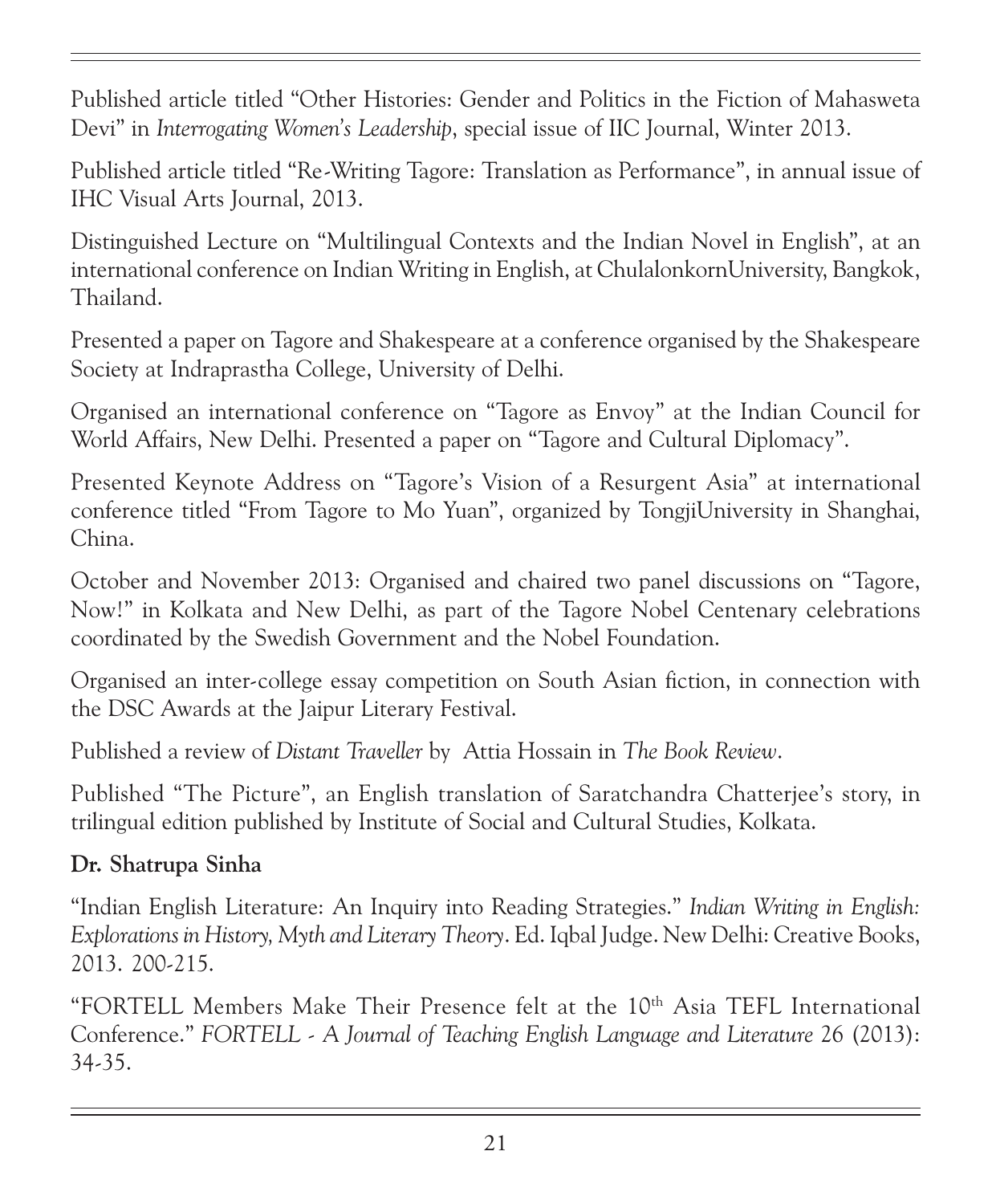Published article titled "Other Histories: Gender and Politics in the Fiction of Mahasweta Devi" in *Interrogating Women's Leadership*, special issue of IIC Journal, Winter 2013.

Published article titled "Re-Writing Tagore: Translation as Performance", in annual issue of IHC Visual Arts Journal, 2013.

Distinguished Lecture on "Multilingual Contexts and the Indian Novel in English", at an international conference on Indian Writing in English, at ChulalonkornUniversity, Bangkok, Thailand.

Presented a paper on Tagore and Shakespeare at a conference organised by the Shakespeare Society at Indraprastha College, University of Delhi.

Organised an international conference on "Tagore as Envoy" at the Indian Council for World Affairs, New Delhi. Presented a paper on "Tagore and Cultural Diplomacy".

Presented Keynote Address on "Tagore's Vision of a Resurgent Asia" at international conference titled "From Tagore to Mo Yuan", organized by TongjiUniversity in Shanghai, China.

October and November 2013: Organised and chaired two panel discussions on "Tagore, Now!" in Kolkata and New Delhi, as part of the Tagore Nobel Centenary celebrations coordinated by the Swedish Government and the Nobel Foundation.

Organised an inter-college essay competition on South Asian fiction, in connection with the DSC Awards at the Jaipur Literary Festival.

Published a review of *Distant Traveller* by Attia Hossain in *The Book Review*.

Published "The Picture", an English translation of Saratchandra Chatterjee's story, in trilingual edition published by Institute of Social and Cultural Studies, Kolkata.

**Dr. Shatrupa Sinha**

"Indian English Literature: An Inquiry into Reading Strategies." *Indian Writing in English: Explorations in History, Myth and Literary Theory*. Ed. Iqbal Judge. New Delhi: Creative Books, 2013. 200-215.

"FORTELL Members Make Their Presence felt at the 10th Asia TEFL International Conference." *FORTELL - A Journal of Teaching English Language and Literature* 26 (2013): 34-35.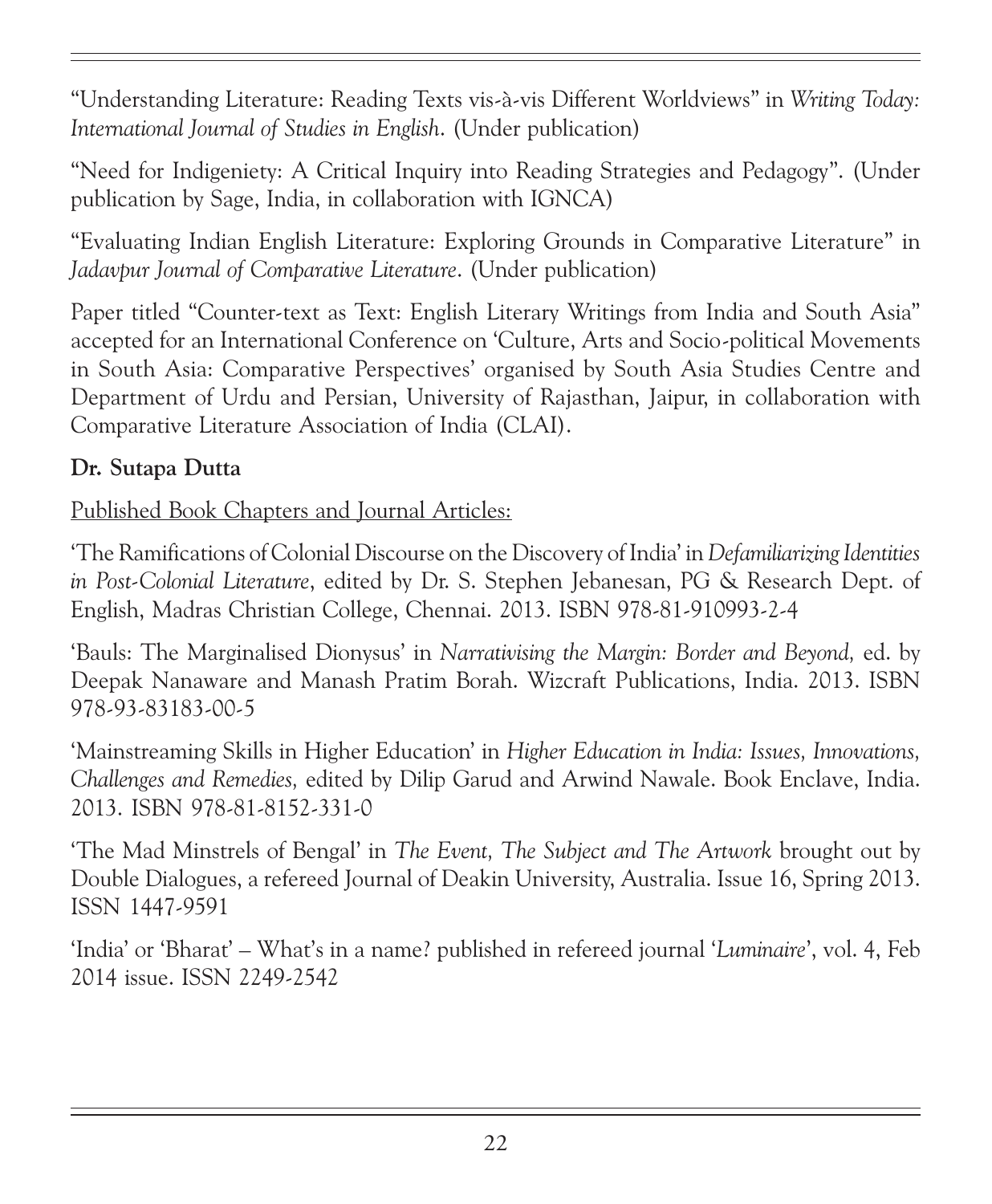"Understanding Literature: Reading Texts vis-à-vis Different Worldviews" in *Writing Today: International Journal of Studies in English*. (Under publication)

"Need for Indigeniety: A Critical Inquiry into Reading Strategies and Pedagogy". (Under publication by Sage, India, in collaboration with IGNCA)

"Evaluating Indian English Literature: Exploring Grounds in Comparative Literature" in *Jadavpur Journal of Comparative Literature*. (Under publication)

Paper titled "Counter-text as Text: English Literary Writings from India and South Asia" accepted for an International Conference on 'Culture, Arts and Socio-political Movements in South Asia: Comparative Perspectives' organised by South Asia Studies Centre and Department of Urdu and Persian, University of Rajasthan, Jaipur, in collaboration with Comparative Literature Association of India (CLAI).

**Dr. Sutapa Dutta**

Published Book Chapters and Journal Articles:

'The Ramifications of Colonial Discourse on the Discovery of India' in *Defamiliarizing Identities in Post-Colonial Literature*, edited by Dr. S. Stephen Jebanesan, PG & Research Dept. of English, Madras Christian College, Chennai. 2013. ISBN 978-81-910993-2-4

'Bauls: The Marginalised Dionysus' in *Narrativising the Margin: Border and Beyond,* ed. by Deepak Nanaware and Manash Pratim Borah. Wizcraft Publications, India. 2013. ISBN 978-93-83183-00-5

'Mainstreaming Skills in Higher Education' in *Higher Education in India: Issues, Innovations, Challenges and Remedies,* edited by Dilip Garud and Arwind Nawale. Book Enclave, India. 2013. ISBN 978-81-8152-331-0

'The Mad Minstrels of Bengal' in *The Event, The Subject and The Artwork* brought out by Double Dialogues, a refereed Journal of Deakin University, Australia. Issue 16, Spring 2013. ISSN 1447-9591

'India' or 'Bharat' – What's in a name? published in refereed journal '*Luminaire*', vol. 4, Feb 2014 issue. ISSN 2249-2542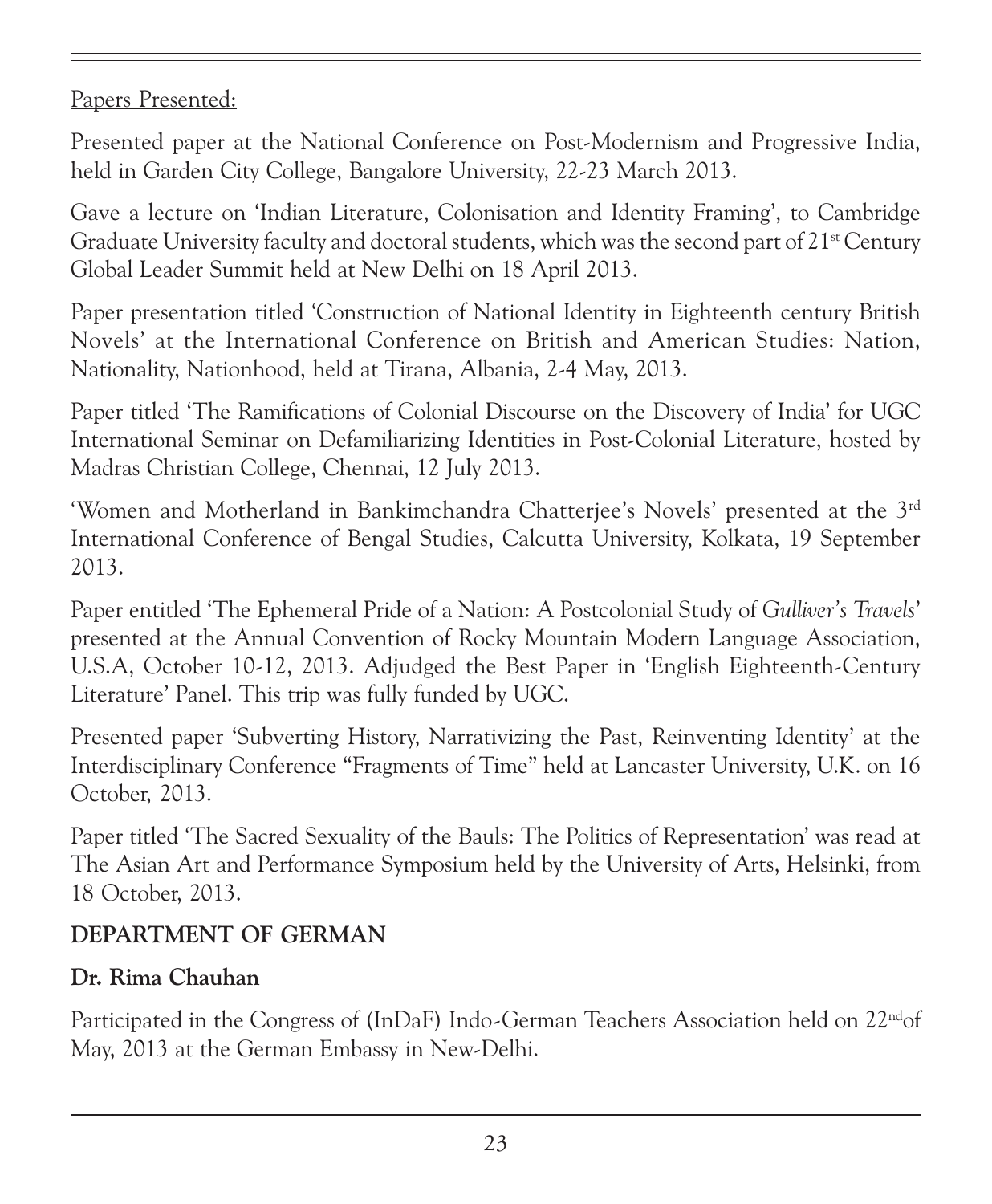Papers Presented:

Presented paper at the National Conference on Post-Modernism and Progressive India, held in Garden City College, Bangalore University, 22-23 March 2013.

Gave a lecture on 'Indian Literature, Colonisation and Identity Framing', to Cambridge Graduate University faculty and doctoral students, which was the second part of 21st Century Global Leader Summit held at New Delhi on 18 April 2013.

Paper presentation titled 'Construction of National Identity in Eighteenth century British Novels' at the International Conference on British and American Studies: Nation, Nationality, Nationhood, held at Tirana, Albania, 2-4 May, 2013.

Paper titled 'The Ramifications of Colonial Discourse on the Discovery of India' for UGC International Seminar on Defamiliarizing Identities in Post-Colonial Literature, hosted by Madras Christian College, Chennai, 12 July 2013.

'Women and Motherland in Bankimchandra Chatterjee's Novels' presented at the 3rd International Conference of Bengal Studies, Calcutta University, Kolkata, 19 September 2013.

Paper entitled 'The Ephemeral Pride of a Nation: A Postcolonial Study of *Gulliver's Travels*' presented at the Annual Convention of Rocky Mountain Modern Language Association, U.S.A, October 10-12, 2013. Adjudged the Best Paper in 'English Eighteenth-Century Literature' Panel. This trip was fully funded by UGC.

Presented paper 'Subverting History, Narrativizing the Past, Reinventing Identity' at the Interdisciplinary Conference "Fragments of Time" held at Lancaster University, U.K. on 16 October, 2013.

Paper titled 'The Sacred Sexuality of the Bauls: The Politics of Representation' was read at The Asian Art and Performance Symposium held by the University of Arts, Helsinki, from 18 October, 2013.

## DEPARTMENT OF GERMAN

### Dr. Rima Chauhan

Participated in the Congress of (InDaF) Indo-German Teachers Association held on 22nd of May, 2013 at the German Embassy in New-Delhi.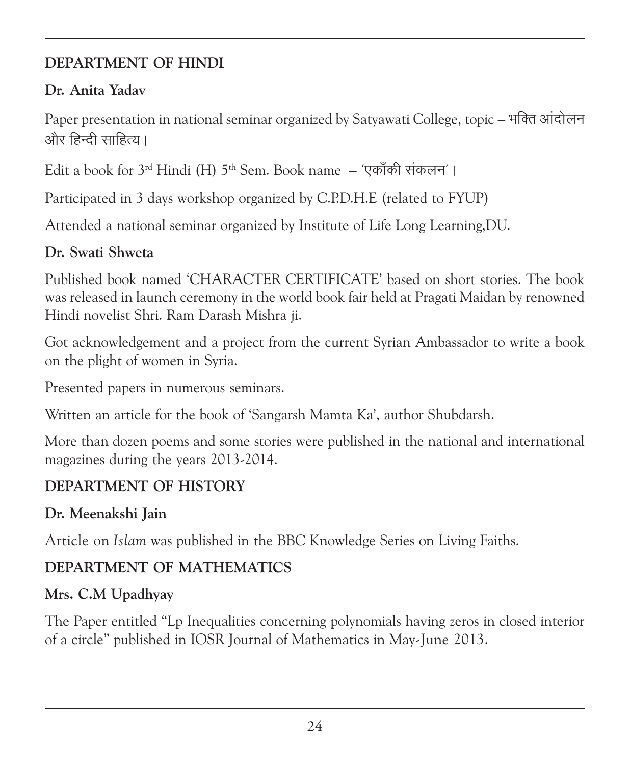## DEPARTMENT OF HINDI

### Dr. Anita Yadav

Paper presentation in national seminar organized by Satyawati College, topic – भक्ति आंदोलन और हिन्दी साहित्य।

Edit a book for 3rd Hindi (H) 5th Sem. Book name – 'एकाँकी संकलन'।

Participated in 3 days workshop organized by C.P.D.H.E (related to FYUP)

Attended a national seminar organized by Institute of Life Long Learning,DU.

### Dr. Swati Shweta

Published book named 'CHARACTER CERTIFICATE' based on short stories. The book was released in launch ceremony in the world book fair held at Pragati Maidan by renowned Hindi novelist Shri. Ram Darash Mishra ji.

Got acknowledgement and a project from the current Syrian Ambassador to write a book on the plight of women in Syria.

Presented papers in numerous seminars.

Written an article for the book of 'Sangarsh Mamta Ka', author Shubdarsh.

More than dozen poems and some stories were published in the national and international magazines during the years 2013-2014.

## DEPARTMENT OF HISTORY

### Dr. Meenakshi Jain

Article on *Islam* was published in the BBC Knowledge Series on Living Faiths.

## DEPARTMENT OF MATHEMATICS

### Mrs. C.M Upadhyay

The Paper entitled "Lp Inequalities concerning polynomials having zeros in closed interior of a circle" published in IOSR Journal of Mathematics in May-June 2013.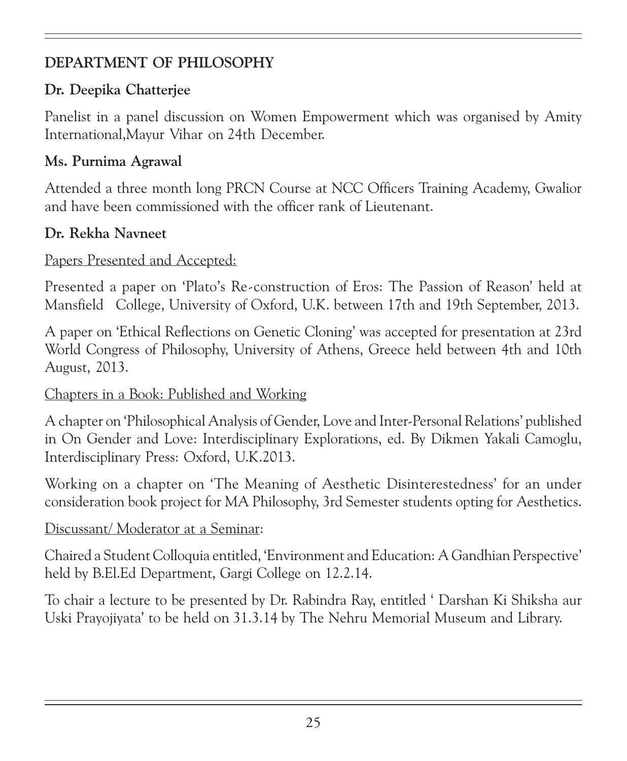## DEPARTMENT OF PHILOSOPHY

### Dr. Deepika Chatterjee

Panelist in a panel discussion on Women Empowerment which was organised by Amity International,Mayur Vihar on 24th December.

### Ms. Purnima Agrawal

Attended a three month long PRCN Course at NCC Officers Training Academy, Gwalior and have been commissioned with the officer rank of Lieutenant.

### Dr. Rekha Navneet

Papers Presented and Accepted:

Presented a paper on 'Plato's Re-construction of Eros: The Passion of Reason' held at Mansfield College, University of Oxford, U.K. between 17th and 19th September, 2013.

A paper on 'Ethical Reflections on Genetic Cloning' was accepted for presentation at 23rd World Congress of Philosophy, University of Athens, Greece held between 4th and 10th August, 2013.

Chapters in a Book: Published and Working

A chapter on 'Philosophical Analysis of Gender, Love and Inter-Personal Relations' published in On Gender and Love: Interdisciplinary Explorations, ed. By Dikmen Yakali Camoglu, Interdisciplinary Press: Oxford, U.K.2013.

Working on a chapter on 'The Meaning of Aesthetic Disinterestedness' for an under consideration book project for MA Philosophy, 3rd Semester students opting for Aesthetics.

Discussant/ Moderator at a Seminar:

Chaired a Student Colloquia entitled, 'Environment and Education: A Gandhian Perspective' held by B.El.Ed Department, Gargi College on 12.2.14.

To chair a lecture to be presented by Dr. Rabindra Ray, entitled ' Darshan Ki Shiksha aur Uski Prayojiyata' to be held on 31.3.14 by The Nehru Memorial Museum and Library.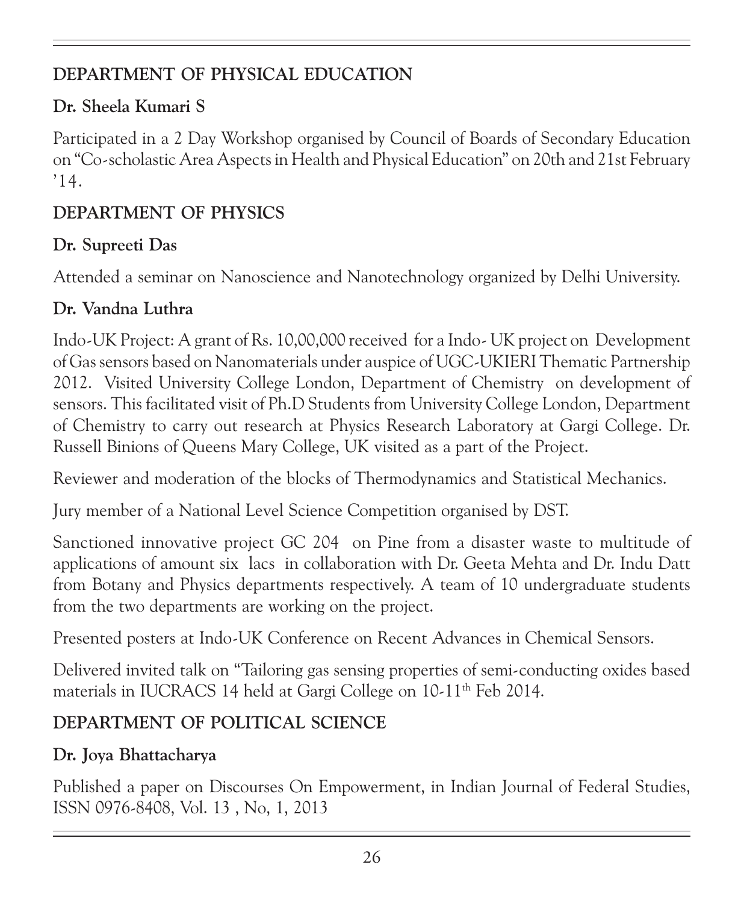## DEPARTMENT OF PHYSICAL EDUCATION

### Dr. Sheela Kumari S

Participated in a 2 Day Workshop organised by Council of Boards of Secondary Education on "Co-scholastic Area Aspects in Health and Physical Education" on 20th and 21st February '14.

## DEPARTMENT OF PHYSICS

### Dr. Supreeti Das

Attended a seminar on Nanoscience and Nanotechnology organized by Delhi University.

### Dr. Vandna Luthra

Indo-UK Project: A grant of Rs. 10,00,000 received for a Indo- UK project on Development of Gas sensors based on Nanomaterials under auspice of UGC-UKIERI Thematic Partnership 2012. Visited University College London, Department of Chemistry on development of sensors. This facilitated visit of Ph.D Students from University College London, Department of Chemistry to carry out research at Physics Research Laboratory at Gargi College. Dr. Russell Binions of Queens Mary College, UK visited as a part of the Project.

Reviewer and moderation of the blocks of Thermodynamics and Statistical Mechanics.

Jury member of a National Level Science Competition organised by DST.

Sanctioned innovative project GC 204 on Pine from a disaster waste to multitude of applications of amount six lacs in collaboration with Dr. Geeta Mehta and Dr. Indu Datt from Botany and Physics departments respectively. A team of 10 undergraduate students from the two departments are working on the project.

Presented posters at Indo-UK Conference on Recent Advances in Chemical Sensors.

Delivered invited talk on "Tailoring gas sensing properties of semi-conducting oxides based materials in IUCRACS 14 held at Gargi College on 10-11th Feb 2014.

## DEPARTMENT OF POLITICAL SCIENCE

### Dr. Joya Bhattacharya

Published a paper on Discourses On Empowerment, in Indian Journal of Federal Studies, ISSN 0976-8408, Vol. 13 , No, 1, 2013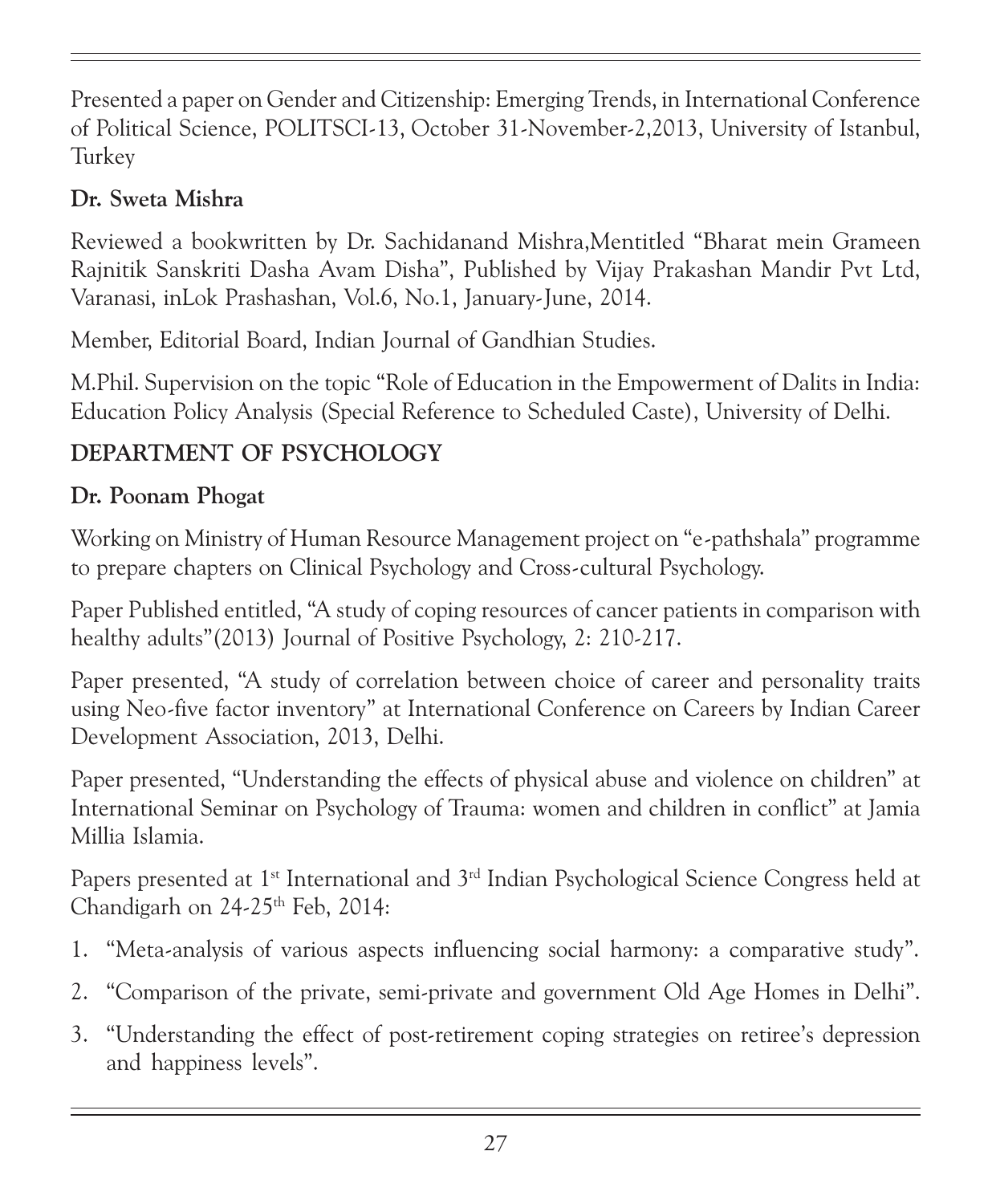Presented a paper on Gender and Citizenship: Emerging Trends, in International Conference of Political Science, POLITSCI-13, October 31-November-2,2013, University of Istanbul, Turkey

**Dr. Sweta Mishra**

Reviewed a bookwritten by Dr. Sachidanand Mishra,Mentitled "Bharat mein Grameen Rajnitik Sanskriti Dasha Avam Disha", Published by Vijay Prakashan Mandir Pvt Ltd, Varanasi, inLok Prashashan, Vol.6, No.1, January-June, 2014.

Member, Editorial Board, Indian Journal of Gandhian Studies.

M.Phil. Supervision on the topic "Role of Education in the Empowerment of Dalits in India: Education Policy Analysis (Special Reference to Scheduled Caste), University of Delhi.

## DEPARTMENT OF PSYCHOLOGY

**Dr. Poonam Phogat**

Working on Ministry of Human Resource Management project on "e-pathshala" programme to prepare chapters on Clinical Psychology and Cross-cultural Psychology.

Paper Published entitled, "A study of coping resources of cancer patients in comparison with healthy adults"(2013) Journal of Positive Psychology, 2: 210-217.

Paper presented, "A study of correlation between choice of career and personality traits using Neo-five factor inventory" at International Conference on Careers by Indian Career Development Association, 2013, Delhi.

Paper presented, "Understanding the effects of physical abuse and violence on children" at International Seminar on Psychology of Trauma: women and children in conflict" at Jamia Millia Islamia.

Papers presented at 1st International and 3rd Indian Psychological Science Congress held at Chandigarh on 24-25th Feb, 2014:

1. "Meta-analysis of various aspects influencing social harmony: a comparative study".
2. "Comparison of the private, semi-private and government Old Age Homes in Delhi".
3. "Understanding the effect of post-retirement coping strategies on retiree's depression and happiness levels".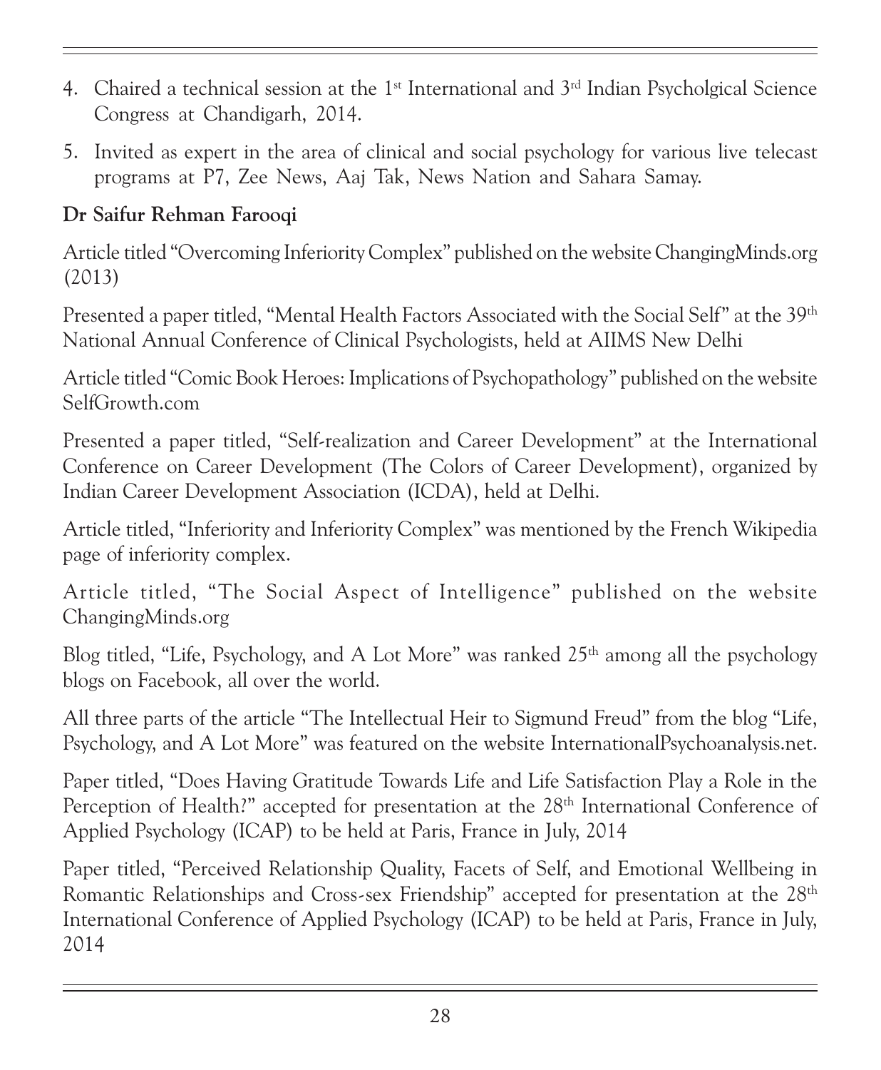4. Chaired a technical session at the 1st International and 3rd Indian Psycholgical Science Congress at Chandigarh, 2014.

5. Invited as expert in the area of clinical and social psychology for various live telecast programs at P7, Zee News, Aaj Tak, News Nation and Sahara Samay.

**Dr Saifur Rehman Farooqi**

Article titled "Overcoming Inferiority Complex" published on the website ChangingMinds.org (2013)

Presented a paper titled, "Mental Health Factors Associated with the Social Self" at the 39th National Annual Conference of Clinical Psychologists, held at AIIMS New Delhi

Article titled "Comic Book Heroes: Implications of Psychopathology" published on the website SelfGrowth.com

Presented a paper titled, "Self-realization and Career Development" at the International Conference on Career Development (The Colors of Career Development), organized by Indian Career Development Association (ICDA), held at Delhi.

Article titled, "Inferiority and Inferiority Complex" was mentioned by the French Wikipedia page of inferiority complex.

Article titled, "The Social Aspect of Intelligence" published on the website ChangingMinds.org

Blog titled, "Life, Psychology, and A Lot More" was ranked 25th among all the psychology blogs on Facebook, all over the world.

All three parts of the article "The Intellectual Heir to Sigmund Freud" from the blog "Life, Psychology, and A Lot More" was featured on the website InternationalPsychoanalysis.net.

Paper titled, "Does Having Gratitude Towards Life and Life Satisfaction Play a Role in the Perception of Health?" accepted for presentation at the 28th International Conference of Applied Psychology (ICAP) to be held at Paris, France in July, 2014

Paper titled, "Perceived Relationship Quality, Facets of Self, and Emotional Wellbeing in Romantic Relationships and Cross-sex Friendship" accepted for presentation at the 28th International Conference of Applied Psychology (ICAP) to be held at Paris, France in July, 2014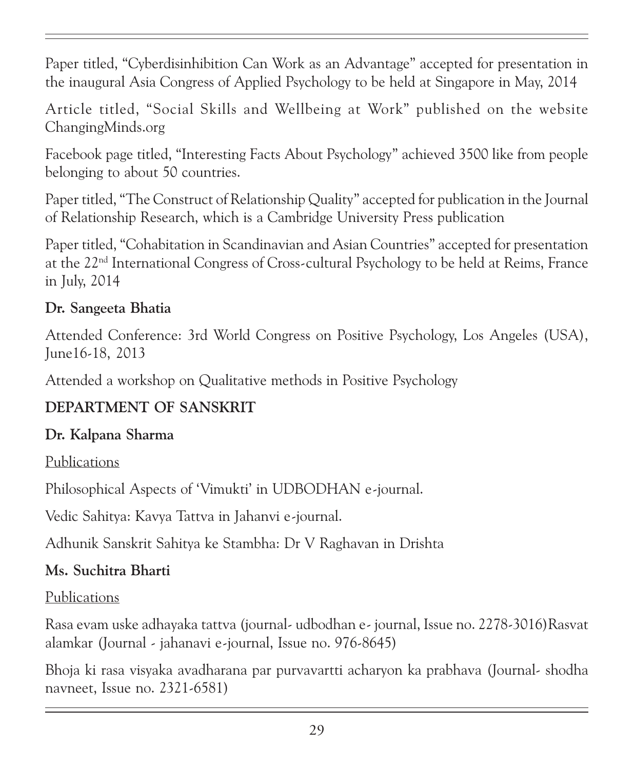Paper titled, "Cyberdisinhibition Can Work as an Advantage" accepted for presentation in the inaugural Asia Congress of Applied Psychology to be held at Singapore in May, 2014

Article titled, "Social Skills and Wellbeing at Work" published on the website ChangingMinds.org

Facebook page titled, "Interesting Facts About Psychology" achieved 3500 like from people belonging to about 50 countries.

Paper titled, "The Construct of Relationship Quality" accepted for publication in the Journal of Relationship Research, which is a Cambridge University Press publication

Paper titled, "Cohabitation in Scandinavian and Asian Countries" accepted for presentation at the 22nd International Congress of Cross-cultural Psychology to be held at Reims, France in July, 2014

**Dr. Sangeeta Bhatia**

Attended Conference: 3rd World Congress on Positive Psychology, Los Angeles (USA), June16-18, 2013

Attended a workshop on Qualitative methods in Positive Psychology

## DEPARTMENT OF SANSKRIT

**Dr. Kalpana Sharma**

Publications

Philosophical Aspects of 'Vimukti' in UDBODHAN e-journal.

Vedic Sahitya: Kavya Tattva in Jahanvi e-journal.

Adhunik Sanskrit Sahitya ke Stambha: Dr V Raghavan in Drishta

**Ms. Suchitra Bharti**

Publications

Rasa evam uske adhayaka tattva (journal- udbodhan e- journal, Issue no. 2278-3016)Rasvat alamkar (Journal - jahanavi e-journal, Issue no. 976-8645)

Bhoja ki rasa visyaka avadharana par purvavartti acharyon ka prabhava (Journal- shodha navneet, Issue no. 2321-6581)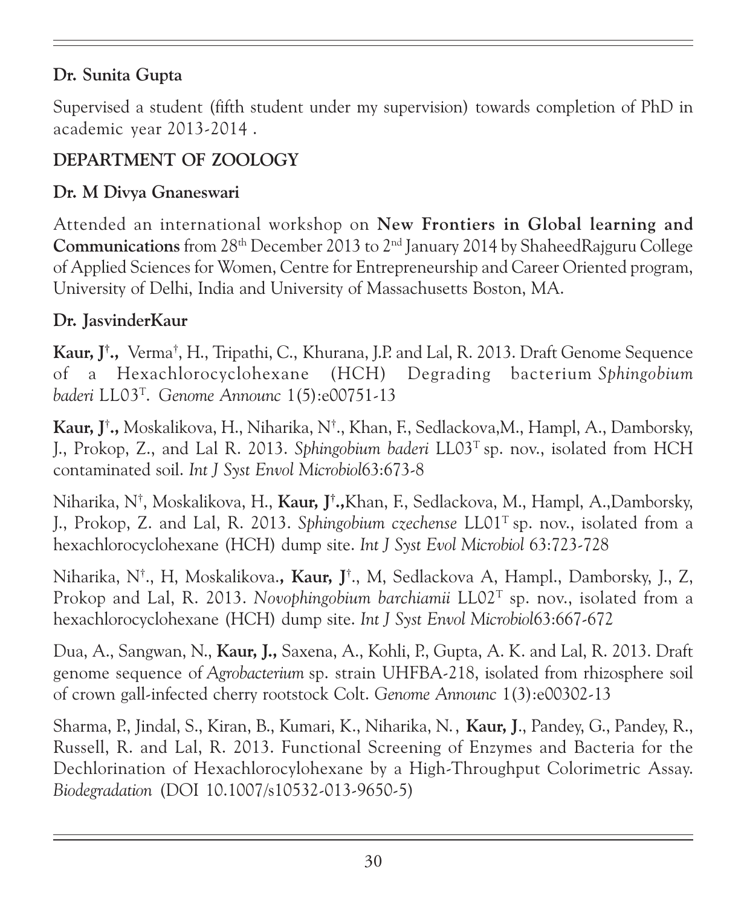**Dr. Sunita Gupta**

Supervised a student (fifth student under my supervision) towards completion of PhD in academic year 2013-2014 .

## DEPARTMENT OF ZOOLOGY

**Dr. M Divya Gnaneswari**

Attended an international workshop on **New Frontiers in Global learning and Communications** from 28th December 2013 to 2nd January 2014 by ShaheedRajguru College of Applied Sciences for Women, Centre for Entrepreneurship and Career Oriented program, University of Delhi, India and University of Massachusetts Boston, MA.

**Dr. JasvinderKaur**

**Kaur, J†.,** Verma†, H., Tripathi, C., Khurana, J.P. and Lal, R. 2013. Draft Genome Sequence of a Hexachlorocyclohexane (HCH) Degrading bacterium *Sphingobium baderi* LL03T. *Genome Announc* 1(5):e00751-13

**Kaur, J†.,** Moskalikova, H., Niharika, N†., Khan, F., Sedlackova,M., Hampl, A., Damborsky, J., Prokop, Z., and Lal R. 2013. *Sphingobium baderi* LL03T sp. nov., isolated from HCH contaminated soil. *Int J Syst Envol Microbiol*63:673-8

Niharika, N†, Moskalikova, H., **Kaur, J†.,**Khan, F., Sedlackova, M., Hampl, A.,Damborsky, J., Prokop, Z. and Lal, R. 2013. *Sphingobium czechense* LL01T sp. nov., isolated from a hexachlorocyclohexane (HCH) dump site. *Int J Syst Evol Microbiol* 63:723-728

Niharika, N†., H, Moskalikova.**, Kaur, J**†., M, Sedlackova A, Hampl., Damborsky, J., Z, Prokop and Lal, R. 2013. *Novophingobium barchiamii* LL02T sp. nov., isolated from a hexachlorocyclohexane (HCH) dump site. *Int J Syst Envol Microbiol*63:667-672

Dua, A., Sangwan, N., **Kaur, J.,** Saxena, A., Kohli, P., Gupta, A. K. and Lal, R. 2013. Draft genome sequence of *Agrobacterium* sp. strain UHFBA-218, isolated from rhizosphere soil of crown gall-infected cherry rootstock Colt. *Genome Announc* 1(3):e00302-13

Sharma, P., Jindal, S., Kiran, B., Kumari, K., Niharika, N., **Kaur, J**., Pandey, G., Pandey, R., Russell, R. and Lal, R. 2013. Functional Screening of Enzymes and Bacteria for the Dechlorination of Hexachlorocylohexane by a High-Throughput Colorimetric Assay. *Biodegradation* (DOI 10.1007/s10532-013-9650-5)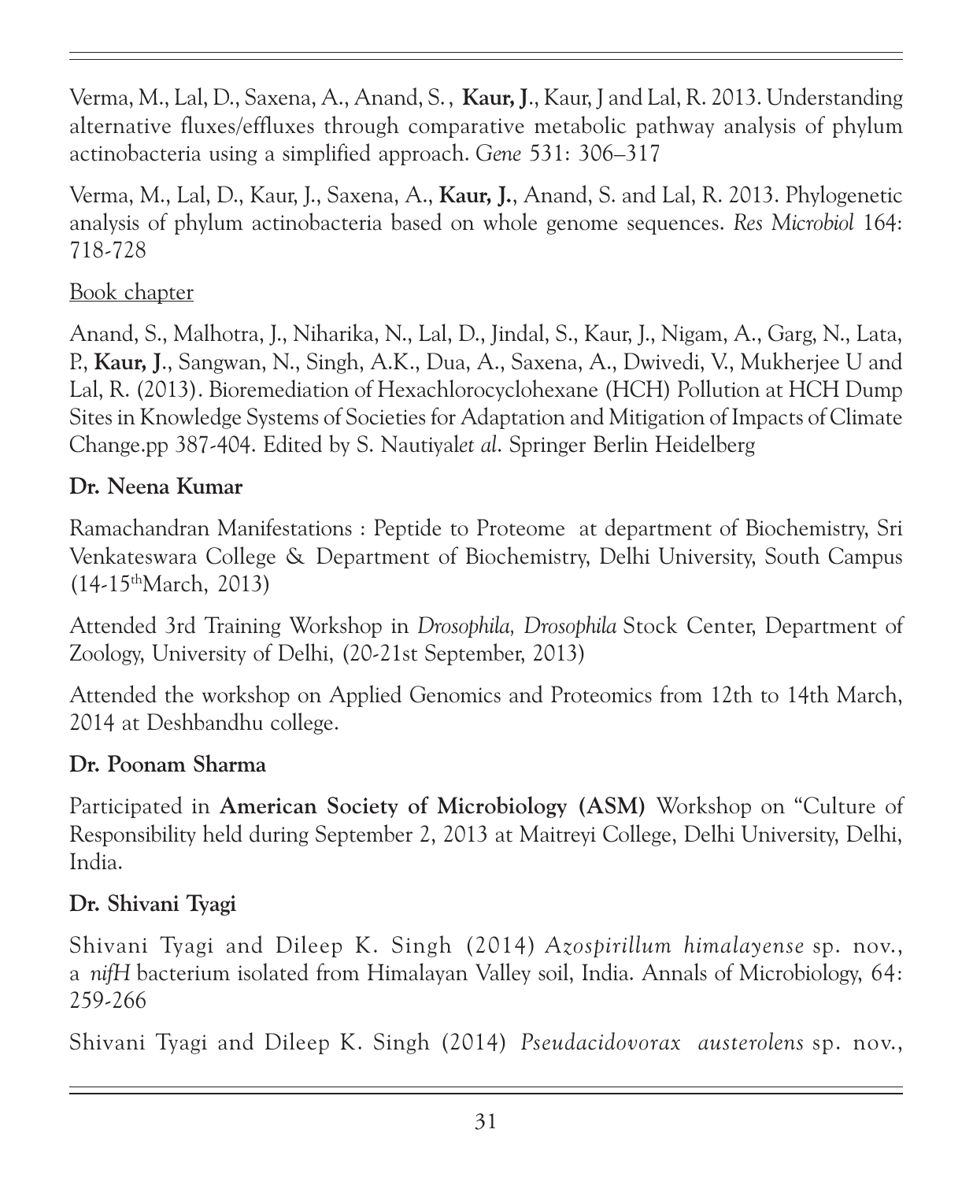Verma, M., Lal, D., Saxena, A., Anand, S. , **Kaur, J**., Kaur, J and Lal, R. 2013. Understanding alternative fluxes/effluxes through comparative metabolic pathway analysis of phylum actinobacteria using a simplified approach. *Gene* 531: 306–317

Verma, M., Lal, D., Kaur, J., Saxena, A., **Kaur, J.**, Anand, S. and Lal, R. 2013. Phylogenetic analysis of phylum actinobacteria based on whole genome sequences. *Res Microbiol* 164: 718-728

Book chapter

Anand, S., Malhotra, J., Niharika, N., Lal, D., Jindal, S., Kaur, J., Nigam, A., Garg, N., Lata, P., **Kaur, J**., Sangwan, N., Singh, A.K., Dua, A., Saxena, A., Dwivedi, V., Mukherjee U and Lal, R. (2013). Bioremediation of Hexachlorocyclohexane (HCH) Pollution at HCH Dump Sites in Knowledge Systems of Societies for Adaptation and Mitigation of Impacts of Climate Change.pp 387-404. Edited by S. Nautiyal*et al*. Springer Berlin Heidelberg

**Dr. Neena Kumar**

Ramachandran Manifestations : Peptide to Proteome at department of Biochemistry, Sri Venkateswara College & Department of Biochemistry, Delhi University, South Campus (14-15thMarch, 2013)

Attended 3rd Training Workshop in *Drosophila, Drosophila* Stock Center, Department of Zoology, University of Delhi, (20-21st September, 2013)

Attended the workshop on Applied Genomics and Proteomics from 12th to 14th March, 2014 at Deshbandhu college.

**Dr. Poonam Sharma**

Participated in **American Society of Microbiology (ASM)** Workshop on "Culture of Responsibility held during September 2, 2013 at Maitreyi College, Delhi University, Delhi, India.

**Dr. Shivani Tyagi**

Shivani Tyagi and Dileep K. Singh (2014) *Azospirillum himalayense* sp. nov., a *nifH* bacterium isolated from Himalayan Valley soil, India. Annals of Microbiology, 64: 259-266

Shivani Tyagi and Dileep K. Singh (2014) *Pseudacidovorax austerolens* sp. nov.,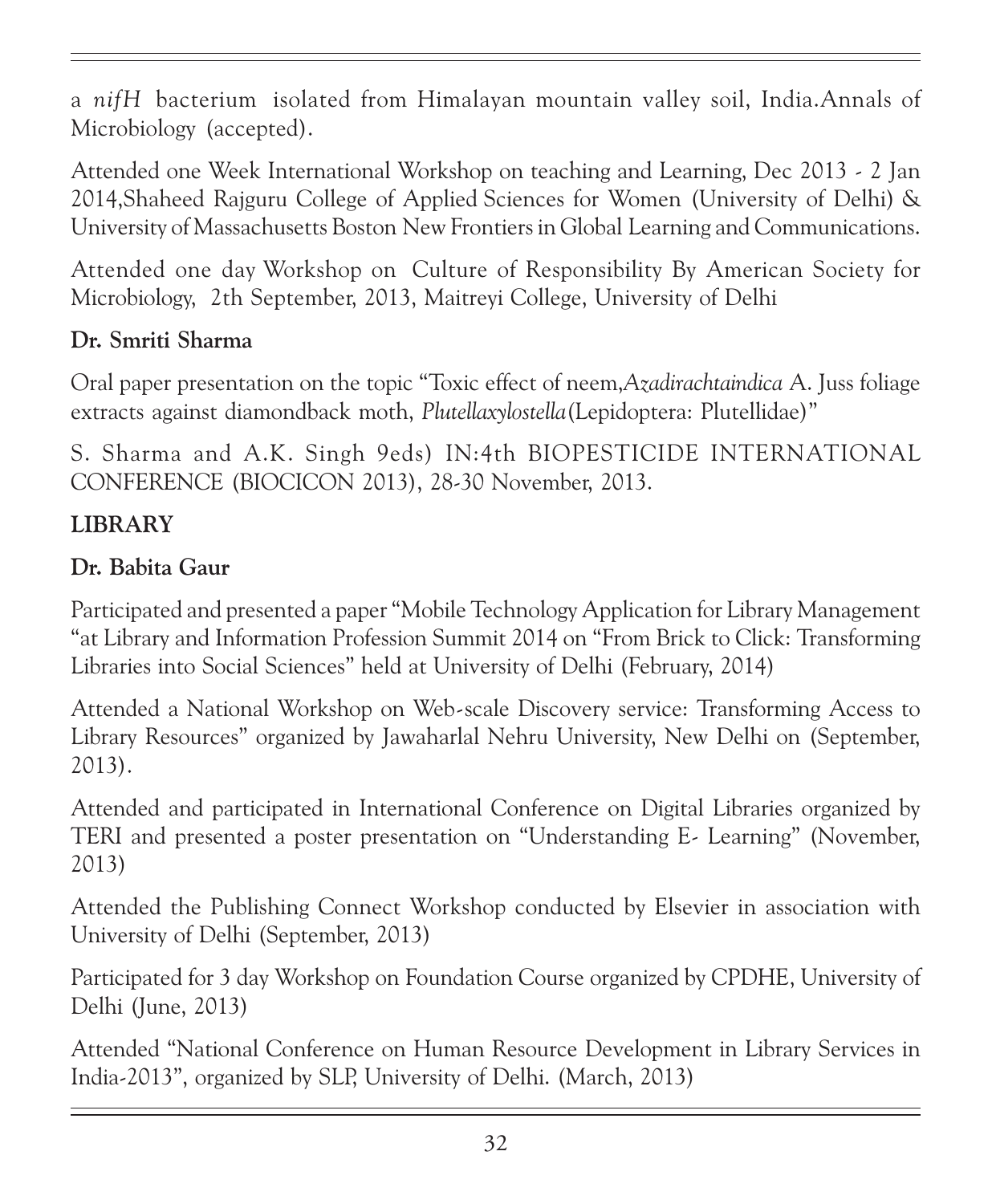a *nifH* bacterium isolated from Himalayan mountain valley soil, India.Annals of Microbiology (accepted).

Attended one Week International Workshop on teaching and Learning, Dec 2013 - 2 Jan 2014,Shaheed Rajguru College of Applied Sciences for Women (University of Delhi) & University of Massachusetts Boston New Frontiers in Global Learning and Communications.

Attended one day Workshop on Culture of Responsibility By American Society for Microbiology, 2th September, 2013, Maitreyi College, University of Delhi

**Dr. Smriti Sharma**

Oral paper presentation on the topic "Toxic effect of neem,*Azadirachtaindica* A. Juss foliage extracts against diamondback moth, *Plutellaxylostella*(Lepidoptera: Plutellidae)"

S. Sharma and A.K. Singh 9eds) IN:4th BIOPESTICIDE INTERNATIONAL CONFERENCE (BIOCICON 2013), 28-30 November, 2013.

**LIBRARY**

**Dr. Babita Gaur**

Participated and presented a paper "Mobile Technology Application for Library Management "at Library and Information Profession Summit 2014 on "From Brick to Click: Transforming Libraries into Social Sciences" held at University of Delhi (February, 2014)

Attended a National Workshop on Web-scale Discovery service: Transforming Access to Library Resources" organized by Jawaharlal Nehru University, New Delhi on (September, 2013).

Attended and participated in International Conference on Digital Libraries organized by TERI and presented a poster presentation on "Understanding E- Learning" (November, 2013)

Attended the Publishing Connect Workshop conducted by Elsevier in association with University of Delhi (September, 2013)

Participated for 3 day Workshop on Foundation Course organized by CPDHE, University of Delhi (June, 2013)

Attended "National Conference on Human Resource Development in Library Services in India-2013", organized by SLP, University of Delhi. (March, 2013)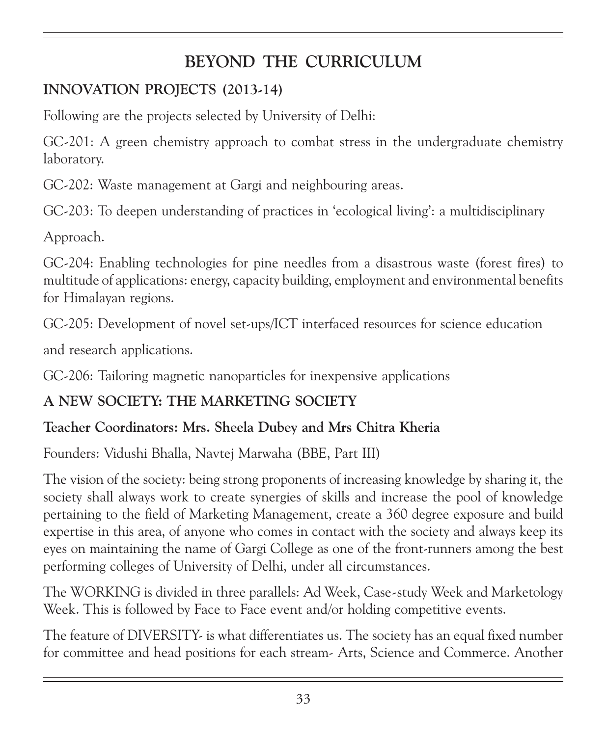# BEYOND THE CURRICULUM

## INNOVATION PROJECTS (2013-14)

Following are the projects selected by University of Delhi:

GC-201: A green chemistry approach to combat stress in the undergraduate chemistry laboratory.

GC-202: Waste management at Gargi and neighbouring areas.

GC-203: To deepen understanding of practices in 'ecological living': a multidisciplinary

Approach.

GC-204: Enabling technologies for pine needles from a disastrous waste (forest fires) to multitude of applications: energy, capacity building, employment and environmental benefits for Himalayan regions.

GC-205: Development of novel set-ups/ICT interfaced resources for science education

and research applications.

GC-206: Tailoring magnetic nanoparticles for inexpensive applications

## A NEW SOCIETY: THE MARKETING SOCIETY

**Teacher Coordinators: Mrs. Sheela Dubey and Mrs Chitra Kheria**

Founders: Vidushi Bhalla, Navtej Marwaha (BBE, Part III)

The vision of the society: being strong proponents of increasing knowledge by sharing it, the society shall always work to create synergies of skills and increase the pool of knowledge pertaining to the field of Marketing Management, create a 360 degree exposure and build expertise in this area, of anyone who comes in contact with the society and always keep its eyes on maintaining the name of Gargi College as one of the front-runners among the best performing colleges of University of Delhi, under all circumstances.

The WORKING is divided in three parallels: Ad Week, Case-study Week and Marketology Week. This is followed by Face to Face event and/or holding competitive events.

The feature of DIVERSITY- is what differentiates us. The society has an equal fixed number for committee and head positions for each stream- Arts, Science and Commerce. Another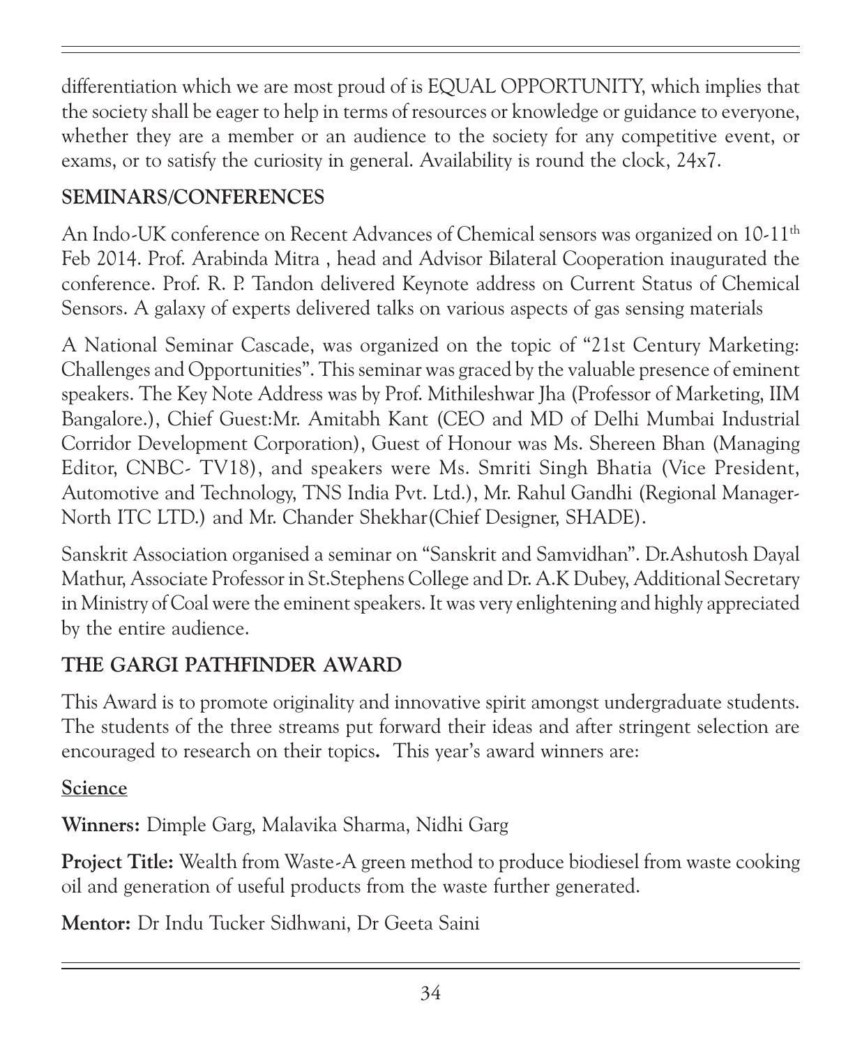differentiation which we are most proud of is EQUAL OPPORTUNITY, which implies that the society shall be eager to help in terms of resources or knowledge or guidance to everyone, whether they are a member or an audience to the society for any competitive event, or exams, or to satisfy the curiosity in general. Availability is round the clock, 24x7.

## SEMINARS/CONFERENCES

An Indo-UK conference on Recent Advances of Chemical sensors was organized on 10-11th Feb 2014. Prof. Arabinda Mitra , head and Advisor Bilateral Cooperation inaugurated the conference. Prof. R. P. Tandon delivered Keynote address on Current Status of Chemical Sensors. A galaxy of experts delivered talks on various aspects of gas sensing materials

A National Seminar Cascade, was organized on the topic of "21st Century Marketing: Challenges and Opportunities". This seminar was graced by the valuable presence of eminent speakers. The Key Note Address was by Prof. Mithileshwar Jha (Professor of Marketing, IIM Bangalore.), Chief Guest:Mr. Amitabh Kant (CEO and MD of Delhi Mumbai Industrial Corridor Development Corporation), Guest of Honour was Ms. Shereen Bhan (Managing Editor, CNBC- TV18), and speakers were Ms. Smriti Singh Bhatia (Vice President, Automotive and Technology, TNS India Pvt. Ltd.), Mr. Rahul Gandhi (Regional Manager-North ITC LTD.) and Mr. Chander Shekhar(Chief Designer, SHADE).

Sanskrit Association organised a seminar on "Sanskrit and Samvidhan". Dr.Ashutosh Dayal Mathur, Associate Professor in St.Stephens College and Dr. A.K Dubey, Additional Secretary in Ministry of Coal were the eminent speakers. It was very enlightening and highly appreciated by the entire audience.

## THE GARGI PATHFINDER AWARD

This Award is to promote originality and innovative spirit amongst undergraduate students. The students of the three streams put forward their ideas and after stringent selection are encouraged to research on their topics**.** This year's award winners are:

**Science**

**Winners:** Dimple Garg, Malavika Sharma, Nidhi Garg

**Project Title:** Wealth from Waste-A green method to produce biodiesel from waste cooking oil and generation of useful products from the waste further generated.

**Mentor:** Dr Indu Tucker Sidhwani, Dr Geeta Saini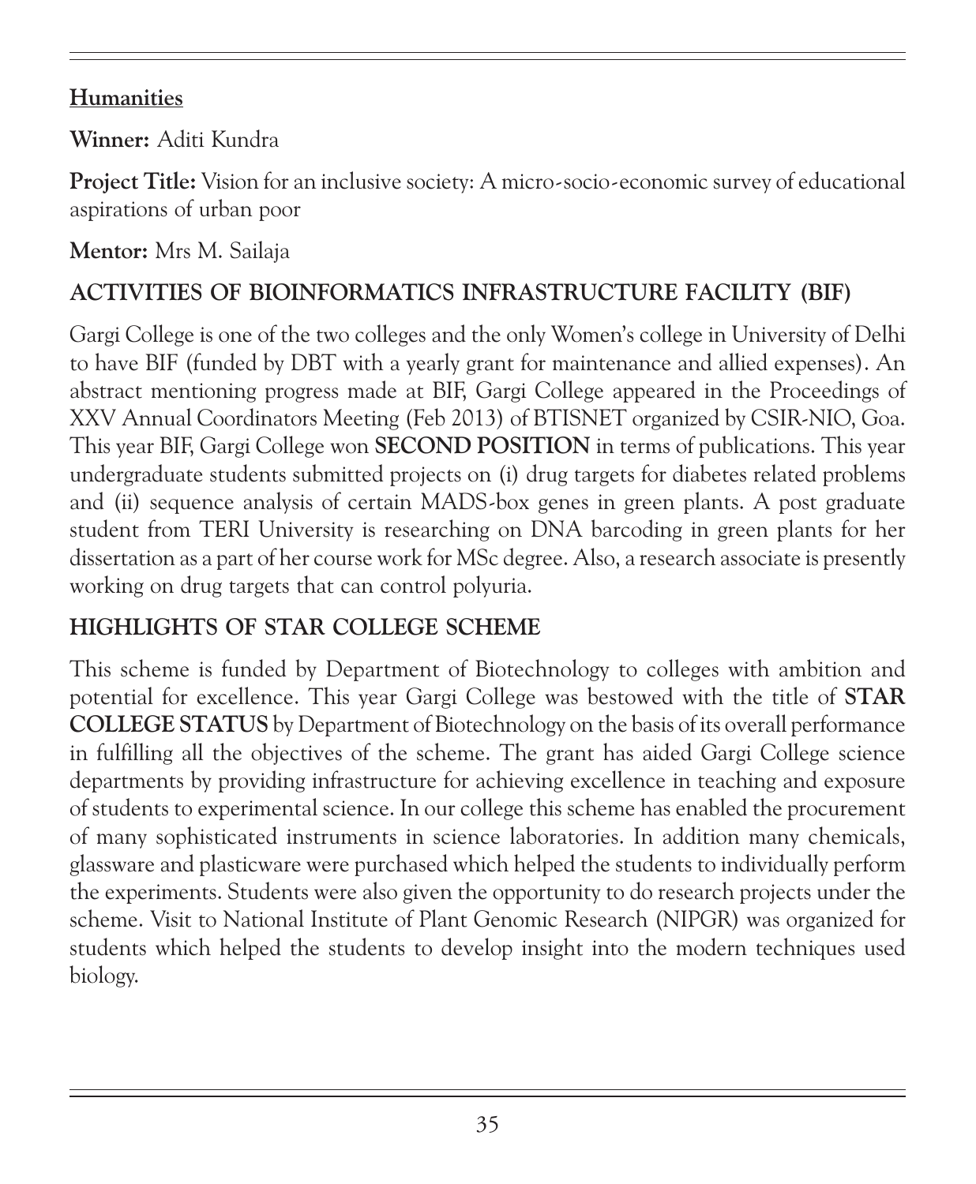**Humanities**

**Winner:** Aditi Kundra

**Project Title:** Vision for an inclusive society: A micro-socio-economic survey of educational aspirations of urban poor

**Mentor:** Mrs M. Sailaja

## ACTIVITIES OF BIOINFORMATICS INFRASTRUCTURE FACILITY (BIF)

Gargi College is one of the two colleges and the only Women's college in University of Delhi to have BIF (funded by DBT with a yearly grant for maintenance and allied expenses). An abstract mentioning progress made at BIF, Gargi College appeared in the Proceedings of XXV Annual Coordinators Meeting (Feb 2013) of BTISNET organized by CSIR-NIO, Goa. This year BIF, Gargi College won **SECOND POSITION** in terms of publications. This year undergraduate students submitted projects on (i) drug targets for diabetes related problems and (ii) sequence analysis of certain MADS-box genes in green plants. A post graduate student from TERI University is researching on DNA barcoding in green plants for her dissertation as a part of her course work for MSc degree. Also, a research associate is presently working on drug targets that can control polyuria.

## HIGHLIGHTS OF STAR COLLEGE SCHEME

This scheme is funded by Department of Biotechnology to colleges with ambition and potential for excellence. This year Gargi College was bestowed with the title of **STAR COLLEGE STATUS** by Department of Biotechnology on the basis of its overall performance in fulfilling all the objectives of the scheme. The grant has aided Gargi College science departments by providing infrastructure for achieving excellence in teaching and exposure of students to experimental science. In our college this scheme has enabled the procurement of many sophisticated instruments in science laboratories. In addition many chemicals, glassware and plasticware were purchased which helped the students to individually perform the experiments. Students were also given the opportunity to do research projects under the scheme. Visit to National Institute of Plant Genomic Research (NIPGR) was organized for students which helped the students to develop insight into the modern techniques used biology.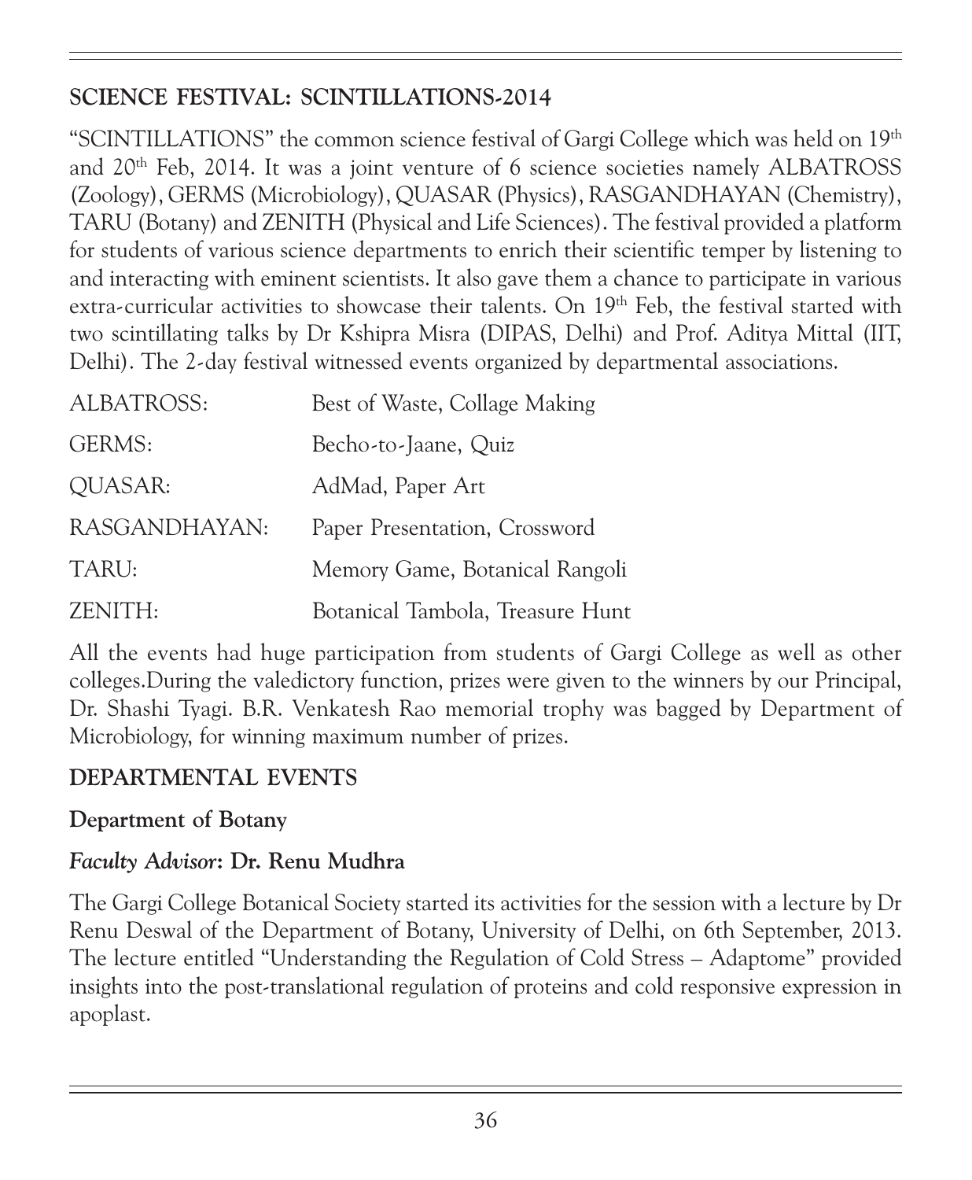## SCIENCE FESTIVAL: SCINTILLATIONS-2014

"SCINTILLATIONS" the common science festival of Gargi College which was held on 19th and 20th Feb, 2014. It was a joint venture of 6 science societies namely ALBATROSS (Zoology), GERMS (Microbiology), QUASAR (Physics), RASGANDHAYAN (Chemistry), TARU (Botany) and ZENITH (Physical and Life Sciences). The festival provided a platform for students of various science departments to enrich their scientific temper by listening to and interacting with eminent scientists. It also gave them a chance to participate in various extra-curricular activities to showcase their talents. On 19th Feb, the festival started with two scintillating talks by Dr Kshipra Misra (DIPAS, Delhi) and Prof. Aditya Mittal (IIT, Delhi). The 2-day festival witnessed events organized by departmental associations.

| | |
|---|---|
| ALBATROSS: | Best of Waste, Collage Making |
| GERMS: | Becho-to-Jaane, Quiz |
| QUASAR: | AdMad, Paper Art |
| RASGANDHAYAN: | Paper Presentation, Crossword |
| TARU: | Memory Game, Botanical Rangoli |
| ZENITH: | Botanical Tambola, Treasure Hunt |

All the events had huge participation from students of Gargi College as well as other colleges.During the valedictory function, prizes were given to the winners by our Principal, Dr. Shashi Tyagi. B.R. Venkatesh Rao memorial trophy was bagged by Department of Microbiology, for winning maximum number of prizes.

## DEPARTMENTAL EVENTS

### Department of Botany

***Faculty Advisor*: Dr. Renu Mudhra**

The Gargi College Botanical Society started its activities for the session with a lecture by Dr Renu Deswal of the Department of Botany, University of Delhi, on 6th September, 2013. The lecture entitled "Understanding the Regulation of Cold Stress – Adaptome" provided insights into the post-translational regulation of proteins and cold responsive expression in apoplast.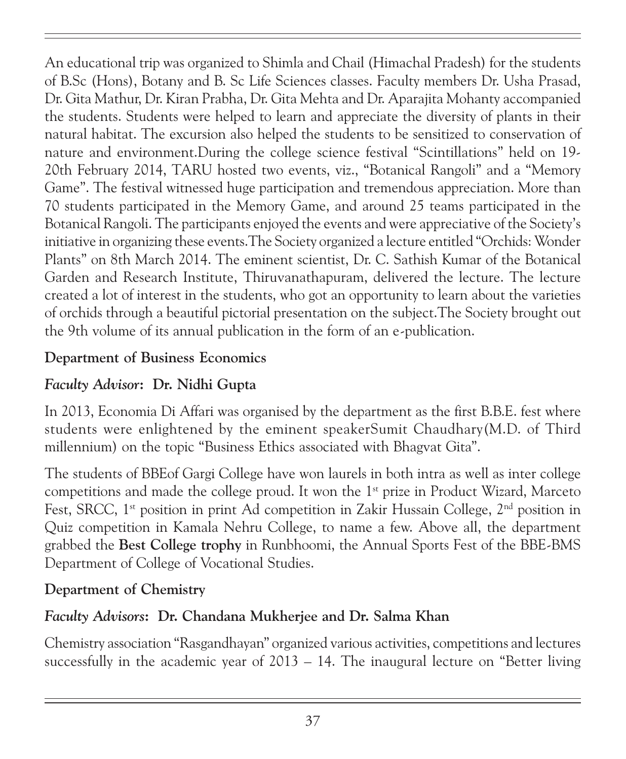An educational trip was organized to Shimla and Chail (Himachal Pradesh) for the students of B.Sc (Hons), Botany and B. Sc Life Sciences classes. Faculty members Dr. Usha Prasad, Dr. Gita Mathur, Dr. Kiran Prabha, Dr. Gita Mehta and Dr. Aparajita Mohanty accompanied the students. Students were helped to learn and appreciate the diversity of plants in their natural habitat. The excursion also helped the students to be sensitized to conservation of nature and environment.During the college science festival "Scintillations" held on 19-20th February 2014, TARU hosted two events, viz., "Botanical Rangoli" and a "Memory Game". The festival witnessed huge participation and tremendous appreciation. More than 70 students participated in the Memory Game, and around 25 teams participated in the Botanical Rangoli. The participants enjoyed the events and were appreciative of the Society's initiative in organizing these events.The Society organized a lecture entitled "Orchids: Wonder Plants" on 8th March 2014. The eminent scientist, Dr. C. Sathish Kumar of the Botanical Garden and Research Institute, Thiruvanathapuram, delivered the lecture. The lecture created a lot of interest in the students, who got an opportunity to learn about the varieties of orchids through a beautiful pictorial presentation on the subject.The Society brought out the 9th volume of its annual publication in the form of an e-publication.

**Department of Business Economics**

***Faculty Advisor*: Dr. Nidhi Gupta**

In 2013, Economia Di Affari was organised by the department as the first B.B.E. fest where students were enlightened by the eminent speakerSumit Chaudhary(M.D. of Third millennium) on the topic "Business Ethics associated with Bhagvat Gita".

The students of BBEof Gargi College have won laurels in both intra as well as inter college competitions and made the college proud. It won the 1st prize in Product Wizard, Marceto Fest, SRCC, 1st position in print Ad competition in Zakir Hussain College, 2nd position in Quiz competition in Kamala Nehru College, to name a few. Above all, the department grabbed the **Best College trophy** in Runbhoomi, the Annual Sports Fest of the BBE-BMS Department of College of Vocational Studies.

**Department of Chemistry**

***Faculty Advisors*: Dr. Chandana Mukherjee and Dr. Salma Khan**

Chemistry association "Rasgandhayan" organized various activities, competitions and lectures successfully in the academic year of 2013 – 14. The inaugural lecture on "Better living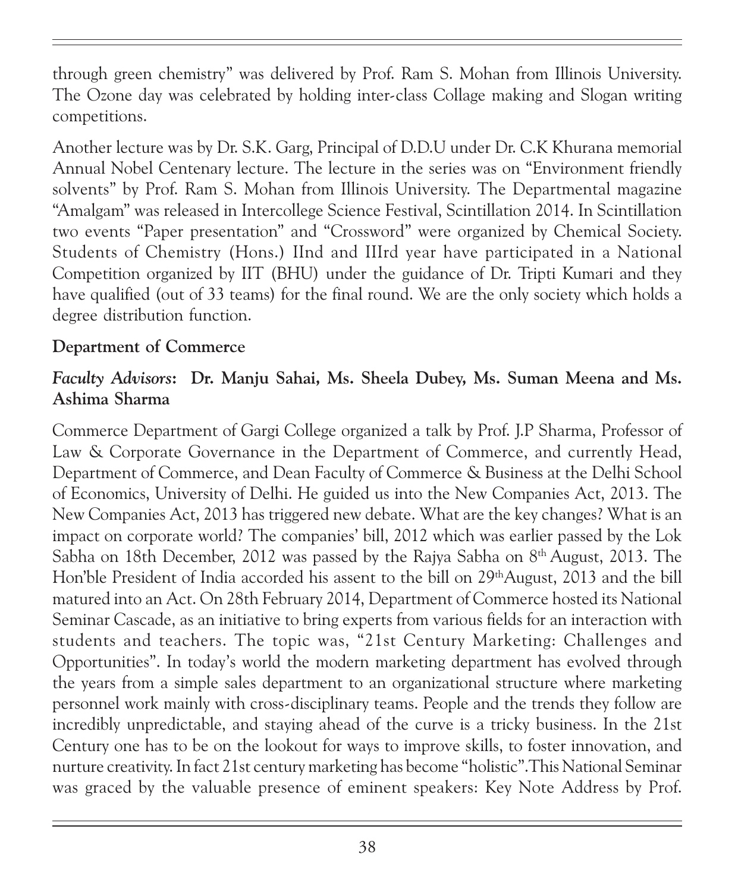through green chemistry" was delivered by Prof. Ram S. Mohan from Illinois University. The Ozone day was celebrated by holding inter-class Collage making and Slogan writing competitions.

Another lecture was by Dr. S.K. Garg, Principal of D.D.U under Dr. C.K Khurana memorial Annual Nobel Centenary lecture. The lecture in the series was on "Environment friendly solvents" by Prof. Ram S. Mohan from Illinois University. The Departmental magazine "Amalgam" was released in Intercollege Science Festival, Scintillation 2014. In Scintillation two events "Paper presentation" and "Crossword" were organized by Chemical Society. Students of Chemistry (Hons.) IInd and IIIrd year have participated in a National Competition organized by IIT (BHU) under the guidance of Dr. Tripti Kumari and they have qualified (out of 33 teams) for the final round. We are the only society which holds a degree distribution function.

**Department of Commerce**

***Faculty Advisors*: Dr. Manju Sahai, Ms. Sheela Dubey, Ms. Suman Meena and Ms. Ashima Sharma**

Commerce Department of Gargi College organized a talk by Prof. J.P Sharma, Professor of Law & Corporate Governance in the Department of Commerce, and currently Head, Department of Commerce, and Dean Faculty of Commerce & Business at the Delhi School of Economics, University of Delhi. He guided us into the New Companies Act, 2013. The New Companies Act, 2013 has triggered new debate. What are the key changes? What is an impact on corporate world? The companies' bill, 2012 which was earlier passed by the Lok Sabha on 18th December, 2012 was passed by the Rajya Sabha on 8th August, 2013. The Hon'ble President of India accorded his assent to the bill on 29th August, 2013 and the bill matured into an Act. On 28th February 2014, Department of Commerce hosted its National Seminar Cascade, as an initiative to bring experts from various fields for an interaction with students and teachers. The topic was, "21st Century Marketing: Challenges and Opportunities". In today's world the modern marketing department has evolved through the years from a simple sales department to an organizational structure where marketing personnel work mainly with cross-disciplinary teams. People and the trends they follow are incredibly unpredictable, and staying ahead of the curve is a tricky business. In the 21st Century one has to be on the lookout for ways to improve skills, to foster innovation, and nurture creativity. In fact 21st century marketing has become "holistic". This National Seminar was graced by the valuable presence of eminent speakers: Key Note Address by Prof.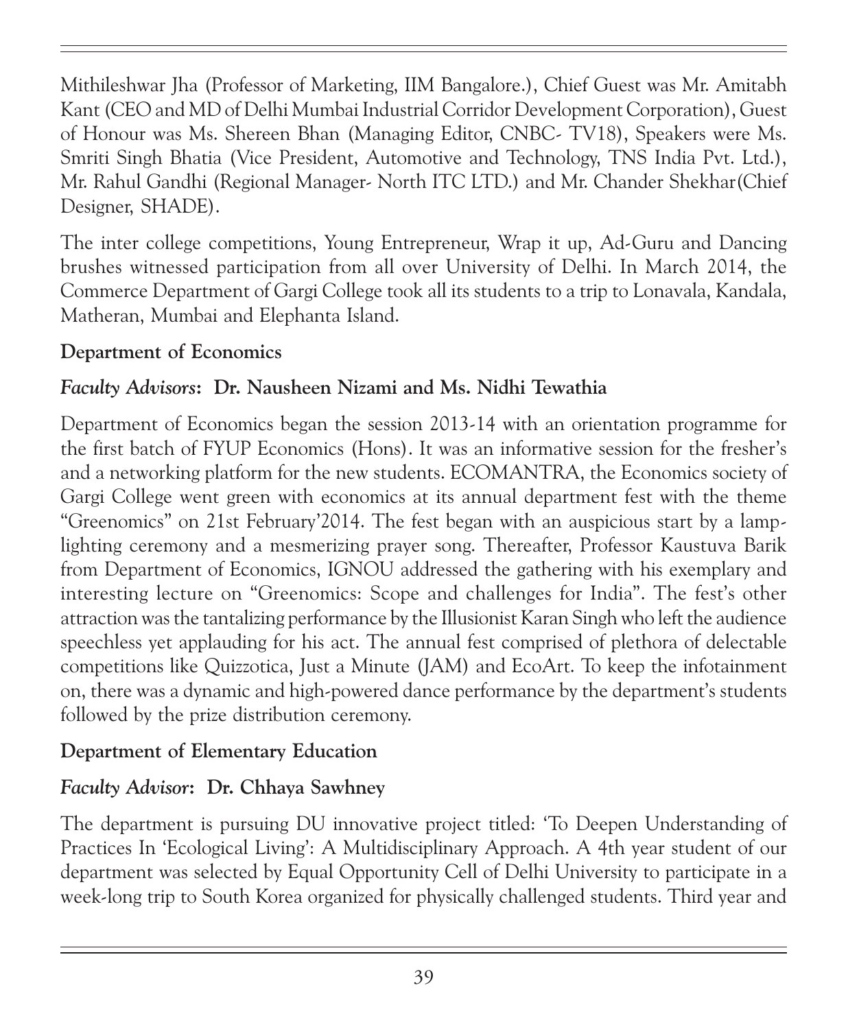Mithileshwar Jha (Professor of Marketing, IIM Bangalore.), Chief Guest was Mr. Amitabh Kant (CEO and MD of Delhi Mumbai Industrial Corridor Development Corporation), Guest of Honour was Ms. Shereen Bhan (Managing Editor, CNBC- TV18), Speakers were Ms. Smriti Singh Bhatia (Vice President, Automotive and Technology, TNS India Pvt. Ltd.), Mr. Rahul Gandhi (Regional Manager- North ITC LTD.) and Mr. Chander Shekhar(Chief Designer, SHADE).

The inter college competitions, Young Entrepreneur, Wrap it up, Ad-Guru and Dancing brushes witnessed participation from all over University of Delhi. In March 2014, the Commerce Department of Gargi College took all its students to a trip to Lonavala, Kandala, Matheran, Mumbai and Elephanta Island.

**Department of Economics**

***Faculty Advisors*: Dr. Nausheen Nizami and Ms. Nidhi Tewathia**

Department of Economics began the session 2013-14 with an orientation programme for the first batch of FYUP Economics (Hons). It was an informative session for the fresher's and a networking platform for the new students. ECOMANTRA, the Economics society of Gargi College went green with economics at its annual department fest with the theme "Greenomics" on 21st February'2014. The fest began with an auspicious start by a lamp-lighting ceremony and a mesmerizing prayer song. Thereafter, Professor Kaustuva Barik from Department of Economics, IGNOU addressed the gathering with his exemplary and interesting lecture on "Greenomics: Scope and challenges for India". The fest's other attraction was the tantalizing performance by the Illusionist Karan Singh who left the audience speechless yet applauding for his act. The annual fest comprised of plethora of delectable competitions like Quizzotica, Just a Minute (JAM) and EcoArt. To keep the infotainment on, there was a dynamic and high-powered dance performance by the department's students followed by the prize distribution ceremony.

**Department of Elementary Education**

***Faculty Advisor*: Dr. Chhaya Sawhney**

The department is pursuing DU innovative project titled: 'To Deepen Understanding of Practices In 'Ecological Living': A Multidisciplinary Approach. A 4th year student of our department was selected by Equal Opportunity Cell of Delhi University to participate in a week-long trip to South Korea organized for physically challenged students. Third year and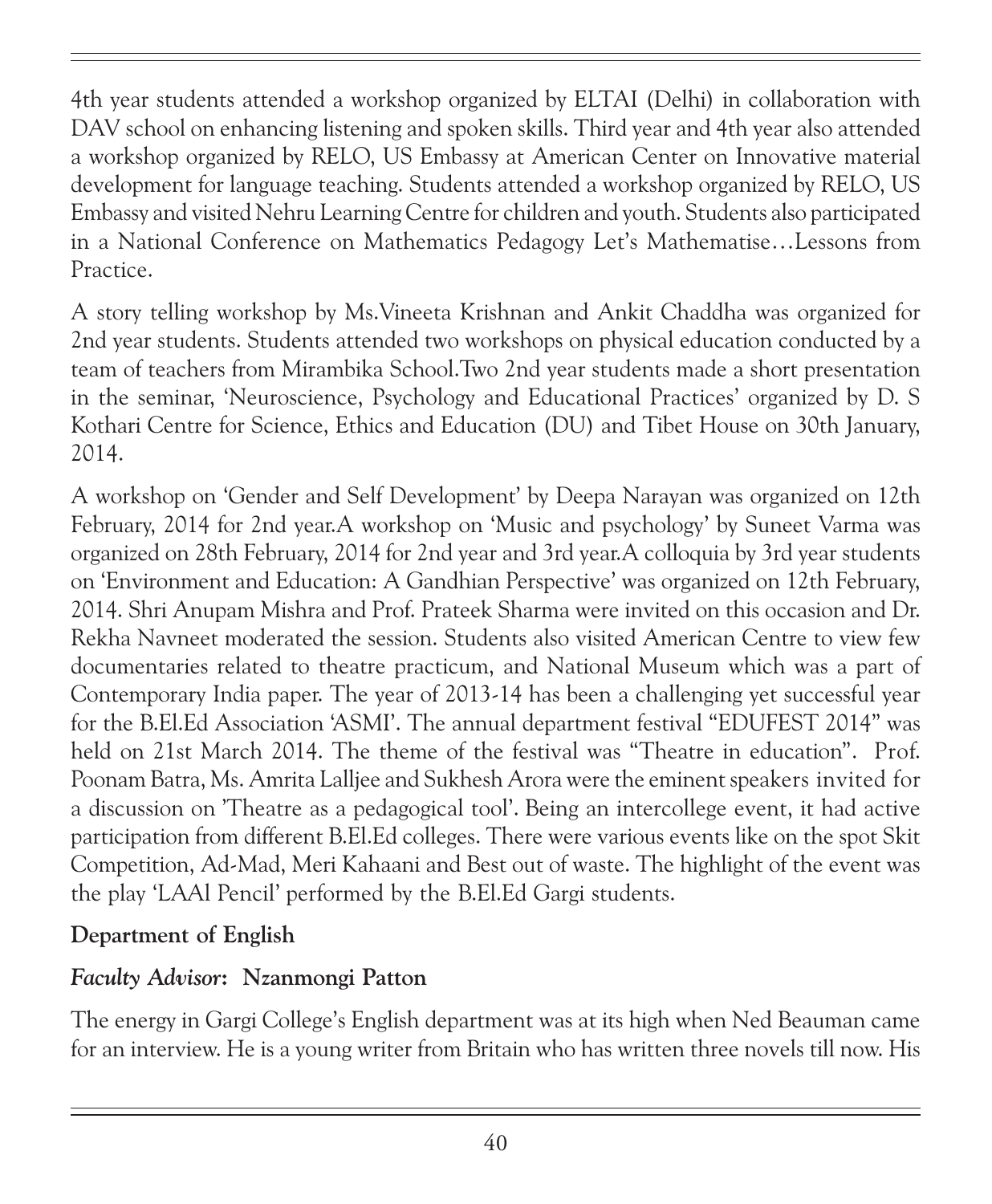4th year students attended a workshop organized by ELTAI (Delhi) in collaboration with DAV school on enhancing listening and spoken skills. Third year and 4th year also attended a workshop organized by RELO, US Embassy at American Center on Innovative material development for language teaching. Students attended a workshop organized by RELO, US Embassy and visited Nehru Learning Centre for children and youth. Students also participated in a National Conference on Mathematics Pedagogy Let's Mathematise…Lessons from Practice.

A story telling workshop by Ms.Vineeta Krishnan and Ankit Chaddha was organized for 2nd year students. Students attended two workshops on physical education conducted by a team of teachers from Mirambika School.Two 2nd year students made a short presentation in the seminar, 'Neuroscience, Psychology and Educational Practices' organized by D. S Kothari Centre for Science, Ethics and Education (DU) and Tibet House on 30th January, 2014.

A workshop on 'Gender and Self Development' by Deepa Narayan was organized on 12th February, 2014 for 2nd year.A workshop on 'Music and psychology' by Suneet Varma was organized on 28th February, 2014 for 2nd year and 3rd year.A colloquia by 3rd year students on 'Environment and Education: A Gandhian Perspective' was organized on 12th February, 2014. Shri Anupam Mishra and Prof. Prateek Sharma were invited on this occasion and Dr. Rekha Navneet moderated the session. Students also visited American Centre to view few documentaries related to theatre practicum, and National Museum which was a part of Contemporary India paper. The year of 2013-14 has been a challenging yet successful year for the B.El.Ed Association 'ASMI'. The annual department festival "EDUFEST 2014" was held on 21st March 2014. The theme of the festival was "Theatre in education". Prof. Poonam Batra, Ms. Amrita Lalljee and Sukhesh Arora were the eminent speakers invited for a discussion on 'Theatre as a pedagogical tool'. Being an intercollege event, it had active participation from different B.El.Ed colleges. There were various events like on the spot Skit Competition, Ad-Mad, Meri Kahaani and Best out of waste. The highlight of the event was the play 'LAAl Pencil' performed by the B.El.Ed Gargi students.

**Department of English**

***Faculty Advisor*: Nzanmongi Patton**

The energy in Gargi College's English department was at its high when Ned Beauman came for an interview. He is a young writer from Britain who has written three novels till now. His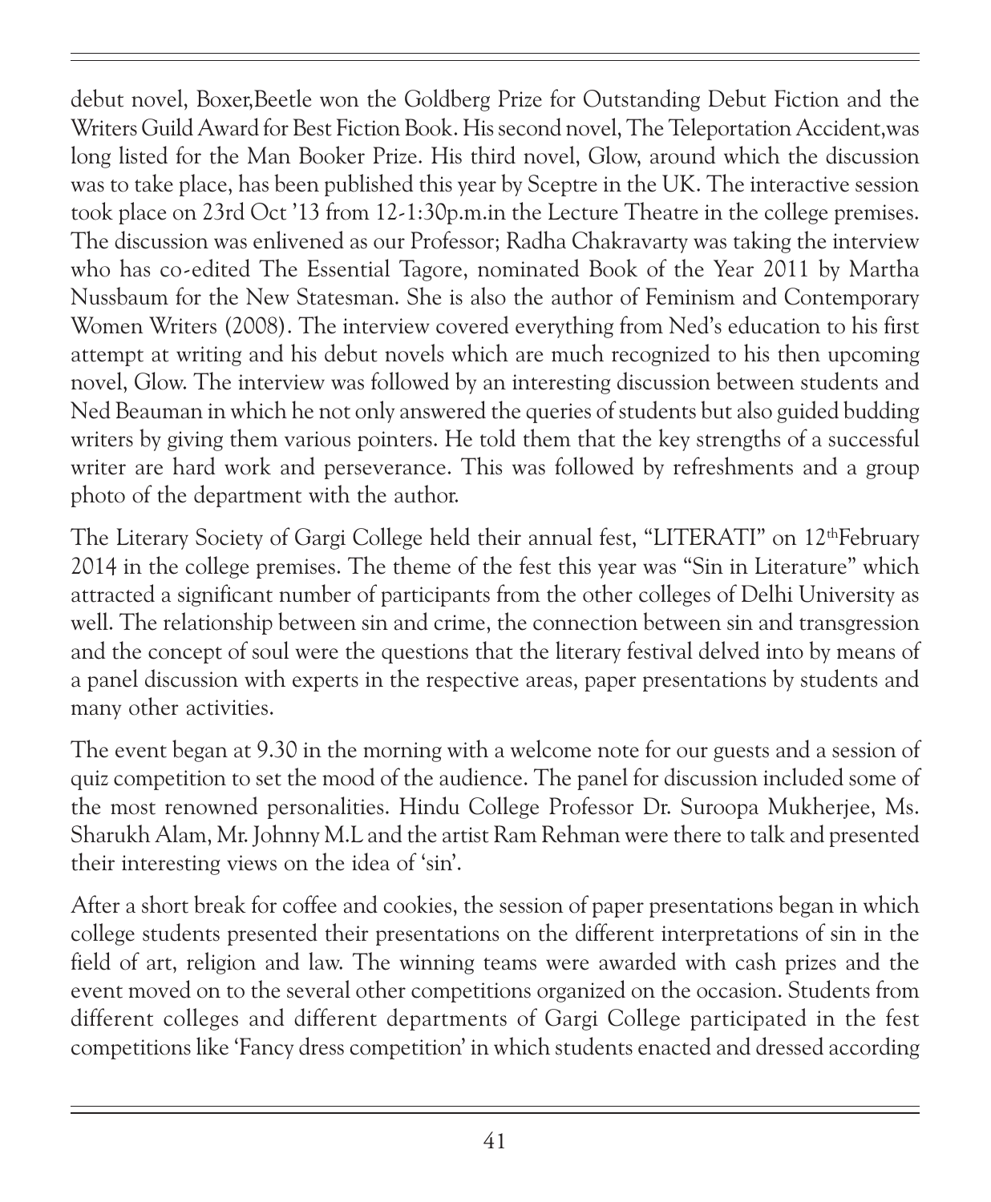debut novel, Boxer,Beetle won the Goldberg Prize for Outstanding Debut Fiction and the Writers Guild Award for Best Fiction Book. His second novel, The Teleportation Accident,was long listed for the Man Booker Prize. His third novel, Glow, around which the discussion was to take place, has been published this year by Sceptre in the UK. The interactive session took place on 23rd Oct '13 from 12-1:30p.m.in the Lecture Theatre in the college premises. The discussion was enlivened as our Professor; Radha Chakravarty was taking the interview who has co-edited The Essential Tagore, nominated Book of the Year 2011 by Martha Nussbaum for the New Statesman. She is also the author of Feminism and Contemporary Women Writers (2008). The interview covered everything from Ned's education to his first attempt at writing and his debut novels which are much recognized to his then upcoming novel, Glow. The interview was followed by an interesting discussion between students and Ned Beauman in which he not only answered the queries of students but also guided budding writers by giving them various pointers. He told them that the key strengths of a successful writer are hard work and perseverance. This was followed by refreshments and a group photo of the department with the author.

The Literary Society of Gargi College held their annual fest, "LITERATI" on 12thFebruary 2014 in the college premises. The theme of the fest this year was "Sin in Literature" which attracted a significant number of participants from the other colleges of Delhi University as well. The relationship between sin and crime, the connection between sin and transgression and the concept of soul were the questions that the literary festival delved into by means of a panel discussion with experts in the respective areas, paper presentations by students and many other activities.

The event began at 9.30 in the morning with a welcome note for our guests and a session of quiz competition to set the mood of the audience. The panel for discussion included some of the most renowned personalities. Hindu College Professor Dr. Suroopa Mukherjee, Ms. Sharukh Alam, Mr. Johnny M.L and the artist Ram Rehman were there to talk and presented their interesting views on the idea of 'sin'.

After a short break for coffee and cookies, the session of paper presentations began in which college students presented their presentations on the different interpretations of sin in the field of art, religion and law. The winning teams were awarded with cash prizes and the event moved on to the several other competitions organized on the occasion. Students from different colleges and different departments of Gargi College participated in the fest competitions like 'Fancy dress competition' in which students enacted and dressed according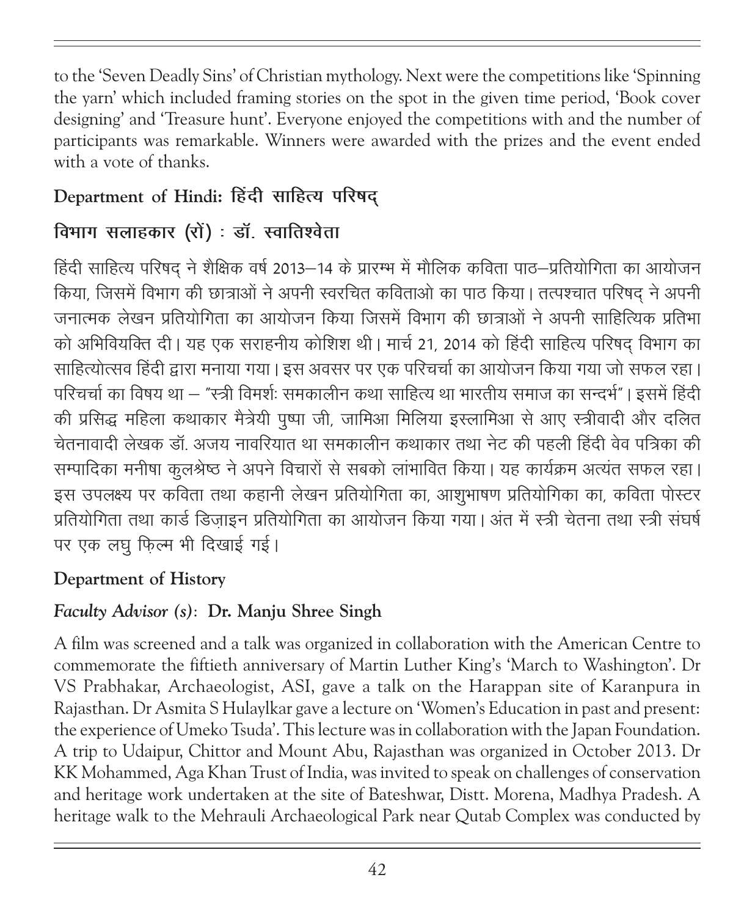to the 'Seven Deadly Sins' of Christian mythology. Next were the competitions like 'Spinning the yarn' which included framing stories on the spot in the given time period, 'Book cover designing' and 'Treasure hunt'. Everyone enjoyed the competitions with and the number of participants was remarkable. Winners were awarded with the prizes and the event ended with a vote of thanks.

### Department of Hindi: हिंदी साहित्य परिषद्

### विभाग सलाहकार (रों) : डॉ. स्वातिश्वेता

हिंदी साहित्य परिषद् ने शैक्षिक वर्ष 2013–14 के प्रारम्भ में मौलिक कविता पाठ–प्रतियोगिता का आयोजन किया, जिसमें विभाग की छात्राओं ने अपनी स्वरचित कविताओ का पाठ किया। तत्पश्चात परिषद् ने अपनी जनात्मक लेखन प्रतियोगिता का आयोजन किया जिसमें विभाग की छात्राओं ने अपनी साहित्यिक प्रतिभा को अभिवियक्ति दी। यह एक सराहनीय कोशिश थी। मार्च 21, 2014 को हिंदी साहित्य परिषद् विभाग का साहित्योत्सव हिंदी द्वारा मनाया गया। इस अवसर पर एक परिचर्चा का आयोजन किया गया जो सफल रहा। परिचर्चा का विषय था – "स्त्री विमर्शः समकालीन कथा साहित्य था भारतीय समाज का सन्दर्भ"। इसमें हिंदी की प्रसिद्ध महिला कथाकार मैत्रेयी पुष्पा जी, जामिआ मिलिया इस्लामिआ से आए स्त्रीवादी और दलित चेतनावादी लेखक डॉ. अजय नावरियात था समकालीन कथाकार तथा नेट की पहली हिंदी वेव पत्रिका की सम्पादिका मनीषा कुलश्रेष्ठ ने अपने विचारों से सबको लांभावित किया। यह कार्यक्रम अत्यंत सफल रहा। इस उपलक्ष्य पर कविता तथा कहानी लेखन प्रतियोगिता का, आशुभाषण प्रतियोगिका का, कविता पोस्टर प्रतियोगिता तथा कार्ड डिज़ाइन प्रतियोगिता का आयोजन किया गया। अंत में स्त्री चेतना तथा स्त्री संघर्ष पर एक लघु फ़िल्म भी दिखाई गई।

### Department of History

### *Faculty Advisor (s)*: Dr. Manju Shree Singh

A film was screened and a talk was organized in collaboration with the American Centre to commemorate the fiftieth anniversary of Martin Luther King's 'March to Washington'. Dr VS Prabhakar, Archaeologist, ASI, gave a talk on the Harappan site of Karanpura in Rajasthan. Dr Asmita S Hulaylkar gave a lecture on 'Women's Education in past and present: the experience of Umeko Tsuda'. This lecture was in collaboration with the Japan Foundation. A trip to Udaipur, Chittor and Mount Abu, Rajasthan was organized in October 2013. Dr KK Mohammed, Aga Khan Trust of India, was invited to speak on challenges of conservation and heritage work undertaken at the site of Bateshwar, Distt. Morena, Madhya Pradesh. A heritage walk to the Mehrauli Archaeological Park near Qutab Complex was conducted by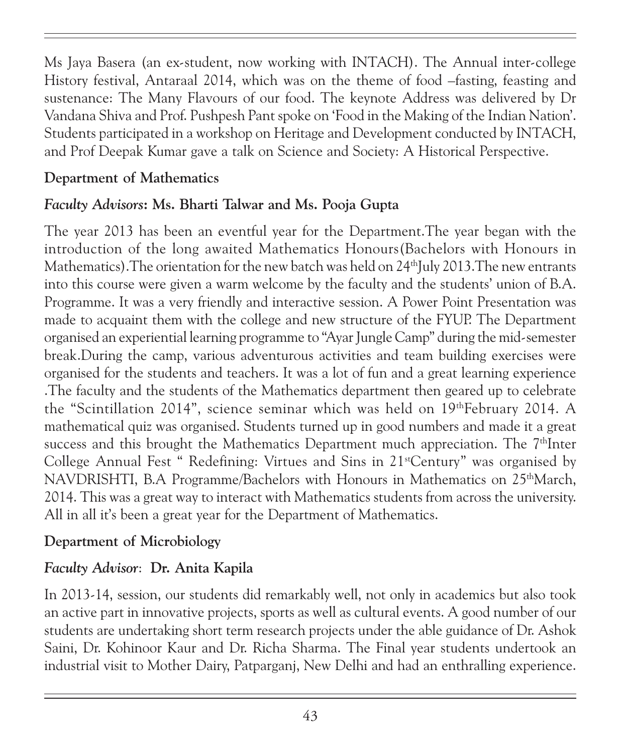Ms Jaya Basera (an ex-student, now working with INTACH). The Annual inter-college History festival, Antaraal 2014, which was on the theme of food –fasting, feasting and sustenance: The Many Flavours of our food. The keynote Address was delivered by Dr Vandana Shiva and Prof. Pushpesh Pant spoke on 'Food in the Making of the Indian Nation'. Students participated in a workshop on Heritage and Development conducted by INTACH, and Prof Deepak Kumar gave a talk on Science and Society: A Historical Perspective.

## Department of Mathematics

***Faculty Advisors*: Ms. Bharti Talwar and Ms. Pooja Gupta**

The year 2013 has been an eventful year for the Department.The year began with the introduction of the long awaited Mathematics Honours(Bachelors with Honours in Mathematics).The orientation for the new batch was held on 24th July 2013.The new entrants into this course were given a warm welcome by the faculty and the students' union of B.A. Programme. It was a very friendly and interactive session. A Power Point Presentation was made to acquaint them with the college and new structure of the FYUP. The Department organised an experiential learning programme to "Ayar Jungle Camp" during the mid-semester break.During the camp, various adventurous activities and team building exercises were organised for the students and teachers. It was a lot of fun and a great learning experience .The faculty and the students of the Mathematics department then geared up to celebrate the "Scintillation 2014", science seminar which was held on 19th February 2014. A mathematical quiz was organised. Students turned up in good numbers and made it a great success and this brought the Mathematics Department much appreciation. The 7th Inter College Annual Fest " Redefining: Virtues and Sins in 21st Century" was organised by NAVDRISHTI, B.A Programme/Bachelors with Honours in Mathematics on 25th March, 2014. This was a great way to interact with Mathematics students from across the university. All in all it's been a great year for the Department of Mathematics.

## Department of Microbiology

***Faculty Advisor*: Dr. Anita Kapila**

In 2013-14, session, our students did remarkably well, not only in academics but also took an active part in innovative projects, sports as well as cultural events. A good number of our students are undertaking short term research projects under the able guidance of Dr. Ashok Saini, Dr. Kohinoor Kaur and Dr. Richa Sharma. The Final year students undertook an industrial visit to Mother Dairy, Patparganj, New Delhi and had an enthralling experience.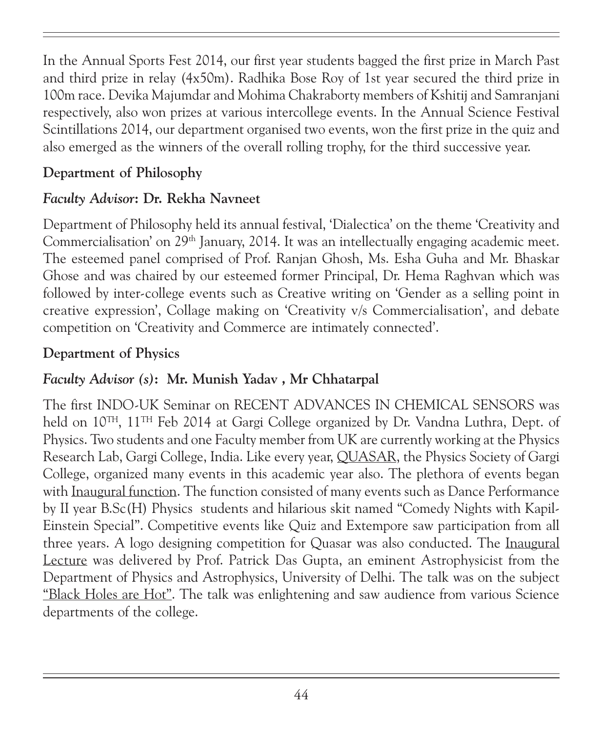In the Annual Sports Fest 2014, our first year students bagged the first prize in March Past and third prize in relay (4x50m). Radhika Bose Roy of 1st year secured the third prize in 100m race. Devika Majumdar and Mohima Chakraborty members of Kshitij and Samranjani respectively, also won prizes at various intercollege events. In the Annual Science Festival Scintillations 2014, our department organised two events, won the first prize in the quiz and also emerged as the winners of the overall rolling trophy, for the third successive year.

**Department of Philosophy**

***Faculty Advisor*: Dr. Rekha Navneet**

Department of Philosophy held its annual festival, 'Dialectica' on the theme 'Creativity and Commercialisation' on 29th January, 2014. It was an intellectually engaging academic meet. The esteemed panel comprised of Prof. Ranjan Ghosh, Ms. Esha Guha and Mr. Bhaskar Ghose and was chaired by our esteemed former Principal, Dr. Hema Raghvan which was followed by inter-college events such as Creative writing on 'Gender as a selling point in creative expression', Collage making on 'Creativity v/s Commercialisation', and debate competition on 'Creativity and Commerce are intimately connected'.

**Department of Physics**

***Faculty Advisor (s)*: Mr. Munish Yadav , Mr Chhatarpal**

The first INDO-UK Seminar on RECENT ADVANCES IN CHEMICAL SENSORS was held on 10TH, 11TH Feb 2014 at Gargi College organized by Dr. Vandna Luthra, Dept. of Physics. Two students and one Faculty member from UK are currently working at the Physics Research Lab, Gargi College, India. Like every year, QUASAR, the Physics Society of Gargi College, organized many events in this academic year also. The plethora of events began with Inaugural function. The function consisted of many events such as Dance Performance by II year B.Sc(H) Physics students and hilarious skit named "Comedy Nights with Kapil-Einstein Special". Competitive events like Quiz and Extempore saw participation from all three years. A logo designing competition for Quasar was also conducted. The Inaugural Lecture was delivered by Prof. Patrick Das Gupta, an eminent Astrophysicist from the Department of Physics and Astrophysics, University of Delhi. The talk was on the subject "Black Holes are Hot". The talk was enlightening and saw audience from various Science departments of the college.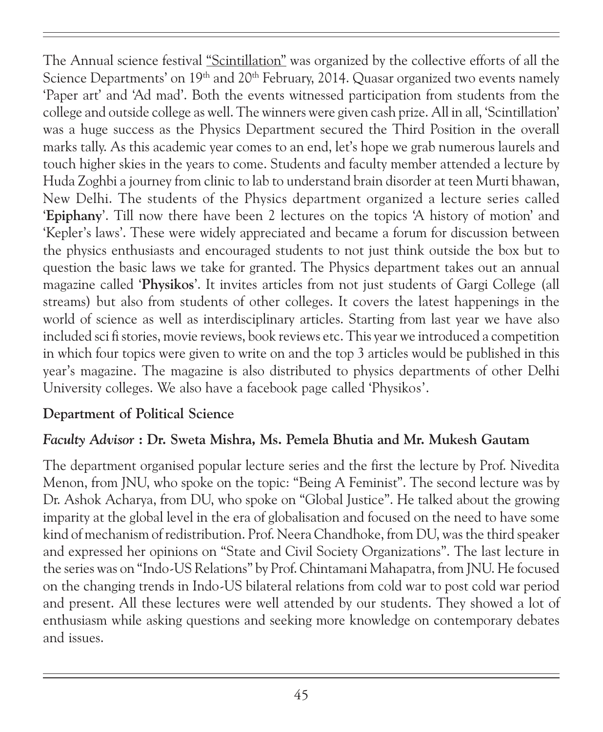The Annual science festival "Scintillation" was organized by the collective efforts of all the Science Departments' on 19th and 20th February, 2014. Quasar organized two events namely 'Paper art' and 'Ad mad'. Both the events witnessed participation from students from the college and outside college as well. The winners were given cash prize. All in all, 'Scintillation' was a huge success as the Physics Department secured the Third Position in the overall marks tally. As this academic year comes to an end, let's hope we grab numerous laurels and touch higher skies in the years to come. Students and faculty member attended a lecture by Huda Zoghbi a journey from clinic to lab to understand brain disorder at teen Murti bhawan, New Delhi. The students of the Physics department organized a lecture series called '**Epiphany**'. Till now there have been 2 lectures on the topics 'A history of motion' and 'Kepler's laws'. These were widely appreciated and became a forum for discussion between the physics enthusiasts and encouraged students to not just think outside the box but to question the basic laws we take for granted. The Physics department takes out an annual magazine called '**Physikos**'. It invites articles from not just students of Gargi College (all streams) but also from students of other colleges. It covers the latest happenings in the world of science as well as interdisciplinary articles. Starting from last year we have also included sci fi stories, movie reviews, book reviews etc. This year we introduced a competition in which four topics were given to write on and the top 3 articles would be published in this year's magazine. The magazine is also distributed to physics departments of other Delhi University colleges. We also have a facebook page called 'Physikos'.

## Department of Political Science

***Faculty Advisor* : Dr. Sweta Mishra, Ms. Pemela Bhutia and Mr. Mukesh Gautam**

The department organised popular lecture series and the first the lecture by Prof. Nivedita Menon, from JNU, who spoke on the topic: "Being A Feminist". The second lecture was by Dr. Ashok Acharya, from DU, who spoke on "Global Justice". He talked about the growing imparity at the global level in the era of globalisation and focused on the need to have some kind of mechanism of redistribution. Prof. Neera Chandhoke, from DU, was the third speaker and expressed her opinions on "State and Civil Society Organizations". The last lecture in the series was on "Indo-US Relations" by Prof. Chintamani Mahapatra, from JNU. He focused on the changing trends in Indo-US bilateral relations from cold war to post cold war period and present. All these lectures were well attended by our students. They showed a lot of enthusiasm while asking questions and seeking more knowledge on contemporary debates and issues.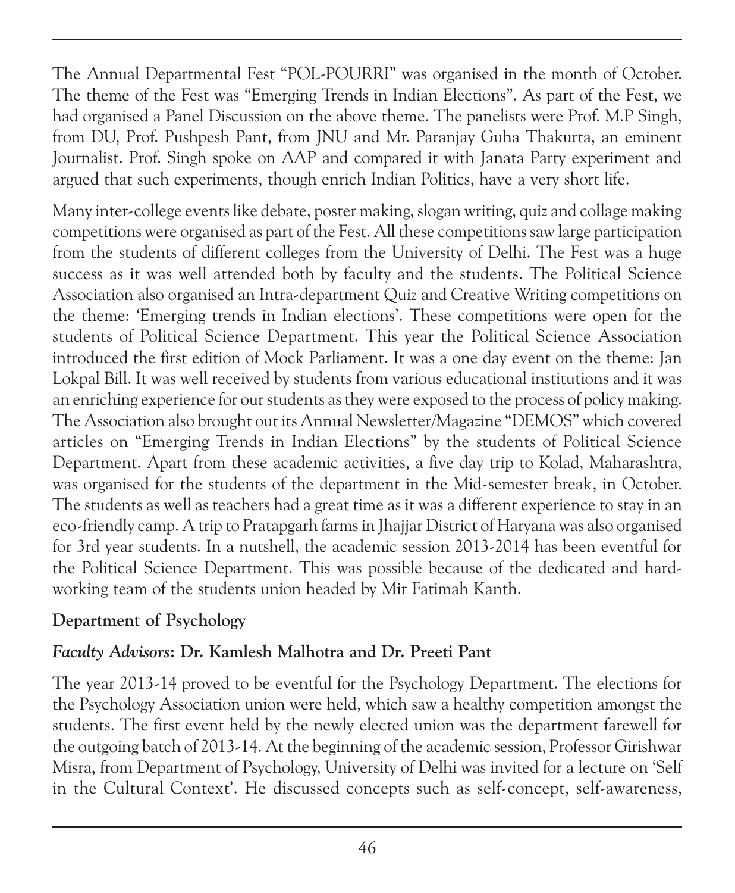The Annual Departmental Fest "POL-POURRI" was organised in the month of October. The theme of the Fest was "Emerging Trends in Indian Elections". As part of the Fest, we had organised a Panel Discussion on the above theme. The panelists were Prof. M.P Singh, from DU, Prof. Pushpesh Pant, from JNU and Mr. Paranjay Guha Thakurta, an eminent Journalist. Prof. Singh spoke on AAP and compared it with Janata Party experiment and argued that such experiments, though enrich Indian Politics, have a very short life.

Many inter-college events like debate, poster making, slogan writing, quiz and collage making competitions were organised as part of the Fest. All these competitions saw large participation from the students of different colleges from the University of Delhi. The Fest was a huge success as it was well attended both by faculty and the students. The Political Science Association also organised an Intra-department Quiz and Creative Writing competitions on the theme: 'Emerging trends in Indian elections'. These competitions were open for the students of Political Science Department. This year the Political Science Association introduced the first edition of Mock Parliament. It was a one day event on the theme: Jan Lokpal Bill. It was well received by students from various educational institutions and it was an enriching experience for our students as they were exposed to the process of policy making. The Association also brought out its Annual Newsletter/Magazine "DEMOS" which covered articles on "Emerging Trends in Indian Elections" by the students of Political Science Department. Apart from these academic activities, a five day trip to Kolad, Maharashtra, was organised for the students of the department in the Mid-semester break, in October. The students as well as teachers had a great time as it was a different experience to stay in an eco-friendly camp. A trip to Pratapgarh farms in Jhajjar District of Haryana was also organised for 3rd year students. In a nutshell, the academic session 2013-2014 has been eventful for the Political Science Department. This was possible because of the dedicated and hard-working team of the students union headed by Mir Fatimah Kanth.

## Department of Psychology

***Faculty Advisors*: Dr. Kamlesh Malhotra and Dr. Preeti Pant**

The year 2013-14 proved to be eventful for the Psychology Department. The elections for the Psychology Association union were held, which saw a healthy competition amongst the students. The first event held by the newly elected union was the department farewell for the outgoing batch of 2013-14. At the beginning of the academic session, Professor Girishwar Misra, from Department of Psychology, University of Delhi was invited for a lecture on 'Self in the Cultural Context'. He discussed concepts such as self-concept, self-awareness,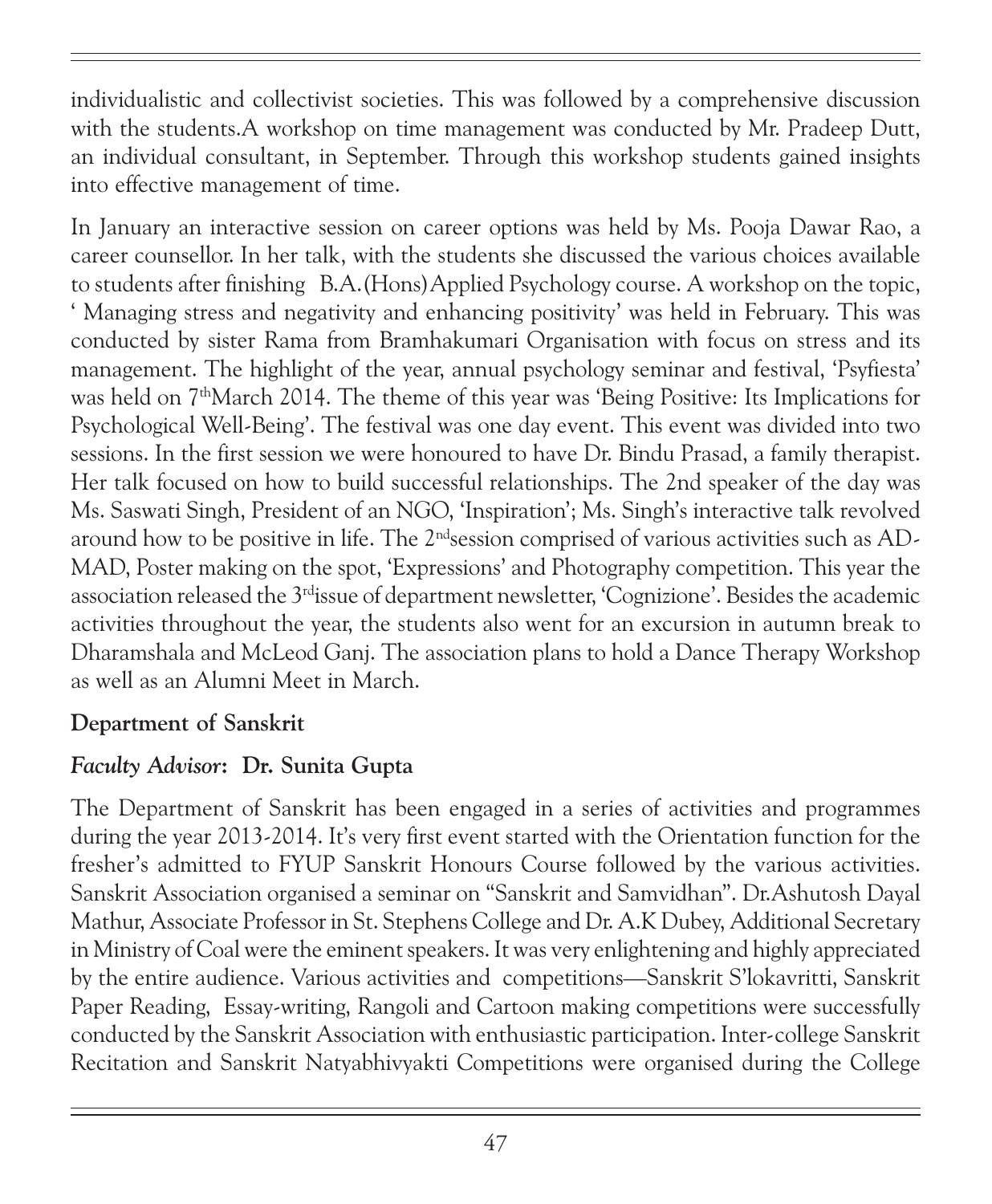individualistic and collectivist societies. This was followed by a comprehensive discussion with the students.A workshop on time management was conducted by Mr. Pradeep Dutt, an individual consultant, in September. Through this workshop students gained insights into effective management of time.

In January an interactive session on career options was held by Ms. Pooja Dawar Rao, a career counsellor. In her talk, with the students she discussed the various choices available to students after finishing B.A.(Hons) Applied Psychology course. A workshop on the topic, ' Managing stress and negativity and enhancing positivity' was held in February. This was conducted by sister Rama from Bramhakumari Organisation with focus on stress and its management. The highlight of the year, annual psychology seminar and festival, 'Psyfiesta' was held on 7thMarch 2014. The theme of this year was 'Being Positive: Its Implications for Psychological Well-Being'. The festival was one day event. This event was divided into two sessions. In the first session we were honoured to have Dr. Bindu Prasad, a family therapist. Her talk focused on how to build successful relationships. The 2nd speaker of the day was Ms. Saswati Singh, President of an NGO, 'Inspiration'; Ms. Singh's interactive talk revolved around how to be positive in life. The 2ndsession comprised of various activities such as AD-MAD, Poster making on the spot, 'Expressions' and Photography competition. This year the association released the 3rdissue of department newsletter, 'Cognizione'. Besides the academic activities throughout the year, the students also went for an excursion in autumn break to Dharamshala and McLeod Ganj. The association plans to hold a Dance Therapy Workshop as well as an Alumni Meet in March.

**Department of Sanskrit**

***Faculty Advisor*: Dr. Sunita Gupta**

The Department of Sanskrit has been engaged in a series of activities and programmes during the year 2013-2014. It's very first event started with the Orientation function for the fresher's admitted to FYUP Sanskrit Honours Course followed by the various activities. Sanskrit Association organised a seminar on "Sanskrit and Samvidhan". Dr.Ashutosh Dayal Mathur, Associate Professor in St. Stephens College and Dr. A.K Dubey, Additional Secretary in Ministry of Coal were the eminent speakers. It was very enlightening and highly appreciated by the entire audience. Various activities and competitions—Sanskrit S'lokavritti, Sanskrit Paper Reading, Essay-writing, Rangoli and Cartoon making competitions were successfully conducted by the Sanskrit Association with enthusiastic participation. Inter-college Sanskrit Recitation and Sanskrit Natyabhivyakti Competitions were organised during the College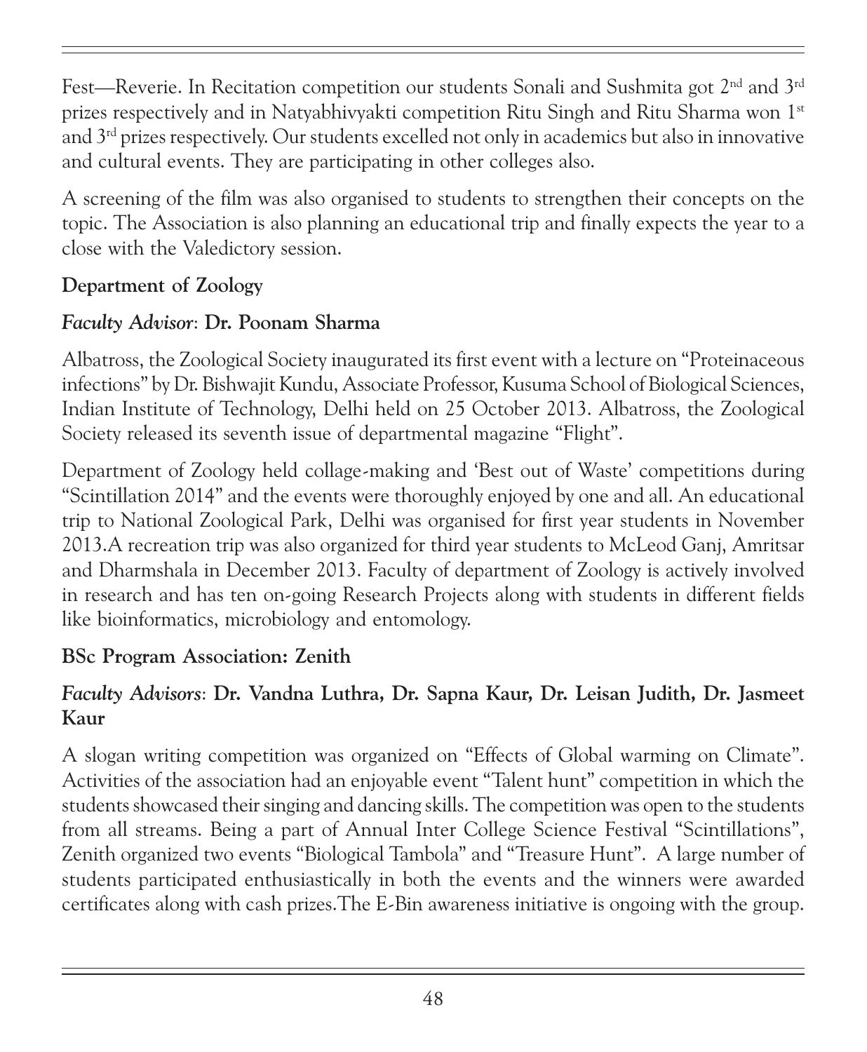Fest—Reverie. In Recitation competition our students Sonali and Sushmita got 2[nd] and 3[rd] prizes respectively and in Natyabhivyakti competition Ritu Singh and Ritu Sharma won 1[st] and 3[rd] prizes respectively. Our students excelled not only in academics but also in innovative and cultural events. They are participating in other colleges also.

A screening of the film was also organised to students to strengthen their concepts on the topic. The Association is also planning an educational trip and finally expects the year to a close with the Valedictory session.

### Department of Zoology

***Faculty Advisor*: Dr. Poonam Sharma**

Albatross, the Zoological Society inaugurated its first event with a lecture on "Proteinaceous infections" by Dr. Bishwajit Kundu, Associate Professor, Kusuma School of Biological Sciences, Indian Institute of Technology, Delhi held on 25 October 2013. Albatross, the Zoological Society released its seventh issue of departmental magazine "Flight".

Department of Zoology held collage-making and 'Best out of Waste' competitions during "Scintillation 2014" and the events were thoroughly enjoyed by one and all. An educational trip to National Zoological Park, Delhi was organised for first year students in November 2013.A recreation trip was also organized for third year students to McLeod Ganj, Amritsar and Dharmshala in December 2013. Faculty of department of Zoology is actively involved in research and has ten on-going Research Projects along with students in different fields like bioinformatics, microbiology and entomology.

### BSc Program Association: Zenith

***Faculty Advisors*: Dr. Vandna Luthra, Dr. Sapna Kaur, Dr. Leisan Judith, Dr. Jasmeet Kaur**

A slogan writing competition was organized on "Effects of Global warming on Climate". Activities of the association had an enjoyable event "Talent hunt" competition in which the students showcased their singing and dancing skills. The competition was open to the students from all streams. Being a part of Annual Inter College Science Festival "Scintillations", Zenith organized two events "Biological Tambola" and "Treasure Hunt". A large number of students participated enthusiastically in both the events and the winners were awarded certificates along with cash prizes.The E-Bin awareness initiative is ongoing with the group.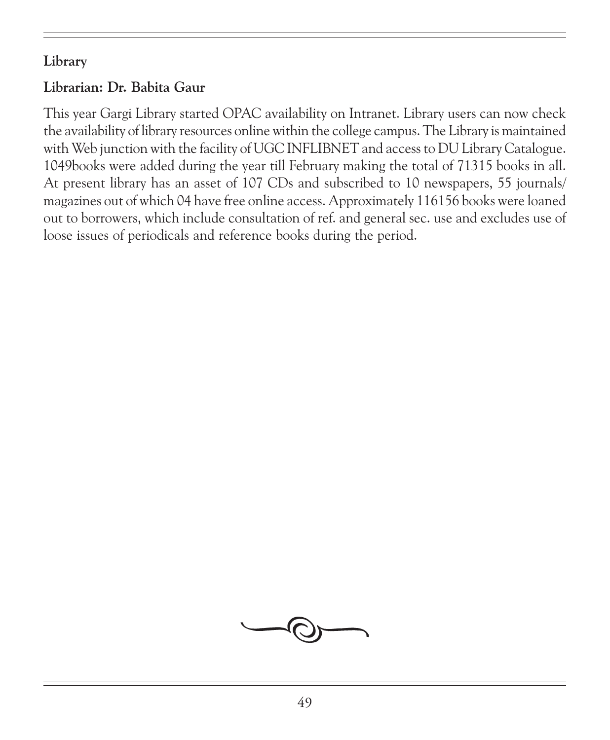**Library**

**Librarian: Dr. Babita Gaur**

This year Gargi Library started OPAC availability on Intranet. Library users can now check the availability of library resources online within the college campus. The Library is maintained with Web junction with the facility of UGC INFLIBNET and access to DU Library Catalogue. 1049books were added during the year till February making the total of 71315 books in all. At present library has an asset of 107 CDs and subscribed to 10 newspapers, 55 journals/ magazines out of which 04 have free online access. Approximately 116156 books were loaned out to borrowers, which include consultation of ref. and general sec. use and excludes use of loose issues of periodicals and reference books during the period.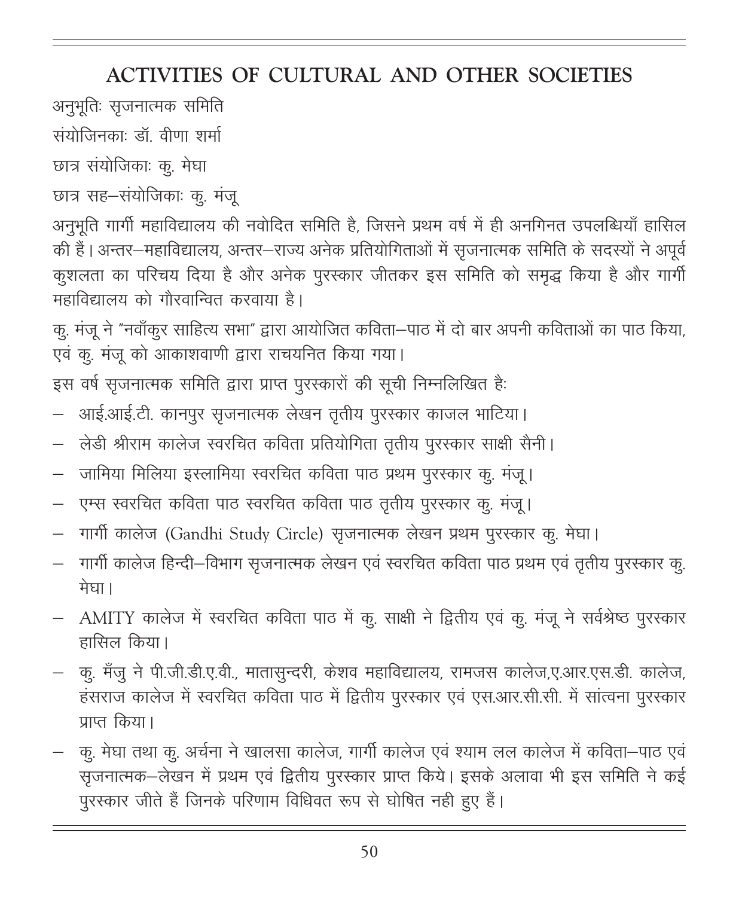# ACTIVITIES OF CULTURAL AND OTHER SOCIETIES

अनुभूतिः सृजनात्मक समिति

संयोजिनकाः डॉ. वीणा शर्मा

छात्र संयोजिकाः कु. मेघा

छात्र सह–संयोजिकाः कु. मंजू

अनुभूति गार्गी महाविद्यालय की नवोदित समिति है, जिसने प्रथम वर्ष में ही अनगिनत उपलब्धियाँ हासिल की हैं। अन्तर–महाविद्यालय, अन्तर–राज्य अनेक प्रतियोगिताओं में सृजनात्मक समिति के सदस्यों ने अपूर्व कुशलता का परिचय दिया है और अनेक पुरस्कार जीतकर इस समिति को समृद्ध किया है और गार्गी महाविद्यालय को गौरवान्वित करवाया है।

कु. मंजू ने "नवाँकुर साहित्य सभा" द्वारा आयोजित कविता–पाठ में दो बार अपनी कविताओं का पाठ किया, एवं कु. मंजू को आकाशवाणी द्वारा राचयनित किया गया।

इस वर्ष सृजनात्मक समिति द्वारा प्राप्त पुरस्कारों की सूची निम्नलिखित हैः

- आई.आई.टी. कानपुर सृजनात्मक लेखन तृतीय पुरस्कार काजल भाटिया।
- लेडी श्रीराम कालेज स्वरचित कविता प्रतियोगिता तृतीय पुरस्कार साक्षी सैनी।
- जामिया मिलिया इस्लामिया स्वरचित कविता पाठ प्रथम पुरस्कार कु. मंजू।
- एम्स स्वरचित कविता पाठ स्वरचित कविता पाठ तृतीय पुरस्कार कु. मंजू।
- गार्गी कालेज (Gandhi Study Circle) सृजनात्मक लेखन प्रथम पुरस्कार कु. मेघा।
- गार्गी कालेज हिन्दी–विभाग सृजनात्मक लेखन एवं स्वरचित कविता पाठ प्रथम एवं तृतीय पुरस्कार कु. मेघा।
- AMITY कालेज में स्वरचित कविता पाठ में कु. साक्षी ने द्वितीय एवं कु. मंजू ने सर्वश्रेष्ठ पुरस्कार हासिल किया।
- कु. मँजु ने पी.जी.डी.ए.वी., मातासुन्दरी, केशव महाविद्यालय, रामजस कालेज,ए.आर.एस.डी. कालेज, हंसराज कालेज में स्वरचित कविता पाठ में द्वितीय पुरस्कार एवं एस.आर.सी.सी. में सांत्वना पुरस्कार प्राप्त किया।
- कु. मेघा तथा कु. अर्चना ने खालसा कालेज, गार्गी कालेज एवं श्याम लल कालेज में कविता–पाठ एवं सृजनात्मक–लेखन में प्रथम एवं द्वितीय पुरस्कार प्राप्त किये। इसके अलावा भी इस समिति ने कई पुरस्कार जीते हैं जिनके परिणाम विधिवत रूप से घोषित नही हुए हैं।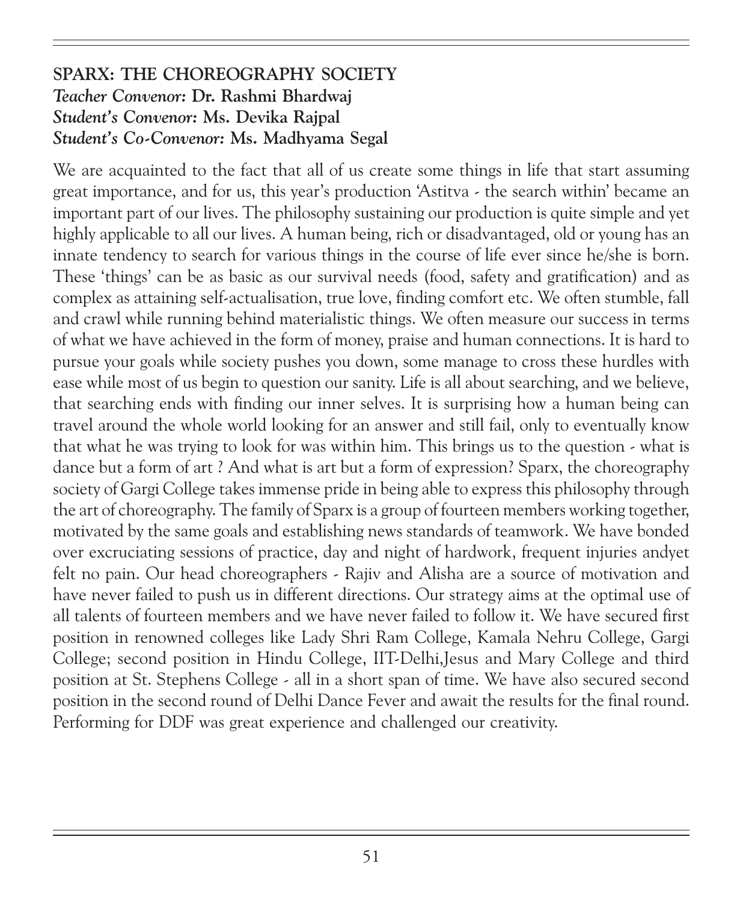## SPARX: THE CHOREOGRAPHY SOCIETY

***Teacher Convenor:* Dr. Rashmi Bhardwaj**
***Student's Convenor:* Ms. Devika Rajpal**
***Student's Co-Convenor:* Ms. Madhyama Segal**

We are acquainted to the fact that all of us create some things in life that start assuming great importance, and for us, this year's production 'Astitva - the search within' became an important part of our lives. The philosophy sustaining our production is quite simple and yet highly applicable to all our lives. A human being, rich or disadvantaged, old or young has an innate tendency to search for various things in the course of life ever since he/she is born. These 'things' can be as basic as our survival needs (food, safety and gratification) and as complex as attaining self-actualisation, true love, finding comfort etc. We often stumble, fall and crawl while running behind materialistic things. We often measure our success in terms of what we have achieved in the form of money, praise and human connections. It is hard to pursue your goals while society pushes you down, some manage to cross these hurdles with ease while most of us begin to question our sanity. Life is all about searching, and we believe, that searching ends with finding our inner selves. It is surprising how a human being can travel around the whole world looking for an answer and still fail, only to eventually know that what he was trying to look for was within him. This brings us to the question - what is dance but a form of art ? And what is art but a form of expression? Sparx, the choreography society of Gargi College takes immense pride in being able to express this philosophy through the art of choreography. The family of Sparx is a group of fourteen members working together, motivated by the same goals and establishing news standards of teamwork. We have bonded over excruciating sessions of practice, day and night of hardwork, frequent injuries andyet felt no pain. Our head choreographers - Rajiv and Alisha are a source of motivation and have never failed to push us in different directions. Our strategy aims at the optimal use of all talents of fourteen members and we have never failed to follow it. We have secured first position in renowned colleges like Lady Shri Ram College, Kamala Nehru College, Gargi College; second position in Hindu College, IIT-Delhi,Jesus and Mary College and third position at St. Stephens College - all in a short span of time. We have also secured second position in the second round of Delhi Dance Fever and await the results for the final round. Performing for DDF was great experience and challenged our creativity.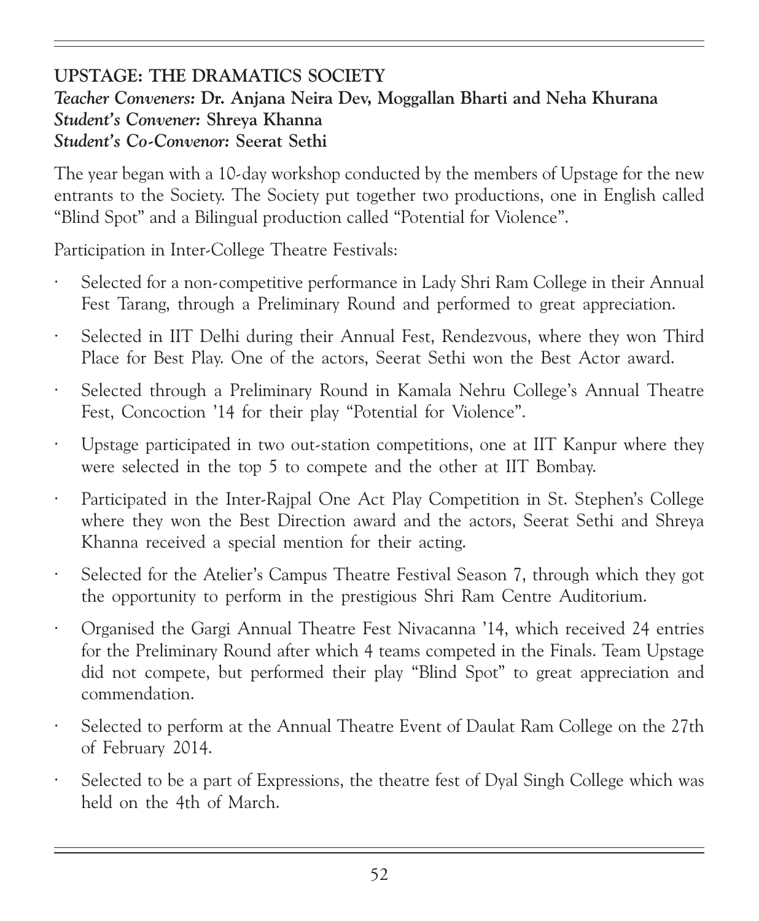## UPSTAGE: THE DRAMATICS SOCIETY

***Teacher Conveners:*** **Dr. Anjana Neira Dev, Moggallan Bharti and Neha Khurana**
***Student's Convener:*** **Shreya Khanna**
***Student's Co-Convenor:*** **Seerat Sethi**

The year began with a 10-day workshop conducted by the members of Upstage for the new entrants to the Society. The Society put together two productions, one in English called "Blind Spot" and a Bilingual production called "Potential for Violence".

Participation in Inter-College Theatre Festivals:

- Selected for a non-competitive performance in Lady Shri Ram College in their Annual Fest Tarang, through a Preliminary Round and performed to great appreciation.
- Selected in IIT Delhi during their Annual Fest, Rendezvous, where they won Third Place for Best Play. One of the actors, Seerat Sethi won the Best Actor award.
- Selected through a Preliminary Round in Kamala Nehru College's Annual Theatre Fest, Concoction '14 for their play "Potential for Violence".
- Upstage participated in two out-station competitions, one at IIT Kanpur where they were selected in the top 5 to compete and the other at IIT Bombay.
- Participated in the Inter-Rajpal One Act Play Competition in St. Stephen's College where they won the Best Direction award and the actors, Seerat Sethi and Shreya Khanna received a special mention for their acting.
- Selected for the Atelier's Campus Theatre Festival Season 7, through which they got the opportunity to perform in the prestigious Shri Ram Centre Auditorium.
- Organised the Gargi Annual Theatre Fest Nivacanna '14, which received 24 entries for the Preliminary Round after which 4 teams competed in the Finals. Team Upstage did not compete, but performed their play "Blind Spot" to great appreciation and commendation.
- Selected to perform at the Annual Theatre Event of Daulat Ram College on the 27th of February 2014.
- Selected to be a part of Expressions, the theatre fest of Dyal Singh College which was held on the 4th of March.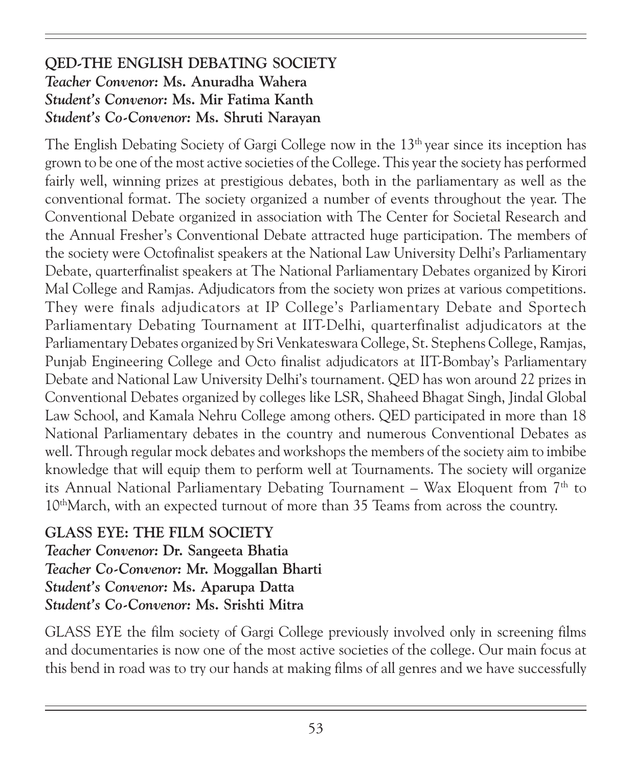## QED-THE ENGLISH DEBATING SOCIETY

***Teacher Convenor:*** **Ms. Anuradha Wahera**
***Student's Convenor:*** **Ms. Mir Fatima Kanth**
***Student's Co-Convenor:*** **Ms. Shruti Narayan**

The English Debating Society of Gargi College now in the 13th year since its inception has grown to be one of the most active societies of the College. This year the society has performed fairly well, winning prizes at prestigious debates, both in the parliamentary as well as the conventional format. The society organized a number of events throughout the year. The Conventional Debate organized in association with The Center for Societal Research and the Annual Fresher's Conventional Debate attracted huge participation. The members of the society were Octofinalist speakers at the National Law University Delhi's Parliamentary Debate, quarterfinalist speakers at The National Parliamentary Debates organized by Kirori Mal College and Ramjas. Adjudicators from the society won prizes at various competitions. They were finals adjudicators at IP College's Parliamentary Debate and Sportech Parliamentary Debating Tournament at IIT-Delhi, quarterfinalist adjudicators at the Parliamentary Debates organized by Sri Venkateswara College, St. Stephens College, Ramjas, Punjab Engineering College and Octo finalist adjudicators at IIT-Bombay's Parliamentary Debate and National Law University Delhi's tournament. QED has won around 22 prizes in Conventional Debates organized by colleges like LSR, Shaheed Bhagat Singh, Jindal Global Law School, and Kamala Nehru College among others. QED participated in more than 18 National Parliamentary debates in the country and numerous Conventional Debates as well. Through regular mock debates and workshops the members of the society aim to imbibe knowledge that will equip them to perform well at Tournaments. The society will organize its Annual National Parliamentary Debating Tournament – Wax Eloquent from 7th to 10th March, with an expected turnout of more than 35 Teams from across the country.

## GLASS EYE: THE FILM SOCIETY

***Teacher Convenor:*** **Dr. Sangeeta Bhatia**
***Teacher Co-Convenor:*** **Mr. Moggallan Bharti**
***Student's Convenor:*** **Ms. Aparupa Datta**
***Student's Co-Convenor:*** **Ms. Srishti Mitra**

GLASS EYE the film society of Gargi College previously involved only in screening films and documentaries is now one of the most active societies of the college. Our main focus at this bend in road was to try our hands at making films of all genres and we have successfully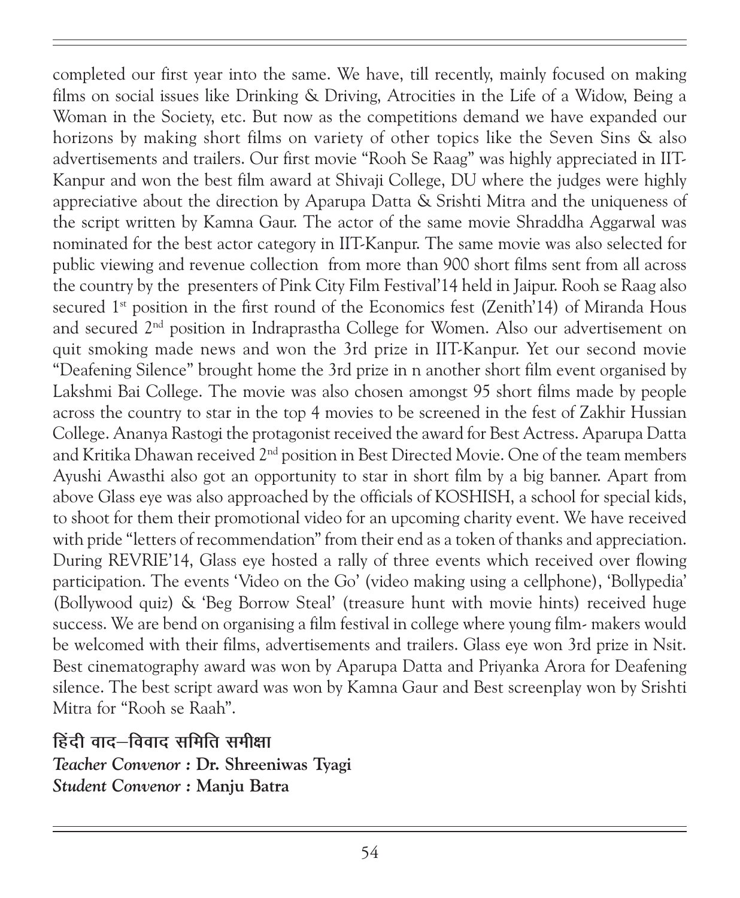completed our first year into the same. We have, till recently, mainly focused on making films on social issues like Drinking & Driving, Atrocities in the Life of a Widow, Being a Woman in the Society, etc. But now as the competitions demand we have expanded our horizons by making short films on variety of other topics like the Seven Sins & also advertisements and trailers. Our first movie "Rooh Se Raag" was highly appreciated in IIT-Kanpur and won the best film award at Shivaji College, DU where the judges were highly appreciative about the direction by Aparupa Datta & Srishti Mitra and the uniqueness of the script written by Kamna Gaur. The actor of the same movie Shraddha Aggarwal was nominated for the best actor category in IIT-Kanpur. The same movie was also selected for public viewing and revenue collection from more than 900 short films sent from all across the country by the presenters of Pink City Film Festival'14 held in Jaipur. Rooh se Raag also secured 1st position in the first round of the Economics fest (Zenith'14) of Miranda Hous and secured 2nd position in Indraprastha College for Women. Also our advertisement on quit smoking made news and won the 3rd prize in IIT-Kanpur. Yet our second movie "Deafening Silence" brought home the 3rd prize in n another short film event organised by Lakshmi Bai College. The movie was also chosen amongst 95 short films made by people across the country to star in the top 4 movies to be screened in the fest of Zakhir Hussian College. Ananya Rastogi the protagonist received the award for Best Actress. Aparupa Datta and Kritika Dhawan received 2nd position in Best Directed Movie. One of the team members Ayushi Awasthi also got an opportunity to star in short film by a big banner. Apart from above Glass eye was also approached by the officials of KOSHISH, a school for special kids, to shoot for them their promotional video for an upcoming charity event. We have received with pride "letters of recommendation" from their end as a token of thanks and appreciation. During REVRIE'14, Glass eye hosted a rally of three events which received over flowing participation. The events 'Video on the Go' (video making using a cellphone), 'Bollypedia' (Bollywood quiz) & 'Beg Borrow Steal' (treasure hunt with movie hints) received huge success. We are bend on organising a film festival in college where young film- makers would be welcomed with their films, advertisements and trailers. Glass eye won 3rd prize in Nsit. Best cinematography award was won by Aparupa Datta and Priyanka Arora for Deafening silence. The best script award was won by Kamna Gaur and Best screenplay won by Srishti Mitra for "Rooh se Raah".

## हिंदी वाद–विवाद समिति समीक्षा

***Teacher Convenor :*** **Dr. Shreeniwas Tyagi**
***Student Convenor :*** **Manju Batra**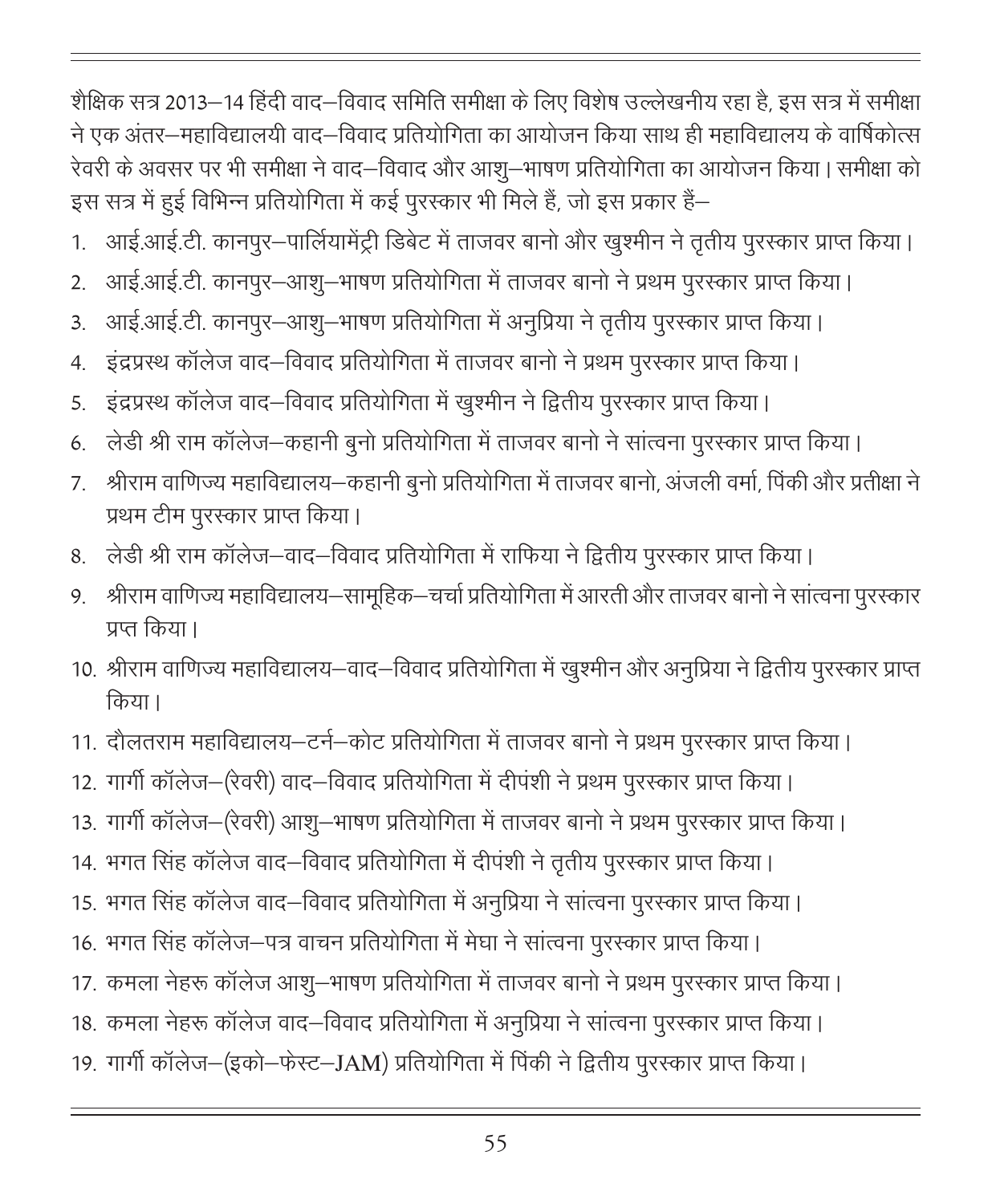शैक्षिक सत्र 2013–14 हिंदी वाद–विवाद समिति समीक्षा के लिए विशेष उल्लेखनीय रहा है, इस सत्र में समीक्षा ने एक अंतर–महाविद्यालयी वाद–विवाद प्रतियोगिता का आयोजन किया साथ ही महाविद्यालय के वार्षिकोत्स रेवरी के अवसर पर भी समीक्षा ने वाद–विवाद और आशु–भाषण प्रतियोगिता का आयोजन किया। समीक्षा को इस सत्र में हुई विभिन्न प्रतियोगिता में कई पुरस्कार भी मिले हैं, जो इस प्रकार हैं–

1. आई.आई.टी. कानपुर–पार्लियामेंट्री डिबेट में ताजवर बानो और खुश्मीन ने तृतीय पुरस्कार प्राप्त किया।
2. आई.आई.टी. कानपुर–आशु–भाषण प्रतियोगिता में ताजवर बानो ने प्रथम पुरस्कार प्राप्त किया।
3. आई.आई.टी. कानपुर–आशु–भाषण प्रतियोगिता में अनुप्रिया ने तृतीय पुरस्कार प्राप्त किया।
4. इंद्रप्रस्थ कॉलेज वाद–विवाद प्रतियोगिता में ताजवर बानो ने प्रथम पुरस्कार प्राप्त किया।
5. इंद्रप्रस्थ कॉलेज वाद–विवाद प्रतियोगिता में खुश्मीन ने द्वितीय पुरस्कार प्राप्त किया।
6. लेडी श्री राम कॉलेज–कहानी बुनो प्रतियोगिता में ताजवर बानो ने सांत्वना पुरस्कार प्राप्त किया।
7. श्रीराम वाणिज्य महाविद्यालय–कहानी बुनो प्रतियोगिता में ताजवर बानो, अंजली वर्मा, पिंकी और प्रतीक्षा ने प्रथम टीम पुरस्कार प्राप्त किया।
8. लेडी श्री राम कॉलेज–वाद–विवाद प्रतियोगिता में राफिया ने द्वितीय पुरस्कार प्राप्त किया।
9. श्रीराम वाणिज्य महाविद्यालय–सामूहिक–चर्चा प्रतियोगिता में आरती और ताजवर बानो ने सांत्वना पुरस्कार प्रप्त किया।
10. श्रीराम वाणिज्य महाविद्यालय–वाद–विवाद प्रतियोगिता में खुश्मीन और अनुप्रिया ने द्वितीय पुरस्कार प्राप्त किया।
11. दौलतराम महाविद्यालय–टर्न–कोट प्रतियोगिता में ताजवर बानो ने प्रथम पुरस्कार प्राप्त किया।
12. गार्गी कॉलेज–(रेवरी) वाद–विवाद प्रतियोगिता में दीपंशी ने प्रथम पुरस्कार प्राप्त किया।
13. गार्गी कॉलेज–(रेवरी) आशु–भाषण प्रतियोगिता में ताजवर बानो ने प्रथम पुरस्कार प्राप्त किया।
14. भगत सिंह कॉलेज वाद–विवाद प्रतियोगिता में दीपंशी ने तृतीय पुरस्कार प्राप्त किया।
15. भगत सिंह कॉलेज वाद–विवाद प्रतियोगिता में अनुप्रिया ने सांत्वना पुरस्कार प्राप्त किया।
16. भगत सिंह कॉलेज–पत्र वाचन प्रतियोगिता में मेघा ने सांत्वना पुरस्कार प्राप्त किया।
17. कमला नेहरू कॉलेज आशु–भाषण प्रतियोगिता में ताजवर बानो ने प्रथम पुरस्कार प्राप्त किया।
18. कमला नेहरू कॉलेज वाद–विवाद प्रतियोगिता में अनुप्रिया ने सांत्वना पुरस्कार प्राप्त किया।
19. गार्गी कॉलेज–(इको–फेस्ट–JAM) प्रतियोगिता में पिंकी ने द्वितीय पुरस्कार प्राप्त किया।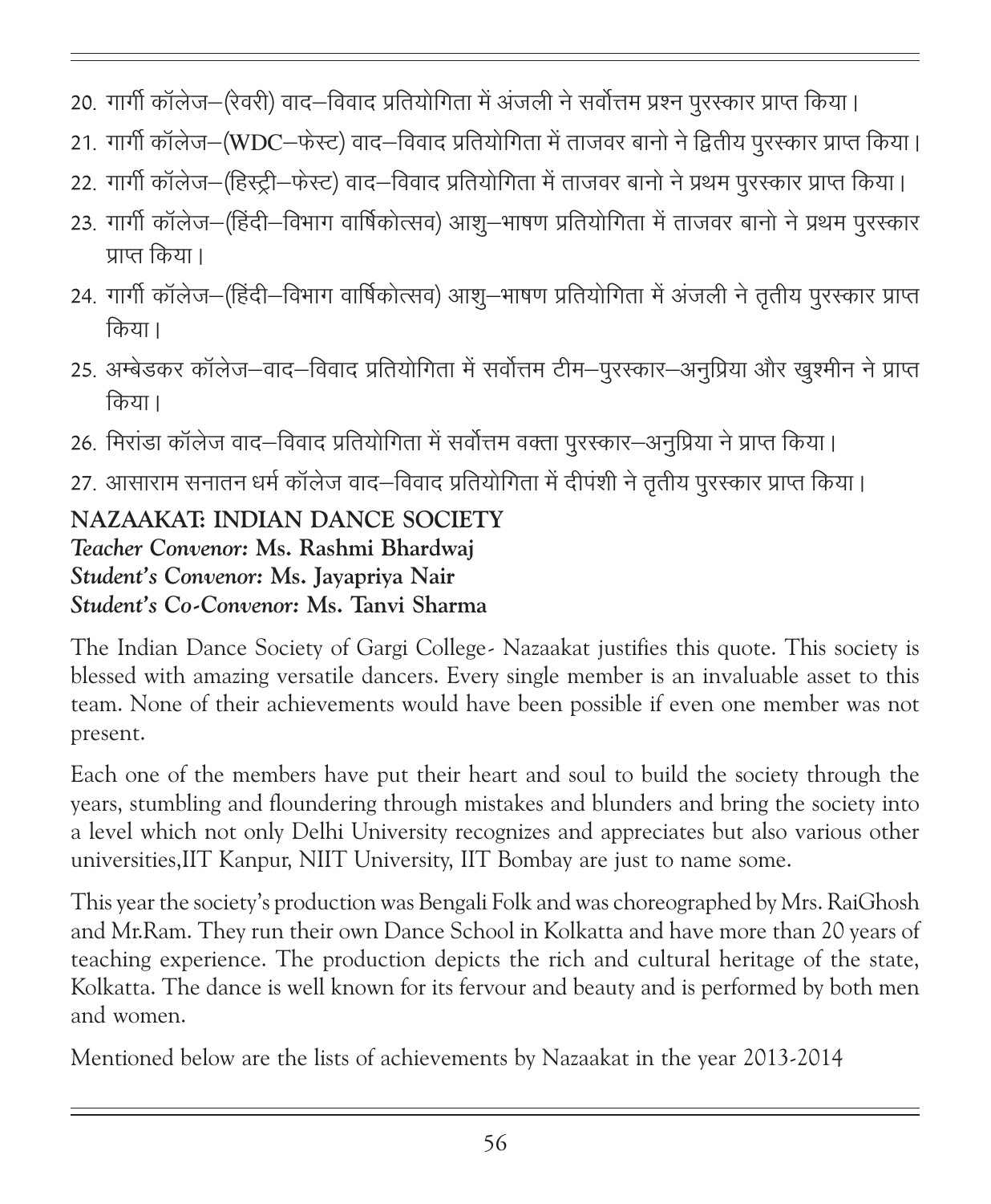20. गार्गी कॉलेज–(रेवरी) वाद–विवाद प्रतियोगिता में अंजली ने सर्वोत्तम प्रश्न पुरस्कार प्राप्त किया।
21. गार्गी कॉलेज–(**WDC**–फेस्ट) वाद–विवाद प्रतियोगिता में ताजवर बानो ने द्वितीय पुरस्कार प्राप्त किया।
22. गार्गी कॉलेज–(हिस्ट्री–फेस्ट) वाद–विवाद प्रतियोगिता में ताजवर बानो ने प्रथम पुरस्कार प्राप्त किया।
23. गार्गी कॉलेज–(हिंदी–विभाग वार्षिकोत्सव) आशु–भाषण प्रतियोगिता में ताजवर बानो ने प्रथम पुरस्कार प्राप्त किया।
24. गार्गी कॉलेज–(हिंदी–विभाग वार्षिकोत्सव) आशु–भाषण प्रतियोगिता में अंजली ने तृतीय पुरस्कार प्राप्त किया।
25. अम्बेडकर कॉलेज–वाद–विवाद प्रतियोगिता में सर्वोत्तम टीम–पुरस्कार–अनुप्रिया और खुश्मीन ने प्राप्त किया।
26. मिरांडा कॉलेज वाद–विवाद प्रतियोगिता में सर्वोत्तम वक्ता पुरस्कार–अनुप्रिया ने प्राप्त किया।
27. आसाराम सनातन धर्म कॉलेज वाद–विवाद प्रतियोगिता में दीपंशी ने तृतीय पुरस्कार प्राप्त किया।

## NAZAAKAT: INDIAN DANCE SOCIETY

***Teacher Convenor:* Ms. Rashmi Bhardwaj**
***Student's Convenor:* Ms. Jayapriya Nair**
***Student's Co-Convenor:* Ms. Tanvi Sharma**

The Indian Dance Society of Gargi College- Nazaakat justifies this quote. This society is blessed with amazing versatile dancers. Every single member is an invaluable asset to this team. None of their achievements would have been possible if even one member was not present.

Each one of the members have put their heart and soul to build the society through the years, stumbling and floundering through mistakes and blunders and bring the society into a level which not only Delhi University recognizes and appreciates but also various other universities,IIT Kanpur, NIIT University, IIT Bombay are just to name some.

This year the society's production was Bengali Folk and was choreographed by Mrs. RaiGhosh and Mr.Ram. They run their own Dance School in Kolkatta and have more than 20 years of teaching experience. The production depicts the rich and cultural heritage of the state, Kolkatta. The dance is well known for its fervour and beauty and is performed by both men and women.

Mentioned below are the lists of achievements by Nazaakat in the year 2013-2014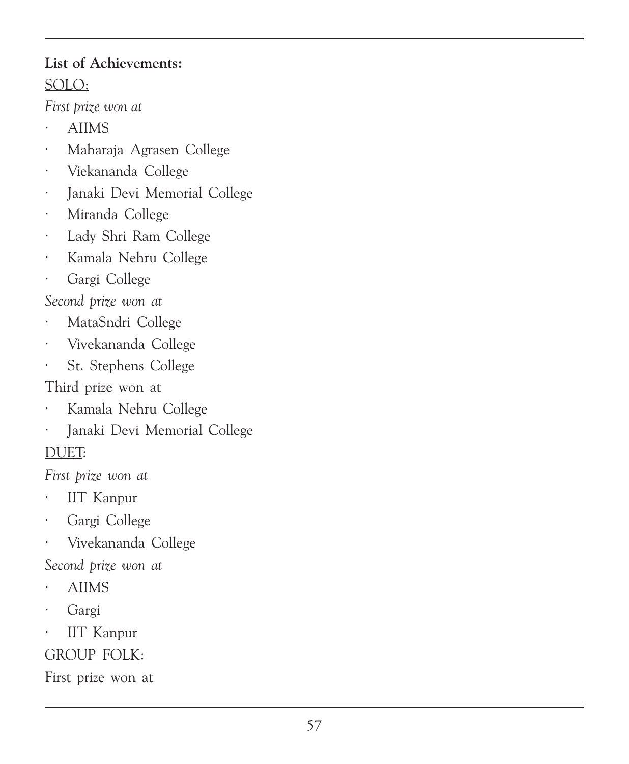**List of Achievements:**

SOLO:

*First prize won at*

- AIIMS
- Maharaja Agrasen College
- Viekananda College
- Janaki Devi Memorial College
- Miranda College
- Lady Shri Ram College
- Kamala Nehru College
- Gargi College

*Second prize won at*

- MataSndri College
- Vivekananda College
- St. Stephens College

Third prize won at

- Kamala Nehru College
- Janaki Devi Memorial College

DUET:

*First prize won at*

- IIT Kanpur
- Gargi College
- Vivekananda College

*Second prize won at*

- AIIMS
- Gargi
- IIT Kanpur

GROUP FOLK:

First prize won at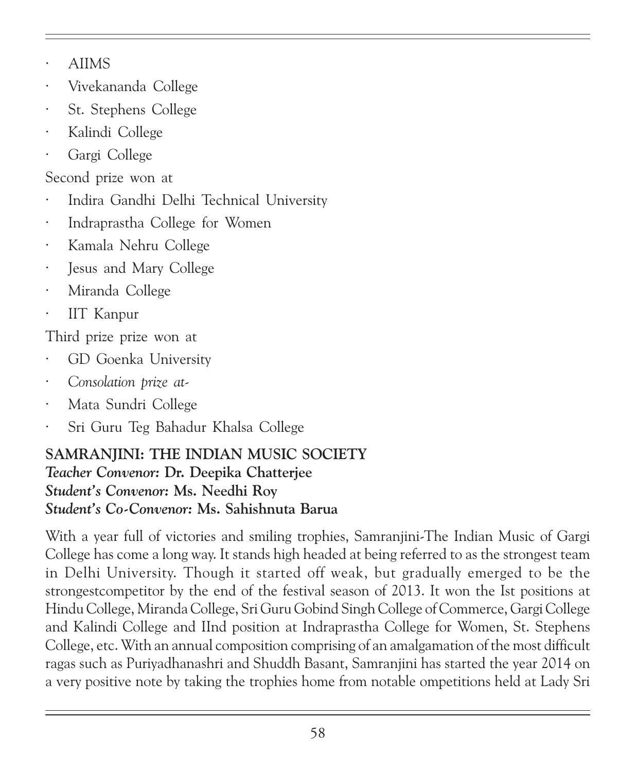- AIIMS
- Vivekananda College
- St. Stephens College
- Kalindi College
- Gargi College

Second prize won at

- Indira Gandhi Delhi Technical University
- Indraprastha College for Women
- Kamala Nehru College
- Jesus and Mary College
- Miranda College
- IIT Kanpur

Third prize prize won at

- GD Goenka University
- *Consolation prize at-*
- Mata Sundri College
- Sri Guru Teg Bahadur Khalsa College

**SAMRANJINI: THE INDIAN MUSIC SOCIETY**
***Teacher Convenor:*** **Dr. Deepika Chatterjee**
***Student's Convenor:*** **Ms. Needhi Roy**
***Student's Co-Convenor:*** **Ms. Sahishnuta Barua**

With a year full of victories and smiling trophies, Samranjini-The Indian Music of Gargi College has come a long way. It stands high headed at being referred to as the strongest team in Delhi University. Though it started off weak, but gradually emerged to be the strongestcompetitor by the end of the festival season of 2013. It won the Ist positions at Hindu College, Miranda College, Sri Guru Gobind Singh College of Commerce, Gargi College and Kalindi College and IInd position at Indraprastha College for Women, St. Stephens College, etc. With an annual composition comprising of an amalgamation of the most difficult ragas such as Puriyadhanashri and Shuddh Basant, Samranjini has started the year 2014 on a very positive note by taking the trophies home from notable ompetitions held at Lady Sri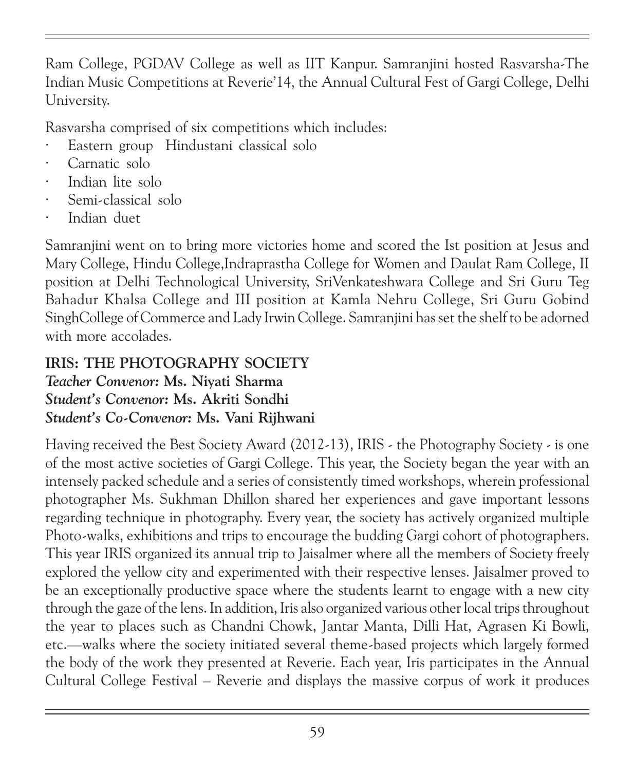Ram College, PGDAV College as well as IIT Kanpur. Samranjini hosted Rasvarsha-The Indian Music Competitions at Reverie'14, the Annual Cultural Fest of Gargi College, Delhi University.

Rasvarsha comprised of six competitions which includes:

- Eastern group Hindustani classical solo
- Carnatic solo
- Indian lite solo
- Semi-classical solo
- Indian duet

Samranjini went on to bring more victories home and scored the Ist position at Jesus and Mary College, Hindu College,Indraprastha College for Women and Daulat Ram College, II position at Delhi Technological University, SriVenkateshwara College and Sri Guru Teg Bahadur Khalsa College and III position at Kamla Nehru College, Sri Guru Gobind SinghCollege of Commerce and Lady Irwin College. Samranjini has set the shelf to be adorned with more accolades.

## IRIS: THE PHOTOGRAPHY SOCIETY

***Teacher Convenor:* Ms. Niyati Sharma**
***Student's Convenor:* Ms. Akriti Sondhi**
***Student's Co-Convenor:* Ms. Vani Rijhwani**

Having received the Best Society Award (2012-13), IRIS - the Photography Society - is one of the most active societies of Gargi College. This year, the Society began the year with an intensely packed schedule and a series of consistently timed workshops, wherein professional photographer Ms. Sukhman Dhillon shared her experiences and gave important lessons regarding technique in photography. Every year, the society has actively organized multiple Photo-walks, exhibitions and trips to encourage the budding Gargi cohort of photographers. This year IRIS organized its annual trip to Jaisalmer where all the members of Society freely explored the yellow city and experimented with their respective lenses. Jaisalmer proved to be an exceptionally productive space where the students learnt to engage with a new city through the gaze of the lens. In addition, Iris also organized various other local trips throughout the year to places such as Chandni Chowk, Jantar Manta, Dilli Hat, Agrasen Ki Bowli, etc.—walks where the society initiated several theme-based projects which largely formed the body of the work they presented at Reverie. Each year, Iris participates in the Annual Cultural College Festival – Reverie and displays the massive corpus of work it produces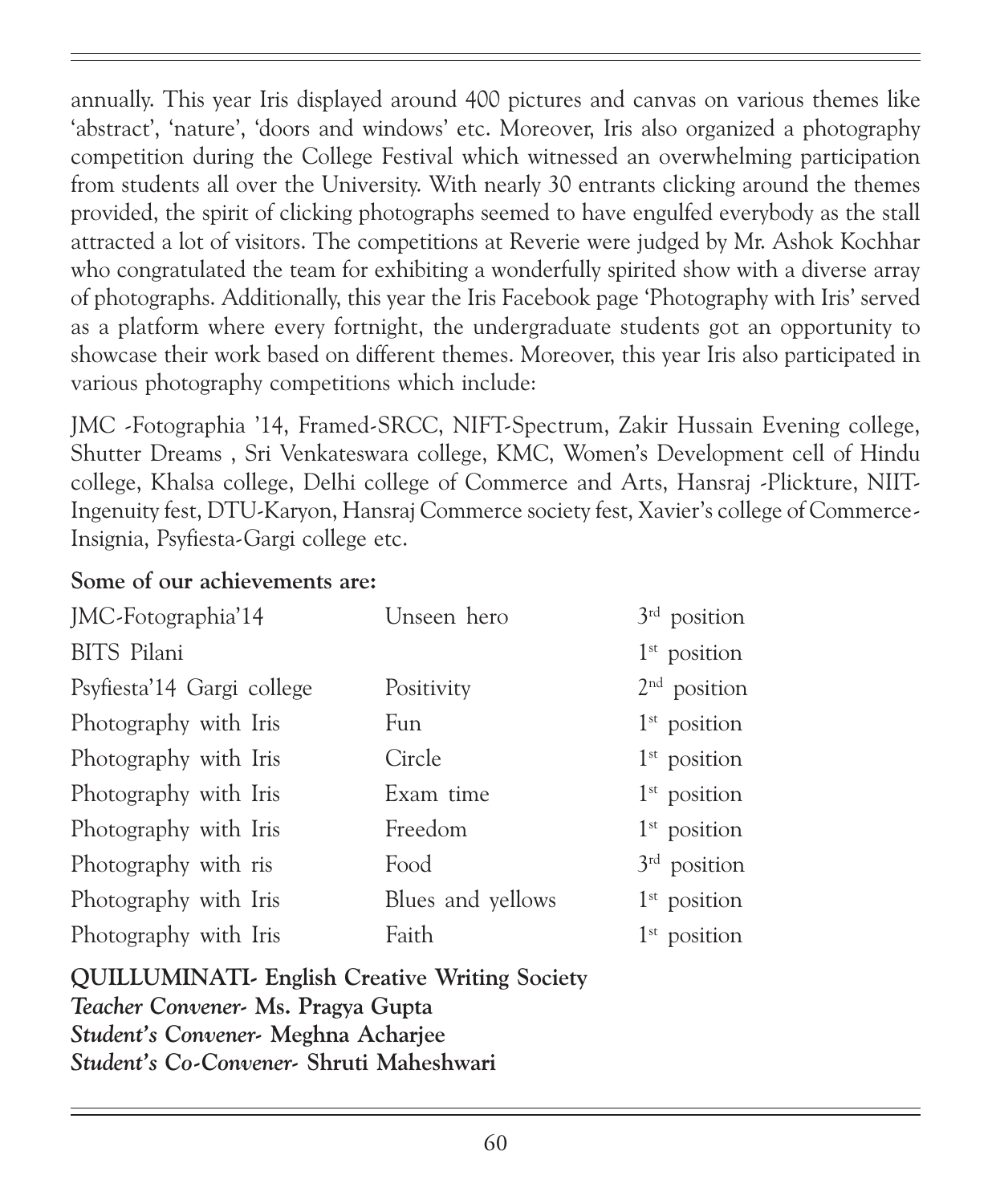annually. This year Iris displayed around 400 pictures and canvas on various themes like 'abstract', 'nature', 'doors and windows' etc. Moreover, Iris also organized a photography competition during the College Festival which witnessed an overwhelming participation from students all over the University. With nearly 30 entrants clicking around the themes provided, the spirit of clicking photographs seemed to have engulfed everybody as the stall attracted a lot of visitors. The competitions at Reverie were judged by Mr. Ashok Kochhar who congratulated the team for exhibiting a wonderfully spirited show with a diverse array of photographs. Additionally, this year the Iris Facebook page 'Photography with Iris' served as a platform where every fortnight, the undergraduate students got an opportunity to showcase their work based on different themes. Moreover, this year Iris also participated in various photography competitions which include:

JMC -Fotographia '14, Framed-SRCC, NIFT-Spectrum, Zakir Hussain Evening college, Shutter Dreams , Sri Venkateswara college, KMC, Women's Development cell of Hindu college, Khalsa college, Delhi college of Commerce and Arts, Hansraj -Plickture, NIIT-Ingenuity fest, DTU-Karyon, Hansraj Commerce society fest, Xavier's college of Commerce-Insignia, Psyfiesta-Gargi college etc.

**Some of our achievements are:**

| | | |
|---|---|---|
| JMC-Fotographia'14 | Unseen hero | 3rd position |
| BITS Pilani | | 1st position |
| Psyfiesta'14 Gargi college | Positivity | 2nd position |
| Photography with Iris | Fun | 1st position |
| Photography with Iris | Circle | 1st position |
| Photography with Iris | Exam time | 1st position |
| Photography with Iris | Freedom | 1st position |
| Photography with ris | Food | 3rd position |
| Photography with Iris | Blues and yellows | 1st position |
| Photography with Iris | Faith | 1st position |

**QUILLUMINATI- English Creative Writing Society**
***Teacher Convener-* Ms. Pragya Gupta**
***Student's Convener-* Meghna Acharjee**
***Student's Co-Convener-* Shruti Maheshwari**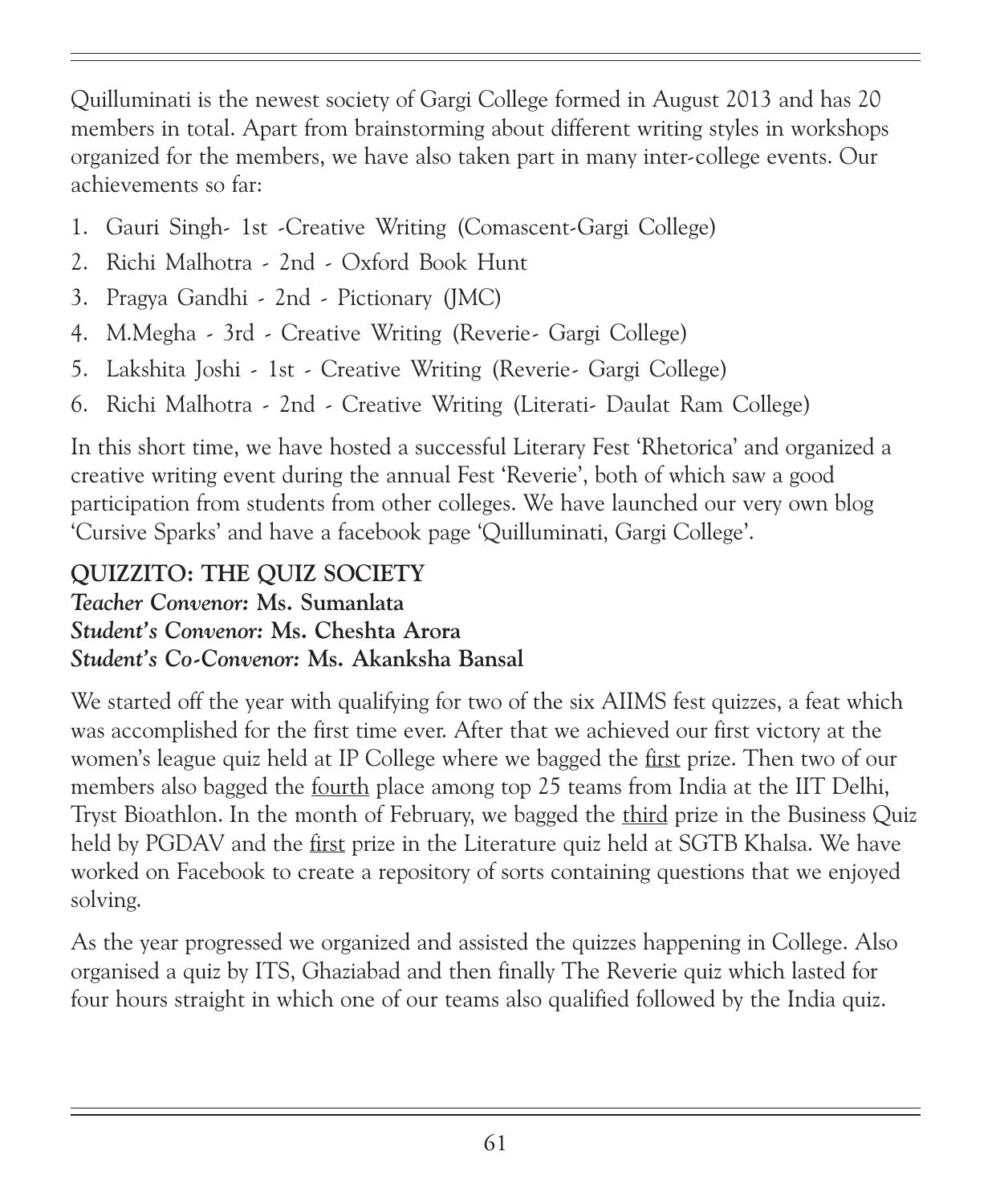Quilluminati is the newest society of Gargi College formed in August 2013 and has 20 members in total. Apart from brainstorming about different writing styles in workshops organized for the members, we have also taken part in many inter-college events. Our achievements so far:

1. Gauri Singh- 1st -Creative Writing (Comascent-Gargi College)
2. Richi Malhotra - 2nd - Oxford Book Hunt
3. Pragya Gandhi - 2nd - Pictionary (JMC)
4. M.Megha - 3rd - Creative Writing (Reverie- Gargi College)
5. Lakshita Joshi - 1st - Creative Writing (Reverie- Gargi College)
6. Richi Malhotra - 2nd - Creative Writing (Literati- Daulat Ram College)

In this short time, we have hosted a successful Literary Fest 'Rhetorica' and organized a creative writing event during the annual Fest 'Reverie', both of which saw a good participation from students from other colleges. We have launched our very own blog 'Cursive Sparks' and have a facebook page 'Quilluminati, Gargi College'.

**QUIZZITO: THE QUIZ SOCIETY**
***Teacher Convenor:* Ms. Sumanlata**
***Student's Convenor:* Ms. Cheshta Arora**
***Student's Co-Convenor:* Ms. Akanksha Bansal**

We started off the year with qualifying for two of the six AIIMS fest quizzes, a feat which was accomplished for the first time ever. After that we achieved our first victory at the women's league quiz held at IP College where we bagged the first prize. Then two of our members also bagged the fourth place among top 25 teams from India at the IIT Delhi, Tryst Bioathlon. In the month of February, we bagged the third prize in the Business Quiz held by PGDAV and the first prize in the Literature quiz held at SGTB Khalsa. We have worked on Facebook to create a repository of sorts containing questions that we enjoyed solving.

As the year progressed we organized and assisted the quizzes happening in College. Also organised a quiz by ITS, Ghaziabad and then finally The Reverie quiz which lasted for four hours straight in which one of our teams also qualified followed by the India quiz.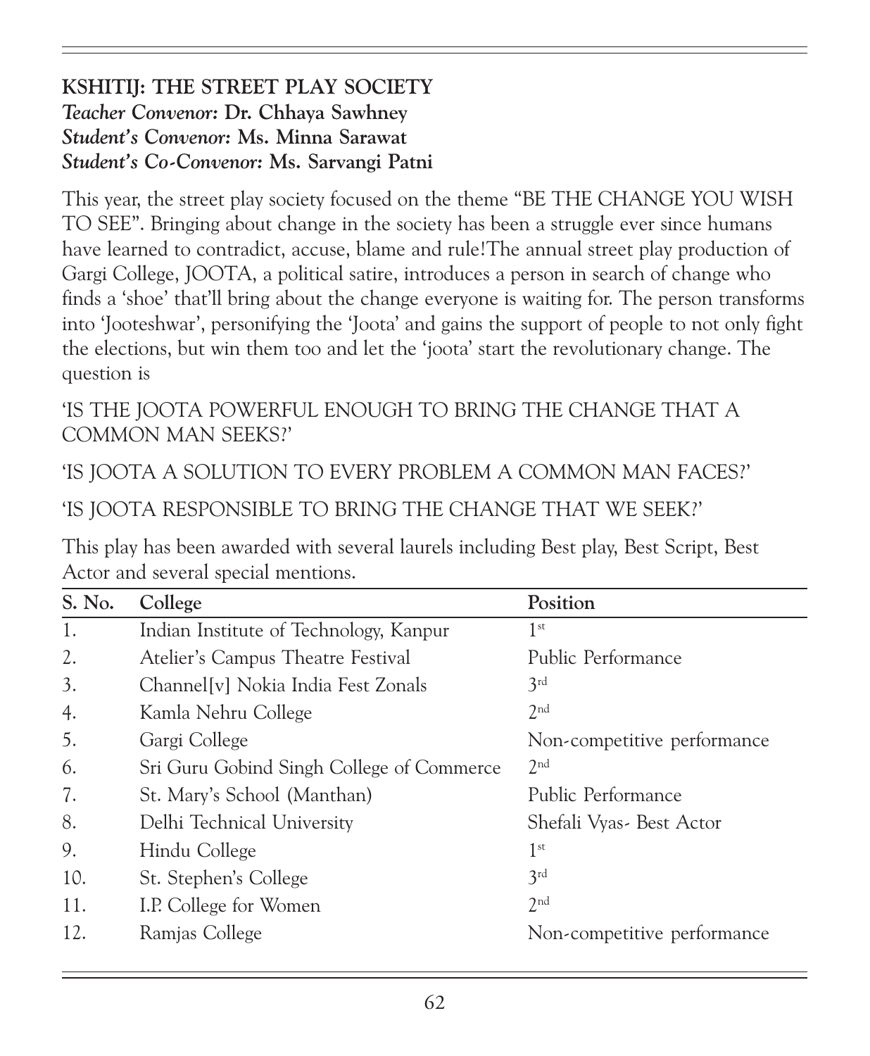**KSHITIJ: THE STREET PLAY SOCIETY**
***Teacher Convenor:* Dr. Chhaya Sawhney**
***Student's Convenor:* Ms. Minna Sarawat**
***Student's Co-Convenor:* Ms. Sarvangi Patni**

This year, the street play society focused on the theme "BE THE CHANGE YOU WISH TO SEE". Bringing about change in the society has been a struggle ever since humans have learned to contradict, accuse, blame and rule!The annual street play production of Gargi College, JOOTA, a political satire, introduces a person in search of change who finds a 'shoe' that'll bring about the change everyone is waiting for. The person transforms into 'Jooteshwar', personifying the 'Joota' and gains the support of people to not only fight the elections, but win them too and let the 'joota' start the revolutionary change. The question is

'IS THE JOOTA POWERFUL ENOUGH TO BRING THE CHANGE THAT A COMMON MAN SEEKS?'

'IS JOOTA A SOLUTION TO EVERY PROBLEM A COMMON MAN FACES?'

'IS JOOTA RESPONSIBLE TO BRING THE CHANGE THAT WE SEEK?'

This play has been awarded with several laurels including Best play, Best Script, Best Actor and several special mentions.

| S. No. | College | Position |
|---|---|---|
| 1. | Indian Institute of Technology, Kanpur | 1st |
| 2. | Atelier's Campus Theatre Festival | Public Performance |
| 3. | Channel[v] Nokia India Fest Zonals | 3rd |
| 4. | Kamla Nehru College | 2nd |
| 5. | Gargi College | Non-competitive performance |
| 6. | Sri Guru Gobind Singh College of Commerce | 2nd |
| 7. | St. Mary's School (Manthan) | Public Performance |
| 8. | Delhi Technical University | Shefali Vyas- Best Actor |
| 9. | Hindu College | 1st |
| 10. | St. Stephen's College | 3rd |
| 11. | I.P. College for Women | 2nd |
| 12. | Ramjas College | Non-competitive performance |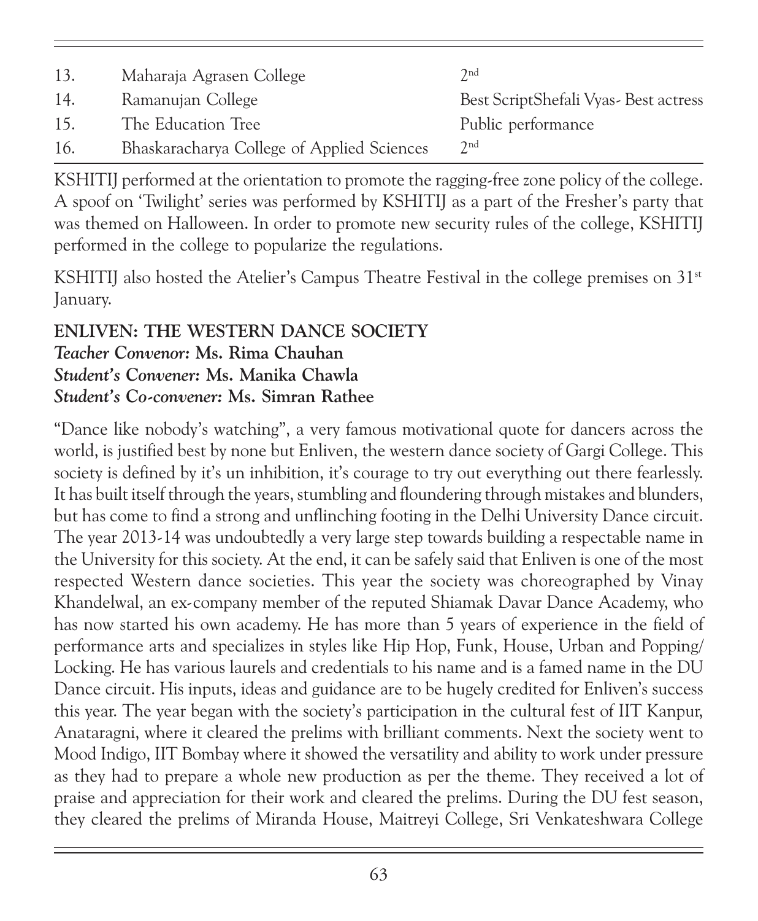| 13. | Maharaja Agrasen College | 2nd |
|---|---|---|
| 14. | Ramanujan College | Best ScriptShefali Vyas- Best actress |
| 15. | The Education Tree | Public performance |
| 16. | Bhaskaracharya College of Applied Sciences | 2nd |

KSHITIJ performed at the orientation to promote the ragging-free zone policy of the college. A spoof on 'Twilight' series was performed by KSHITIJ as a part of the Fresher's party that was themed on Halloween. In order to promote new security rules of the college, KSHITIJ performed in the college to popularize the regulations.

KSHITIJ also hosted the Atelier's Campus Theatre Festival in the college premises on 31st January.

**ENLIVEN: THE WESTERN DANCE SOCIETY**
***Teacher Convenor:* Ms. Rima Chauhan**
***Student's Convener:* Ms. Manika Chawla**
***Student's Co-convener:* Ms. Simran Rathee**

"Dance like nobody's watching", a very famous motivational quote for dancers across the world, is justified best by none but Enliven, the western dance society of Gargi College. This society is defined by it's un inhibition, it's courage to try out everything out there fearlessly. It has built itself through the years, stumbling and floundering through mistakes and blunders, but has come to find a strong and unflinching footing in the Delhi University Dance circuit. The year 2013-14 was undoubtedly a very large step towards building a respectable name in the University for this society. At the end, it can be safely said that Enliven is one of the most respected Western dance societies. This year the society was choreographed by Vinay Khandelwal, an ex-company member of the reputed Shiamak Davar Dance Academy, who has now started his own academy. He has more than 5 years of experience in the field of performance arts and specializes in styles like Hip Hop, Funk, House, Urban and Popping/ Locking. He has various laurels and credentials to his name and is a famed name in the DU Dance circuit. His inputs, ideas and guidance are to be hugely credited for Enliven's success this year. The year began with the society's participation in the cultural fest of IIT Kanpur, Anataragni, where it cleared the prelims with brilliant comments. Next the society went to Mood Indigo, IIT Bombay where it showed the versatility and ability to work under pressure as they had to prepare a whole new production as per the theme. They received a lot of praise and appreciation for their work and cleared the prelims. During the DU fest season, they cleared the prelims of Miranda House, Maitreyi College, Sri Venkateshwara College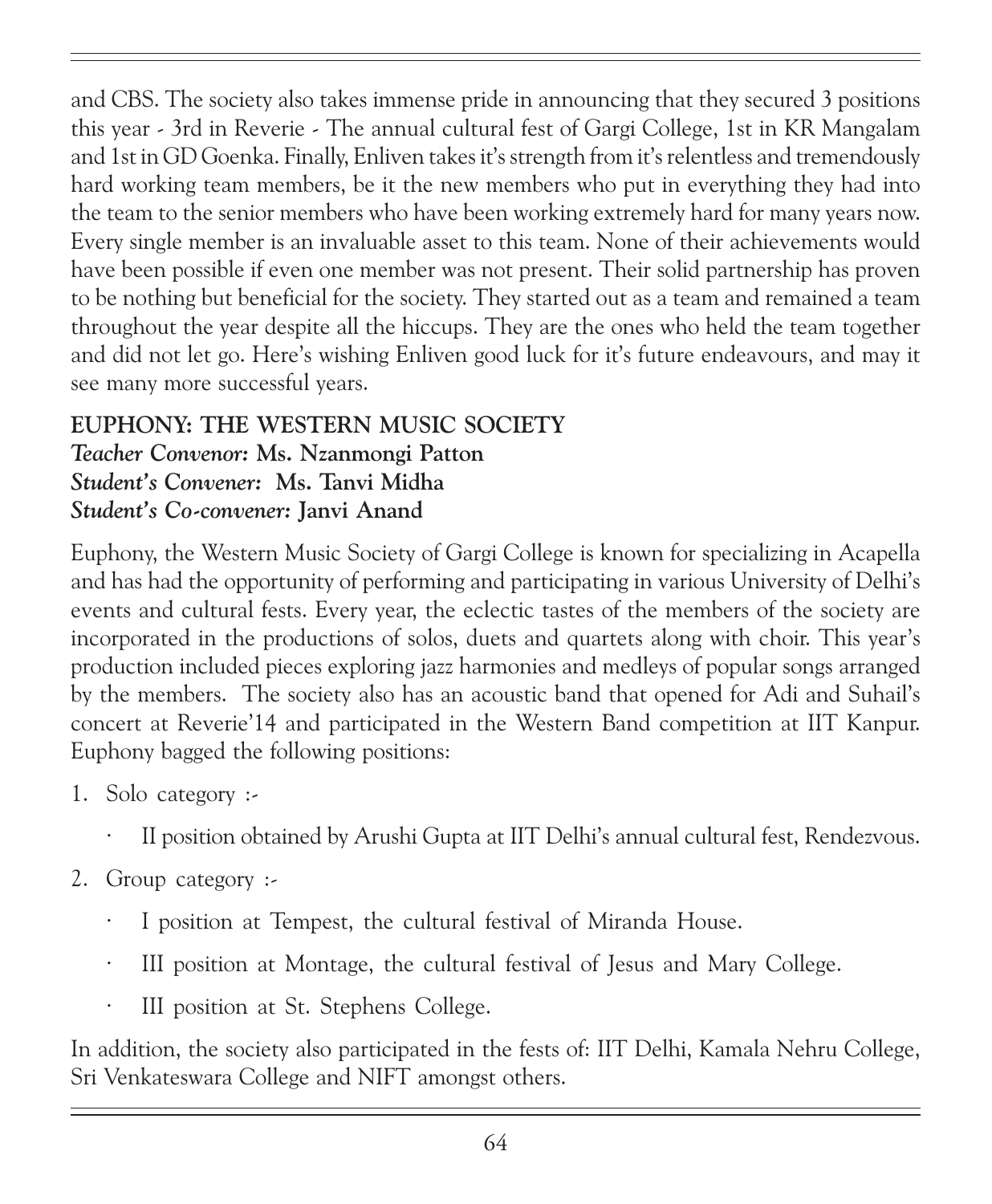and CBS. The society also takes immense pride in announcing that they secured 3 positions this year - 3rd in Reverie - The annual cultural fest of Gargi College, 1st in KR Mangalam and 1st in GD Goenka. Finally, Enliven takes it's strength from it's relentless and tremendously hard working team members, be it the new members who put in everything they had into the team to the senior members who have been working extremely hard for many years now. Every single member is an invaluable asset to this team. None of their achievements would have been possible if even one member was not present. Their solid partnership has proven to be nothing but beneficial for the society. They started out as a team and remained a team throughout the year despite all the hiccups. They are the ones who held the team together and did not let go. Here's wishing Enliven good luck for it's future endeavours, and may it see many more successful years.

**EUPHONY: THE WESTERN MUSIC SOCIETY**
***Teacher Convenor:* Ms. Nzanmongi Patton**
***Student's Convener:* Ms. Tanvi Midha**
***Student's Co-convener:* Janvi Anand**

Euphony, the Western Music Society of Gargi College is known for specializing in Acapella and has had the opportunity of performing and participating in various University of Delhi's events and cultural fests. Every year, the eclectic tastes of the members of the society are incorporated in the productions of solos, duets and quartets along with choir. This year's production included pieces exploring jazz harmonies and medleys of popular songs arranged by the members. The society also has an acoustic band that opened for Adi and Suhail's concert at Reverie'14 and participated in the Western Band competition at IIT Kanpur. Euphony bagged the following positions:

1. Solo category :-
   - II position obtained by Arushi Gupta at IIT Delhi's annual cultural fest, Rendezvous.
2. Group category :-
   - I position at Tempest, the cultural festival of Miranda House.
   - III position at Montage, the cultural festival of Jesus and Mary College.
   - III position at St. Stephens College.

In addition, the society also participated in the fests of: IIT Delhi, Kamala Nehru College, Sri Venkateswara College and NIFT amongst others.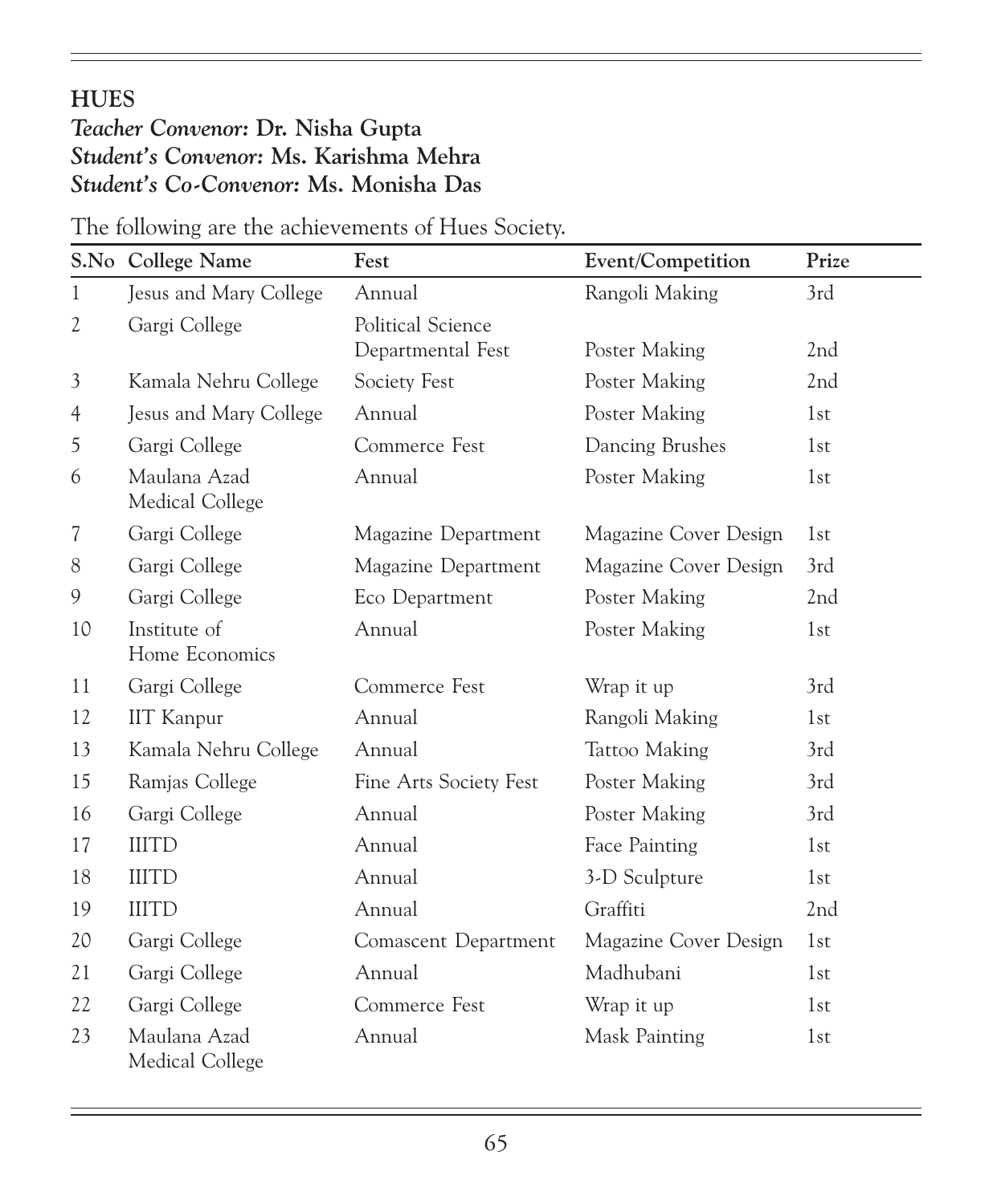## HUES

***Teacher Convenor:* Dr. Nisha Gupta**
***Student's Convenor:* Ms. Karishma Mehra**
***Student's Co-Convenor:* Ms. Monisha Das**

The following are the achievements of Hues Society.

| S.No | College Name | Fest | Event/Competition | Prize |
|---|---|---|---|---|
| 1 | Jesus and Mary College | Annual | Rangoli Making | 3rd |
| 2 | Gargi College | Political Science Departmental Fest | Poster Making | 2nd |
| 3 | Kamala Nehru College | Society Fest | Poster Making | 2nd |
| 4 | Jesus and Mary College | Annual | Poster Making | 1st |
| 5 | Gargi College | Commerce Fest | Dancing Brushes | 1st |
| 6 | Maulana Azad Medical College | Annual | Poster Making | 1st |
| 7 | Gargi College | Magazine Department | Magazine Cover Design | 1st |
| 8 | Gargi College | Magazine Department | Magazine Cover Design | 3rd |
| 9 | Gargi College | Eco Department | Poster Making | 2nd |
| 10 | Institute of Home Economics | Annual | Poster Making | 1st |
| 11 | Gargi College | Commerce Fest | Wrap it up | 3rd |
| 12 | IIT Kanpur | Annual | Rangoli Making | 1st |
| 13 | Kamala Nehru College | Annual | Tattoo Making | 3rd |
| 15 | Ramjas College | Fine Arts Society Fest | Poster Making | 3rd |
| 16 | Gargi College | Annual | Poster Making | 3rd |
| 17 | IIITD | Annual | Face Painting | 1st |
| 18 | IIITD | Annual | 3-D Sculpture | 1st |
| 19 | IIITD | Annual | Graffiti | 2nd |
| 20 | Gargi College | Comascent Department | Magazine Cover Design | 1st |
| 21 | Gargi College | Annual | Madhubani | 1st |
| 22 | Gargi College | Commerce Fest | Wrap it up | 1st |
| 23 | Maulana Azad Medical College | Annual | Mask Painting | 1st |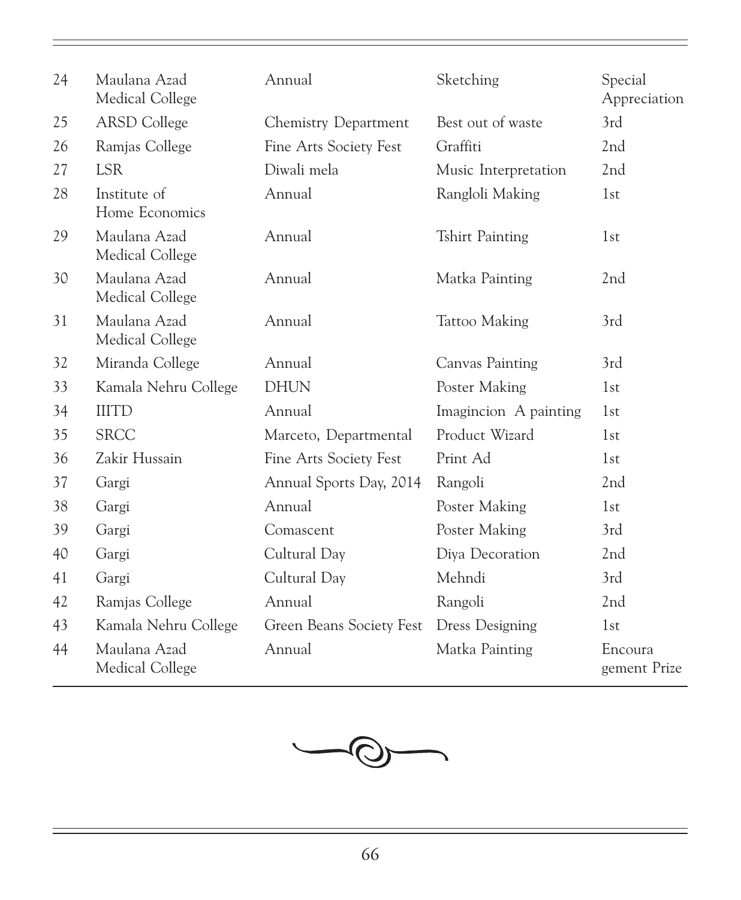| | | | | |
|---|---|---|---|---|
| 24 | Maulana Azad Medical College | Annual | Sketching | Special Appreciation |
| 25 | ARSD College | Chemistry Department | Best out of waste | 3rd |
| 26 | Ramjas College | Fine Arts Society Fest | Graffiti | 2nd |
| 27 | LSR | Diwali mela | Music Interpretation | 2nd |
| 28 | Institute of Home Economics | Annual | Rangloli Making | 1st |
| 29 | Maulana Azad Medical College | Annual | Tshirt Painting | 1st |
| 30 | Maulana Azad Medical College | Annual | Matka Painting | 2nd |
| 31 | Maulana Azad Medical College | Annual | Tattoo Making | 3rd |
| 32 | Miranda College | Annual | Canvas Painting | 3rd |
| 33 | Kamala Nehru College | DHUN | Poster Making | 1st |
| 34 | IIITD | Annual | Imagincion A painting | 1st |
| 35 | SRCC | Marceto, Departmental | Product Wizard | 1st |
| 36 | Zakir Hussain | Fine Arts Society Fest | Print Ad | 1st |
| 37 | Gargi | Annual Sports Day, 2014 | Rangoli | 2nd |
| 38 | Gargi | Annual | Poster Making | 1st |
| 39 | Gargi | Comascent | Poster Making | 3rd |
| 40 | Gargi | Cultural Day | Diya Decoration | 2nd |
| 41 | Gargi | Cultural Day | Mehndi | 3rd |
| 42 | Ramjas College | Annual | Rangoli | 2nd |
| 43 | Kamala Nehru College | Green Beans Society Fest | Dress Designing | 1st |
| 44 | Maulana Azad Medical College | Annual | Matka Painting | Encouragement Prize |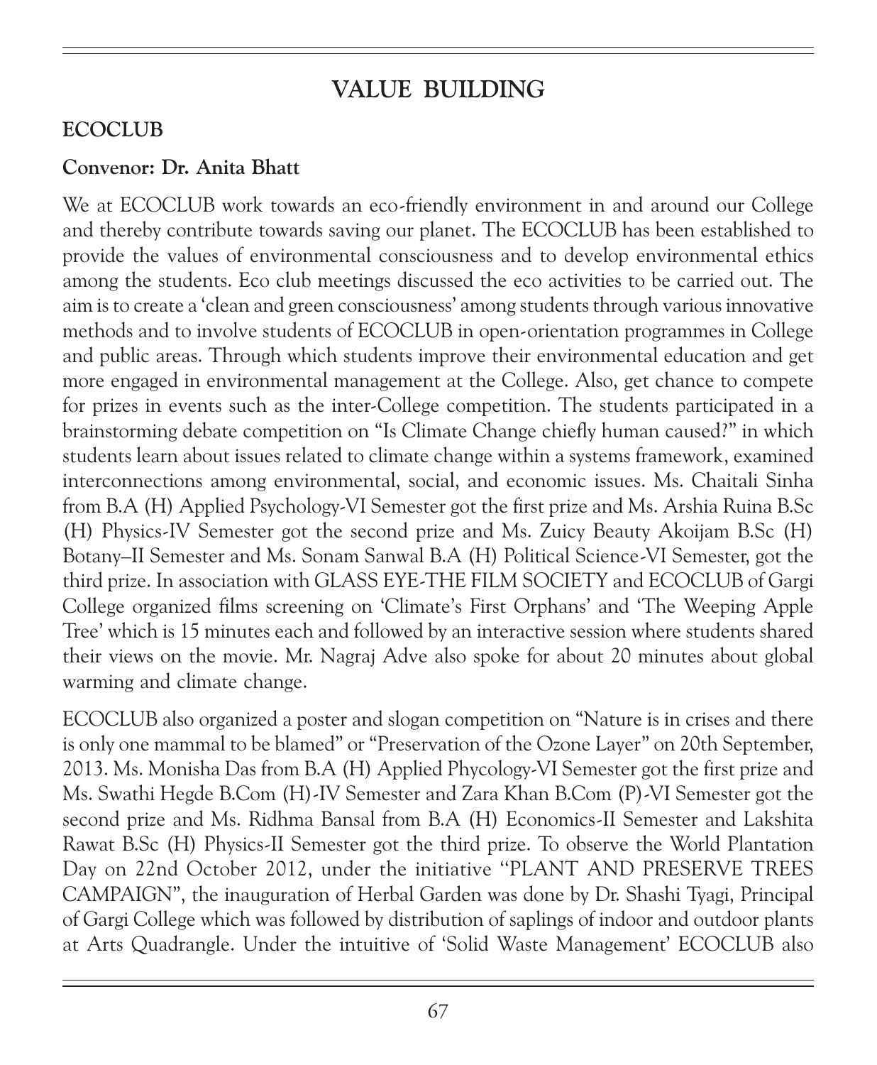# VALUE BUILDING

## ECOCLUB

**Convenor: Dr. Anita Bhatt**

We at ECOCLUB work towards an eco-friendly environment in and around our College and thereby contribute towards saving our planet. The ECOCLUB has been established to provide the values of environmental consciousness and to develop environmental ethics among the students. Eco club meetings discussed the eco activities to be carried out. The aim is to create a 'clean and green consciousness' among students through various innovative methods and to involve students of ECOCLUB in open-orientation programmes in College and public areas. Through which students improve their environmental education and get more engaged in environmental management at the College. Also, get chance to compete for prizes in events such as the inter-College competition. The students participated in a brainstorming debate competition on "Is Climate Change chiefly human caused?" in which students learn about issues related to climate change within a systems framework, examined interconnections among environmental, social, and economic issues. Ms. Chaitali Sinha from B.A (H) Applied Psychology-VI Semester got the first prize and Ms. Arshia Ruina B.Sc (H) Physics-IV Semester got the second prize and Ms. Zuicy Beauty Akoijam B.Sc (H) Botany–II Semester and Ms. Sonam Sanwal B.A (H) Political Science-VI Semester, got the third prize. In association with GLASS EYE-THE FILM SOCIETY and ECOCLUB of Gargi College organized films screening on 'Climate's First Orphans' and 'The Weeping Apple Tree' which is 15 minutes each and followed by an interactive session where students shared their views on the movie. Mr. Nagraj Adve also spoke for about 20 minutes about global warming and climate change.

ECOCLUB also organized a poster and slogan competition on "Nature is in crises and there is only one mammal to be blamed" or "Preservation of the Ozone Layer" on 20th September, 2013. Ms. Monisha Das from B.A (H) Applied Phycology-VI Semester got the first prize and Ms. Swathi Hegde B.Com (H)-IV Semester and Zara Khan B.Com (P)-VI Semester got the second prize and Ms. Ridhma Bansal from B.A (H) Economics-II Semester and Lakshita Rawat B.Sc (H) Physics-II Semester got the third prize. To observe the World Plantation Day on 22nd October 2012, under the initiative "PLANT AND PRESERVE TREES CAMPAIGN", the inauguration of Herbal Garden was done by Dr. Shashi Tyagi, Principal of Gargi College which was followed by distribution of saplings of indoor and outdoor plants at Arts Quadrangle. Under the intuitive of 'Solid Waste Management' ECOCLUB also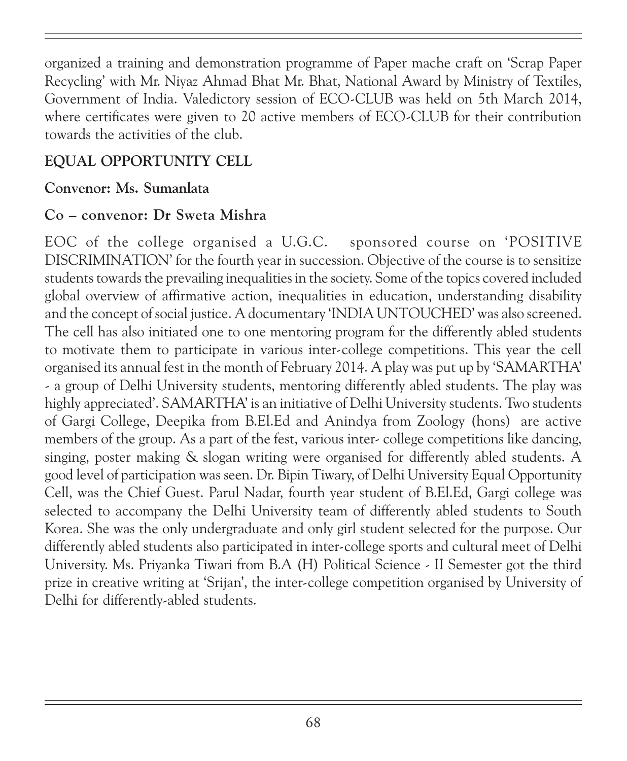organized a training and demonstration programme of Paper mache craft on 'Scrap Paper Recycling' with Mr. Niyaz Ahmad Bhat Mr. Bhat, National Award by Ministry of Textiles, Government of India. Valedictory session of ECO-CLUB was held on 5th March 2014, where certificates were given to 20 active members of ECO-CLUB for their contribution towards the activities of the club.

## EQUAL OPPORTUNITY CELL

**Convenor: Ms. Sumanlata**

**Co – convenor: Dr Sweta Mishra**

EOC of the college organised a U.G.C. sponsored course on 'POSITIVE DISCRIMINATION' for the fourth year in succession. Objective of the course is to sensitize students towards the prevailing inequalities in the society. Some of the topics covered included global overview of affirmative action, inequalities in education, understanding disability and the concept of social justice. A documentary 'INDIA UNTOUCHED' was also screened. The cell has also initiated one to one mentoring program for the differently abled students to motivate them to participate in various inter-college competitions. This year the cell organised its annual fest in the month of February 2014. A play was put up by 'SAMARTHA' - a group of Delhi University students, mentoring differently abled students. The play was highly appreciated'. SAMARTHA' is an initiative of Delhi University students. Two students of Gargi College, Deepika from B.El.Ed and Anindya from Zoology (hons) are active members of the group. As a part of the fest, various inter- college competitions like dancing, singing, poster making & slogan writing were organised for differently abled students. A good level of participation was seen. Dr. Bipin Tiwary, of Delhi University Equal Opportunity Cell, was the Chief Guest. Parul Nadar, fourth year student of B.El.Ed, Gargi college was selected to accompany the Delhi University team of differently abled students to South Korea. She was the only undergraduate and only girl student selected for the purpose. Our differently abled students also participated in inter-college sports and cultural meet of Delhi University. Ms. Priyanka Tiwari from B.A (H) Political Science - II Semester got the third prize in creative writing at 'Srijan', the inter-college competition organised by University of Delhi for differently-abled students.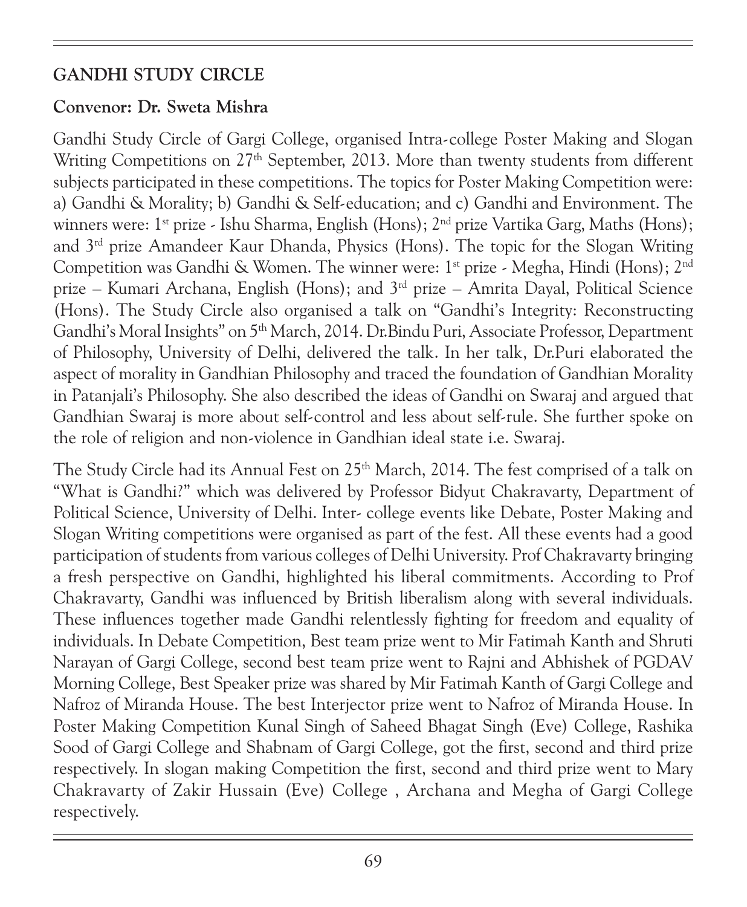## GANDHI STUDY CIRCLE

**Convenor: Dr. Sweta Mishra**

Gandhi Study Circle of Gargi College, organised Intra-college Poster Making and Slogan Writing Competitions on 27th September, 2013. More than twenty students from different subjects participated in these competitions. The topics for Poster Making Competition were: a) Gandhi & Morality; b) Gandhi & Self-education; and c) Gandhi and Environment. The winners were: 1st prize - Ishu Sharma, English (Hons); 2nd prize Vartika Garg, Maths (Hons); and 3rd prize Amandeer Kaur Dhanda, Physics (Hons). The topic for the Slogan Writing Competition was Gandhi & Women. The winner were: 1st prize - Megha, Hindi (Hons); 2nd prize – Kumari Archana, English (Hons); and 3rd prize – Amrita Dayal, Political Science (Hons). The Study Circle also organised a talk on "Gandhi's Integrity: Reconstructing Gandhi's Moral Insights" on 5th March, 2014. Dr.Bindu Puri, Associate Professor, Department of Philosophy, University of Delhi, delivered the talk. In her talk, Dr.Puri elaborated the aspect of morality in Gandhian Philosophy and traced the foundation of Gandhian Morality in Patanjali's Philosophy. She also described the ideas of Gandhi on Swaraj and argued that Gandhian Swaraj is more about self-control and less about self-rule. She further spoke on the role of religion and non-violence in Gandhian ideal state i.e. Swaraj.

The Study Circle had its Annual Fest on 25th March, 2014. The fest comprised of a talk on "What is Gandhi?" which was delivered by Professor Bidyut Chakravarty, Department of Political Science, University of Delhi. Inter- college events like Debate, Poster Making and Slogan Writing competitions were organised as part of the fest. All these events had a good participation of students from various colleges of Delhi University. Prof Chakravarty bringing a fresh perspective on Gandhi, highlighted his liberal commitments. According to Prof Chakravarty, Gandhi was influenced by British liberalism along with several individuals. These influences together made Gandhi relentlessly fighting for freedom and equality of individuals. In Debate Competition, Best team prize went to Mir Fatimah Kanth and Shruti Narayan of Gargi College, second best team prize went to Rajni and Abhishek of PGDAV Morning College, Best Speaker prize was shared by Mir Fatimah Kanth of Gargi College and Nafroz of Miranda House. The best Interjector prize went to Nafroz of Miranda House. In Poster Making Competition Kunal Singh of Saheed Bhagat Singh (Eve) College, Rashika Sood of Gargi College and Shabnam of Gargi College, got the first, second and third prize respectively. In slogan making Competition the first, second and third prize went to Mary Chakravarty of Zakir Hussain (Eve) College , Archana and Megha of Gargi College respectively.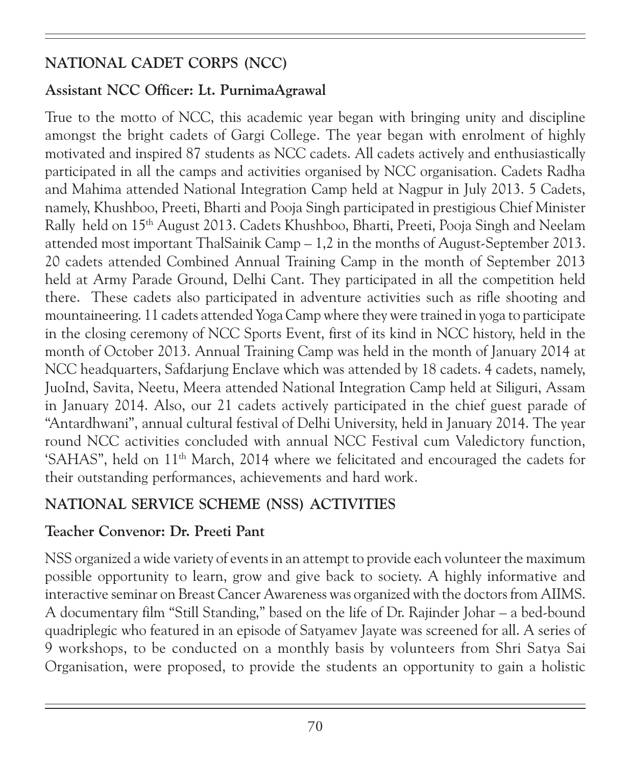## NATIONAL CADET CORPS (NCC)

### Assistant NCC Officer: Lt. PurnimaAgrawal

True to the motto of NCC, this academic year began with bringing unity and discipline amongst the bright cadets of Gargi College. The year began with enrolment of highly motivated and inspired 87 students as NCC cadets. All cadets actively and enthusiastically participated in all the camps and activities organised by NCC organisation. Cadets Radha and Mahima attended National Integration Camp held at Nagpur in July 2013. 5 Cadets, namely, Khushboo, Preeti, Bharti and Pooja Singh participated in prestigious Chief Minister Rally held on 15th August 2013. Cadets Khushboo, Bharti, Preeti, Pooja Singh and Neelam attended most important ThalSainik Camp – 1,2 in the months of August-September 2013. 20 cadets attended Combined Annual Training Camp in the month of September 2013 held at Army Parade Ground, Delhi Cant. They participated in all the competition held there. These cadets also participated in adventure activities such as rifle shooting and mountaineering. 11 cadets attended Yoga Camp where they were trained in yoga to participate in the closing ceremony of NCC Sports Event, first of its kind in NCC history, held in the month of October 2013. Annual Training Camp was held in the month of January 2014 at NCC headquarters, Safdarjung Enclave which was attended by 18 cadets. 4 cadets, namely, JuoInd, Savita, Neetu, Meera attended National Integration Camp held at Siliguri, Assam in January 2014. Also, our 21 cadets actively participated in the chief guest parade of "Antardhwani", annual cultural festival of Delhi University, held in January 2014. The year round NCC activities concluded with annual NCC Festival cum Valedictory function, 'SAHAS", held on 11th March, 2014 where we felicitated and encouraged the cadets for their outstanding performances, achievements and hard work.

## NATIONAL SERVICE SCHEME (NSS) ACTIVITIES

### Teacher Convenor: Dr. Preeti Pant

NSS organized a wide variety of events in an attempt to provide each volunteer the maximum possible opportunity to learn, grow and give back to society. A highly informative and interactive seminar on Breast Cancer Awareness was organized with the doctors from AIIMS. A documentary film "Still Standing," based on the life of Dr. Rajinder Johar – a bed-bound quadriplegic who featured in an episode of Satyamev Jayate was screened for all. A series of 9 workshops, to be conducted on a monthly basis by volunteers from Shri Satya Sai Organisation, were proposed, to provide the students an opportunity to gain a holistic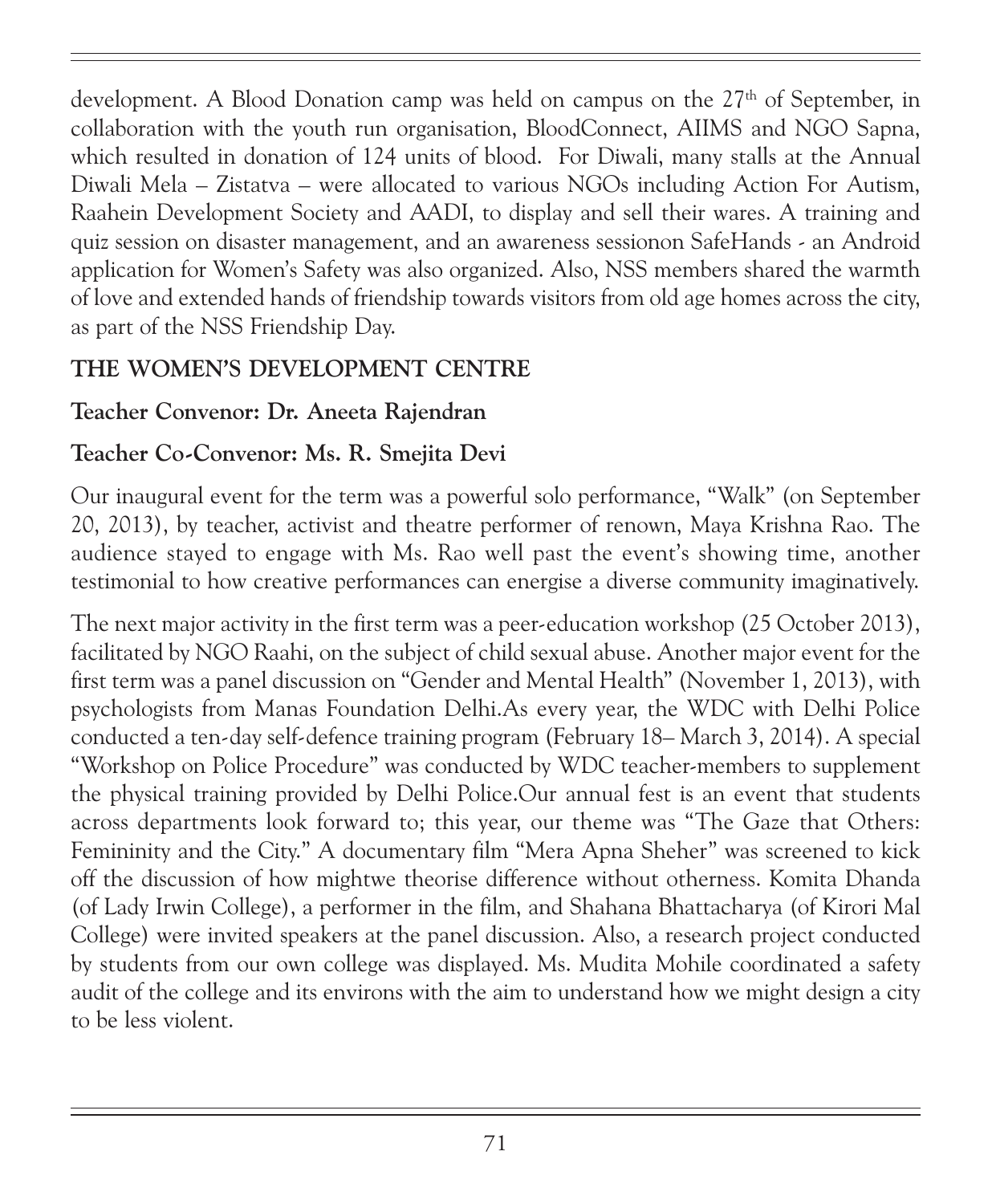development. A Blood Donation camp was held on campus on the 27th of September, in collaboration with the youth run organisation, BloodConnect, AIIMS and NGO Sapna, which resulted in donation of 124 units of blood. For Diwali, many stalls at the Annual Diwali Mela – Zistatva – were allocated to various NGOs including Action For Autism, Raahein Development Society and AADI, to display and sell their wares. A training and quiz session on disaster management, and an awareness sessionon SafeHands - an Android application for Women's Safety was also organized. Also, NSS members shared the warmth of love and extended hands of friendship towards visitors from old age homes across the city, as part of the NSS Friendship Day.

## THE WOMEN'S DEVELOPMENT CENTRE

**Teacher Convenor: Dr. Aneeta Rajendran**

**Teacher Co-Convenor: Ms. R. Smejita Devi**

Our inaugural event for the term was a powerful solo performance, "Walk" (on September 20, 2013), by teacher, activist and theatre performer of renown, Maya Krishna Rao. The audience stayed to engage with Ms. Rao well past the event's showing time, another testimonial to how creative performances can energise a diverse community imaginatively.

The next major activity in the first term was a peer-education workshop (25 October 2013), facilitated by NGO Raahi, on the subject of child sexual abuse. Another major event for the first term was a panel discussion on "Gender and Mental Health" (November 1, 2013), with psychologists from Manas Foundation Delhi.As every year, the WDC with Delhi Police conducted a ten-day self-defence training program (February 18– March 3, 2014). A special "Workshop on Police Procedure" was conducted by WDC teacher-members to supplement the physical training provided by Delhi Police.Our annual fest is an event that students across departments look forward to; this year, our theme was "The Gaze that Others: Femininity and the City." A documentary film "Mera Apna Sheher" was screened to kick off the discussion of how mightwe theorise difference without otherness. Komita Dhanda (of Lady Irwin College), a performer in the film, and Shahana Bhattacharya (of Kirori Mal College) were invited speakers at the panel discussion. Also, a research project conducted by students from our own college was displayed. Ms. Mudita Mohile coordinated a safety audit of the college and its environs with the aim to understand how we might design a city to be less violent.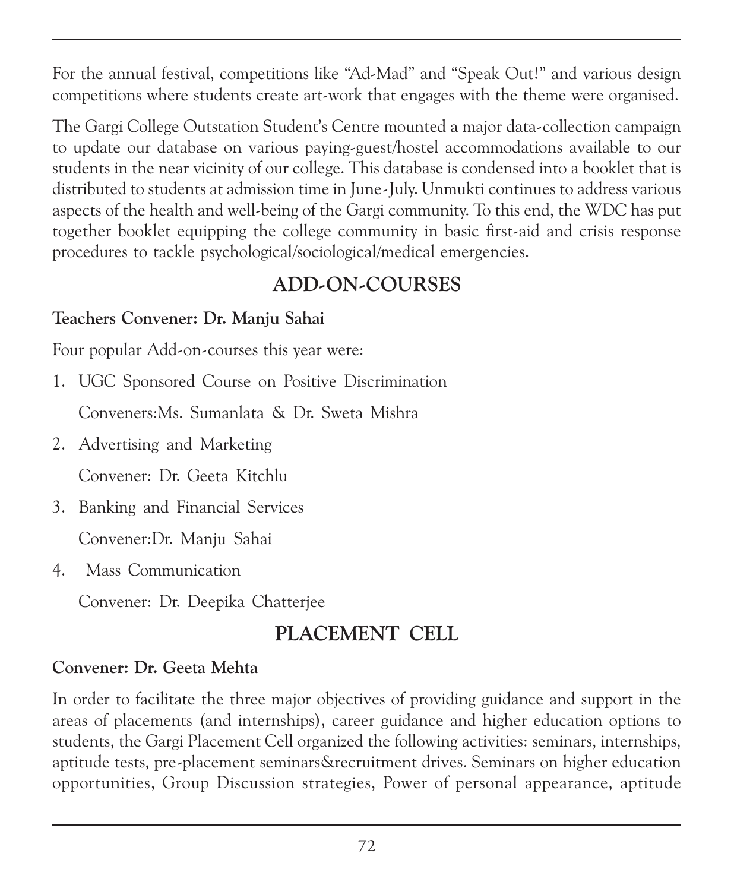For the annual festival, competitions like "Ad-Mad" and "Speak Out!" and various design competitions where students create art-work that engages with the theme were organised.

The Gargi College Outstation Student's Centre mounted a major data-collection campaign to update our database on various paying-guest/hostel accommodations available to our students in the near vicinity of our college. This database is condensed into a booklet that is distributed to students at admission time in June-July. Unmukti continues to address various aspects of the health and well-being of the Gargi community. To this end, the WDC has put together booklet equipping the college community in basic first-aid and crisis response procedures to tackle psychological/sociological/medical emergencies.

## ADD-ON-COURSES

**Teachers Convener: Dr. Manju Sahai**

Four popular Add-on-courses this year were:

1. UGC Sponsored Course on Positive Discrimination

   Conveners:Ms. Sumanlata & Dr. Sweta Mishra

2. Advertising and Marketing

   Convener: Dr. Geeta Kitchlu

3. Banking and Financial Services

   Convener:Dr. Manju Sahai

4. Mass Communication

   Convener: Dr. Deepika Chatterjee

## PLACEMENT CELL

**Convener: Dr. Geeta Mehta**

In order to facilitate the three major objectives of providing guidance and support in the areas of placements (and internships), career guidance and higher education options to students, the Gargi Placement Cell organized the following activities: seminars, internships, aptitude tests, pre-placement seminars&recruitment drives. Seminars on higher education opportunities, Group Discussion strategies, Power of personal appearance, aptitude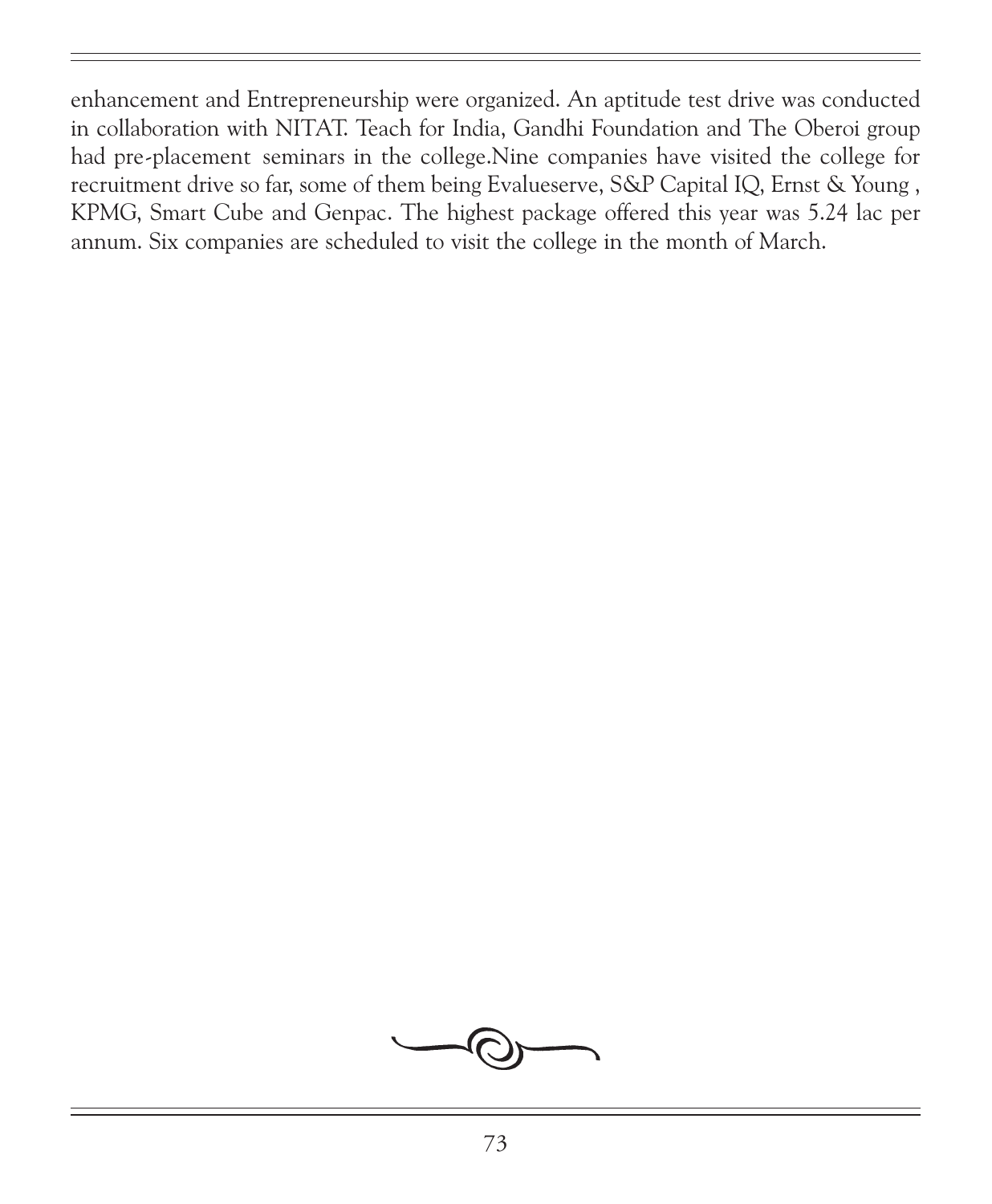enhancement and Entrepreneurship were organized. An aptitude test drive was conducted in collaboration with NITAT. Teach for India, Gandhi Foundation and The Oberoi group had pre-placement seminars in the college.Nine companies have visited the college for recruitment drive so far, some of them being Evalueserve, S&P Capital IQ, Ernst & Young , KPMG, Smart Cube and Genpac. The highest package offered this year was 5.24 lac per annum. Six companies are scheduled to visit the college in the month of March.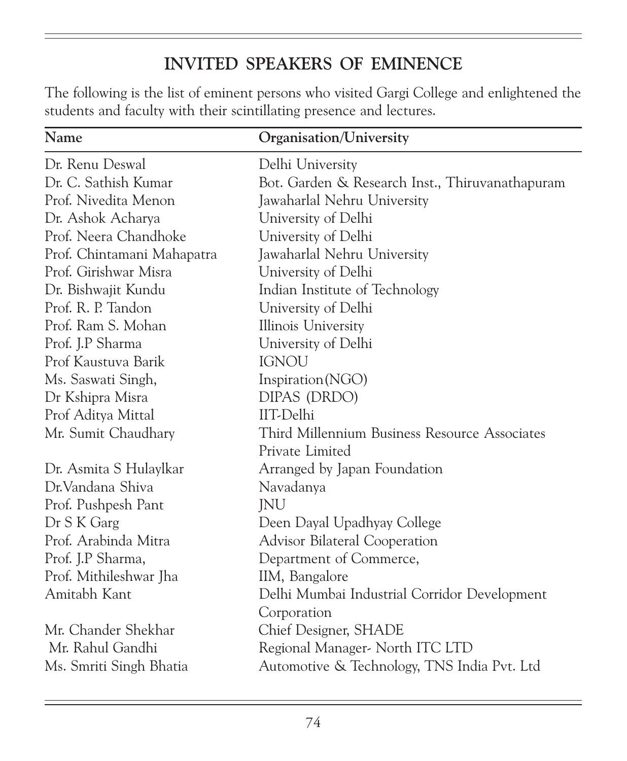# INVITED SPEAKERS OF EMINENCE

The following is the list of eminent persons who visited Gargi College and enlightened the students and faculty with their scintillating presence and lectures.

| Name | Organisation/University |
|---|---|
| Dr. Renu Deswal | Delhi University |
| Dr. C. Sathish Kumar | Bot. Garden & Research Inst., Thiruvanathapuram |
| Prof. Nivedita Menon | Jawaharlal Nehru University |
| Dr. Ashok Acharya | University of Delhi |
| Prof. Neera Chandhoke | University of Delhi |
| Prof. Chintamani Mahapatra | Jawaharlal Nehru University |
| Prof. Girishwar Misra | University of Delhi |
| Dr. Bishwajit Kundu | Indian Institute of Technology |
| Prof. R. P. Tandon | University of Delhi |
| Prof. Ram S. Mohan | Illinois University |
| Prof. J.P Sharma | University of Delhi |
| Prof Kaustuva Barik | IGNOU |
| Ms. Saswati Singh, | Inspiration(NGO) |
| Dr Kshipra Misra | DIPAS (DRDO) |
| Prof Aditya Mittal | IIT-Delhi |
| Mr. Sumit Chaudhary | Third Millennium Business Resource Associates Private Limited |
| Dr. Asmita S Hulaylkar | Arranged by Japan Foundation |
| Dr.Vandana Shiva | Navadanya |
| Prof. Pushpesh Pant | JNU |
| Dr S K Garg | Deen Dayal Upadhyay College |
| Prof. Arabinda Mitra | Advisor Bilateral Cooperation |
| Prof. J.P Sharma, | Department of Commerce, |
| Prof. Mithileshwar Jha | IIM, Bangalore |
| Amitabh Kant | Delhi Mumbai Industrial Corridor Development Corporation |
| Mr. Chander Shekhar | Chief Designer, SHADE |
| Mr. Rahul Gandhi | Regional Manager- North ITC LTD |
| Ms. Smriti Singh Bhatia | Automotive & Technology, TNS India Pvt. Ltd |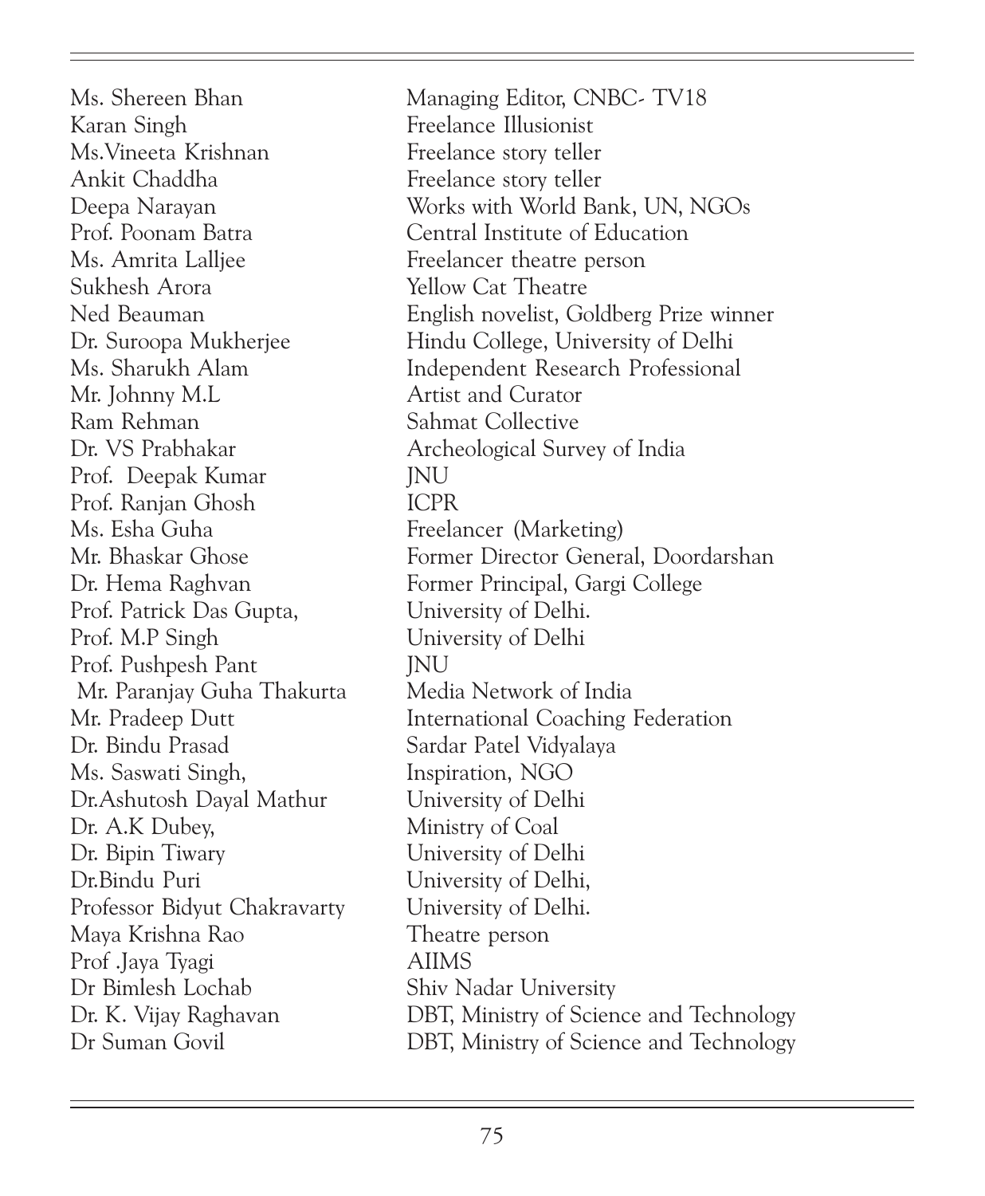| | |
|---|---|
| Ms. Shereen Bhan | Managing Editor, CNBC- TV18 |
| Karan Singh | Freelance Illusionist |
| Ms.Vineeta Krishnan | Freelance story teller |
| Ankit Chaddha | Freelance story teller |
| Deepa Narayan | Works with World Bank, UN, NGOs |
| Prof. Poonam Batra | Central Institute of Education |
| Ms. Amrita Lalljee | Freelancer theatre person |
| Sukhesh Arora | Yellow Cat Theatre |
| Ned Beauman | English novelist, Goldberg Prize winner |
| Dr. Suroopa Mukherjee | Hindu College, University of Delhi |
| Ms. Sharukh Alam | Independent Research Professional |
| Mr. Johnny M.L | Artist and Curator |
| Ram Rehman | Sahmat Collective |
| Dr. VS Prabhakar | Archeological Survey of India |
| Prof. Deepak Kumar | JNU |
| Prof. Ranjan Ghosh | ICPR |
| Ms. Esha Guha | Freelancer (Marketing) |
| Mr. Bhaskar Ghose | Former Director General, Doordarshan |
| Dr. Hema Raghvan | Former Principal, Gargi College |
| Prof. Patrick Das Gupta, | University of Delhi. |
| Prof. M.P Singh | University of Delhi |
| Prof. Pushpesh Pant | JNU |
| Mr. Paranjay Guha Thakurta | Media Network of India |
| Mr. Pradeep Dutt | International Coaching Federation |
| Dr. Bindu Prasad | Sardar Patel Vidyalaya |
| Ms. Saswati Singh, | Inspiration, NGO |
| Dr.Ashutosh Dayal Mathur | University of Delhi |
| Dr. A.K Dubey, | Ministry of Coal |
| Dr. Bipin Tiwary | University of Delhi |
| Dr.Bindu Puri | University of Delhi, |
| Professor Bidyut Chakravarty | University of Delhi. |
| Maya Krishna Rao | Theatre person |
| Prof .Jaya Tyagi | AIIMS |
| Dr Bimlesh Lochab | Shiv Nadar University |
| Dr. K. Vijay Raghavan | DBT, Ministry of Science and Technology |
| Dr Suman Govil | DBT, Ministry of Science and Technology |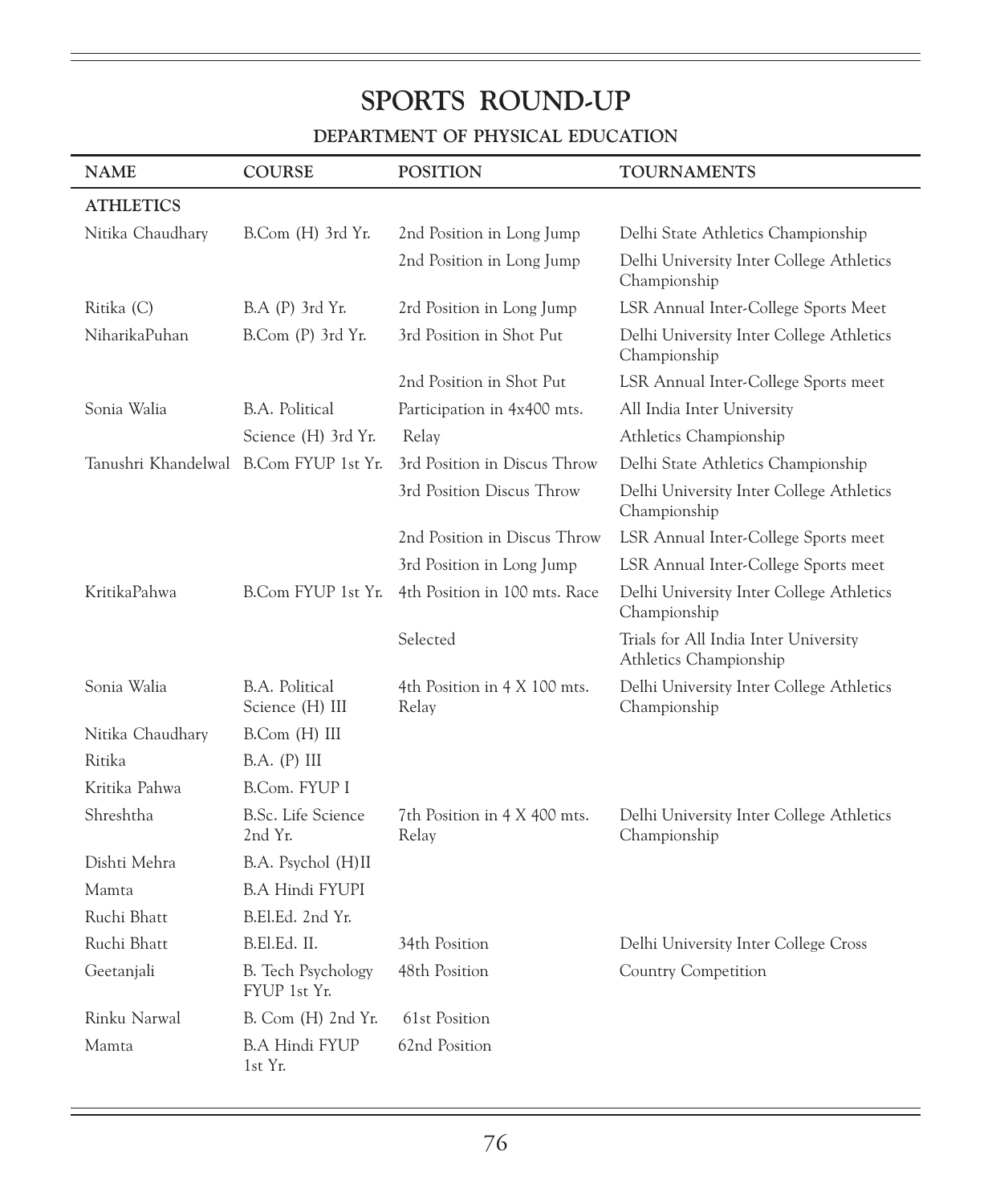# SPORTS ROUND-UP

## DEPARTMENT OF PHYSICAL EDUCATION

| NAME | COURSE | POSITION | TOURNAMENTS |
|---|---|---|---|
| **ATHLETICS** | | | |
| Nitika Chaudhary | B.Com (H) 3rd Yr. | 2nd Position in Long Jump | Delhi State Athletics Championship |
| | | 2nd Position in Long Jump | Delhi University Inter College Athletics Championship |
| Ritika (C) | B.A (P) 3rd Yr. | 2rd Position in Long Jump | LSR Annual Inter-College Sports Meet |
| NiharikaPuhan | B.Com (P) 3rd Yr. | 3rd Position in Shot Put | Delhi University Inter College Athletics Championship |
| | | 2nd Position in Shot Put | LSR Annual Inter-College Sports meet |
| Sonia Walia | B.A. Political Science (H) 3rd Yr. | Participation in 4x400 mts. Relay | All India Inter University Athletics Championship |
| Tanushri Khandelwal | B.Com FYUP 1st Yr. | 3rd Position in Discus Throw | Delhi State Athletics Championship |
| | | 3rd Position Discus Throw | Delhi University Inter College Athletics Championship |
| | | 2nd Position in Discus Throw | LSR Annual Inter-College Sports meet |
| | | 3rd Position in Long Jump | LSR Annual Inter-College Sports meet |
| KritikaPahwa | B.Com FYUP 1st Yr. | 4th Position in 100 mts. Race | Delhi University Inter College Athletics Championship |
| | | Selected | Trials for All India Inter University Athletics Championship |
| Sonia Walia | B.A. Political Science (H) III | 4th Position in 4 X 100 mts. Relay | Delhi University Inter College Athletics Championship |
| Nitika Chaudhary | B.Com (H) III | | |
| Ritika | B.A. (P) III | | |
| Kritika Pahwa | B.Com. FYUP I | | |
| Shreshtha | B.Sc. Life Science 2nd Yr. | 7th Position in 4 X 400 mts. Relay | Delhi University Inter College Athletics Championship |
| Dishti Mehra | B.A. Psychol (H)II | | |
| Mamta | B.A Hindi FYUPI | | |
| Ruchi Bhatt | B.El.Ed. 2nd Yr. | | |
| Ruchi Bhatt | B.El.Ed. II. | 34th Position | Delhi University Inter College Cross Country Competition |
| Geetanjali | B. Tech Psychology FYUP 1st Yr. | 48th Position | |
| Rinku Narwal | B. Com (H) 2nd Yr. | 61st Position | |
| Mamta | B.A Hindi FYUP 1st Yr. | 62nd Position | |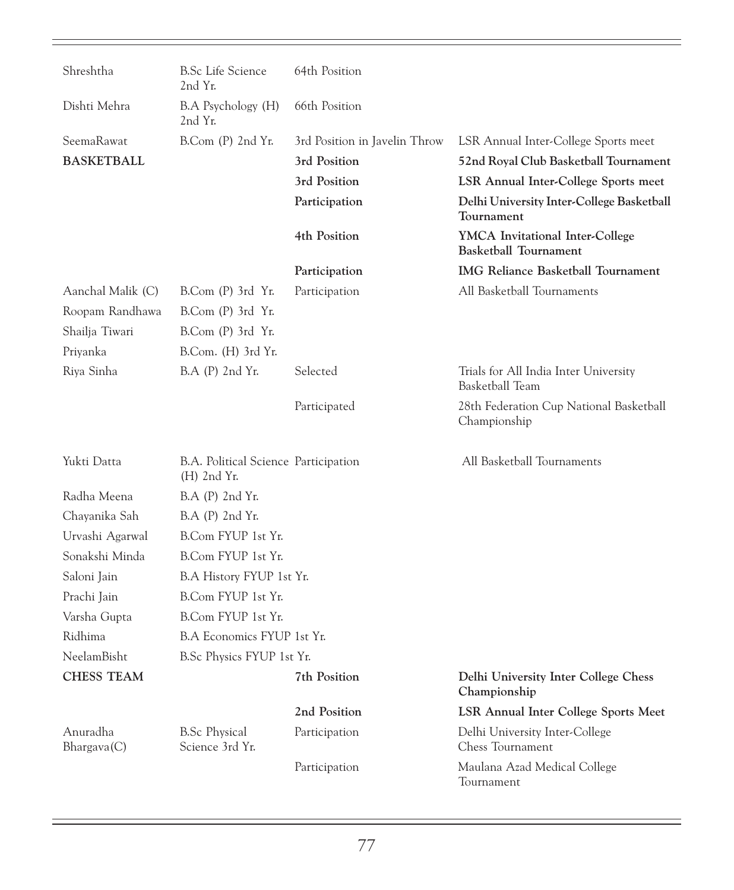| | | | |
|---|---|---|---|
| Shreshtha | B.Sc Life Science 2nd Yr. | 64th Position | |
| Dishti Mehra | B.A Psychology (H) 2nd Yr. | 66th Position | |
| SeemaRawat | B.Com (P) 2nd Yr. | 3rd Position in Javelin Throw | LSR Annual Inter-College Sports meet |
| **BASKETBALL** | | **3rd Position** | **52nd Royal Club Basketball Tournament** |
| | | **3rd Position** | **LSR Annual Inter-College Sports meet** |
| | | **Participation** | **Delhi University Inter-College Basketball Tournament** |
| | | **4th Position** | **YMCA Invitational Inter-College Basketball Tournament** |
| | | **Participation** | **IMG Reliance Basketball Tournament** |
| Aanchal Malik (C) | B.Com (P) 3rd Yr. | Participation | All Basketball Tournaments |
| Roopam Randhawa | B.Com (P) 3rd Yr. | | |
| Shailja Tiwari | B.Com (P) 3rd Yr. | | |
| Priyanka | B.Com. (H) 3rd Yr. | | |
| Riya Sinha | B.A (P) 2nd Yr. | Selected | Trials for All India Inter University Basketball Team |
| | | Participated | 28th Federation Cup National Basketball Championship |
| Yukti Datta | B.A. Political Science (H) 2nd Yr. | Participation | All Basketball Tournaments |
| Radha Meena | B.A (P) 2nd Yr. | | |
| Chayanika Sah | B.A (P) 2nd Yr. | | |
| Urvashi Agarwal | B.Com FYUP 1st Yr. | | |
| Sonakshi Minda | B.Com FYUP 1st Yr. | | |
| Saloni Jain | B.A History FYUP 1st Yr. | | |
| Prachi Jain | B.Com FYUP 1st Yr. | | |
| Varsha Gupta | B.Com FYUP 1st Yr. | | |
| Ridhima | B.A Economics FYUP 1st Yr. | | |
| NeelamBisht | B.Sc Physics FYUP 1st Yr. | | |
| **CHESS TEAM** | | **7th Position** | **Delhi University Inter College Chess Championship** |
| | | **2nd Position** | **LSR Annual Inter College Sports Meet** |
| Anuradha Bhargava(C) | B.Sc Physical Science 3rd Yr. | Participation | Delhi University Inter-College Chess Tournament |
| | | Participation | Maulana Azad Medical College Tournament |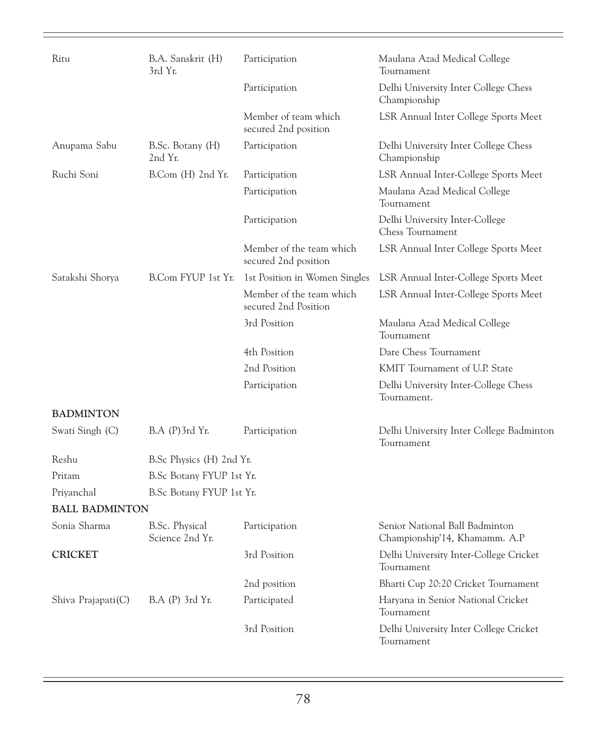| | | | |
|---|---|---|---|
| Ritu | B.A. Sanskrit (H) 3rd Yr. | Participation | Maulana Azad Medical College Tournament |
| | | Participation | Delhi University Inter College Chess Championship |
| | | Member of team which secured 2nd position | LSR Annual Inter College Sports Meet |
| Anupama Sabu | B.Sc. Botany (H) 2nd Yr. | Participation | Delhi University Inter College Chess Championship |
| Ruchi Soni | B.Com (H) 2nd Yr. | Participation | LSR Annual Inter-College Sports Meet |
| | | Participation | Maulana Azad Medical College Tournament |
| | | Participation | Delhi University Inter-College Chess Tournament |
| | | Member of the team which secured 2nd position | LSR Annual Inter College Sports Meet |
| Satakshi Shorya | B.Com FYUP 1st Yr. | 1st Position in Women Singles | LSR Annual Inter-College Sports Meet |
| | | Member of the team which secured 2nd Position | LSR Annual Inter-College Sports Meet |
| | | 3rd Position | Maulana Azad Medical College Tournament |
| | | 4th Position | Dare Chess Tournament |
| | | 2nd Position | KMIT Tournament of U.P. State |
| | | Participation | Delhi University Inter-College Chess Tournament. |
| **BADMINTON** | | | |
| Swati Singh (C) | B.A (P)3rd Yr. | Participation | Delhi University Inter College Badminton Tournament |
| Reshu | B.Sc Physics (H) 2nd Yr. | | |
| Pritam | B.Sc Botany FYUP 1st Yr. | | |
| Priyanchal | B.Sc Botany FYUP 1st Yr. | | |
| **BALL BADMINTON** | | | |
| Sonia Sharma | B.Sc. Physical Science 2nd Yr. | Participation | Senior National Ball Badminton Championship'14, Khamamm. A.P |
| **CRICKET** | | 3rd Position | Delhi University Inter-College Cricket Tournament |
| | | 2nd position | Bharti Cup 20:20 Cricket Tournament |
| Shiva Prajapati(C) | B.A (P) 3rd Yr. | Participated | Haryana in Senior National Cricket Tournament |
| | | 3rd Position | Delhi University Inter College Cricket Tournament |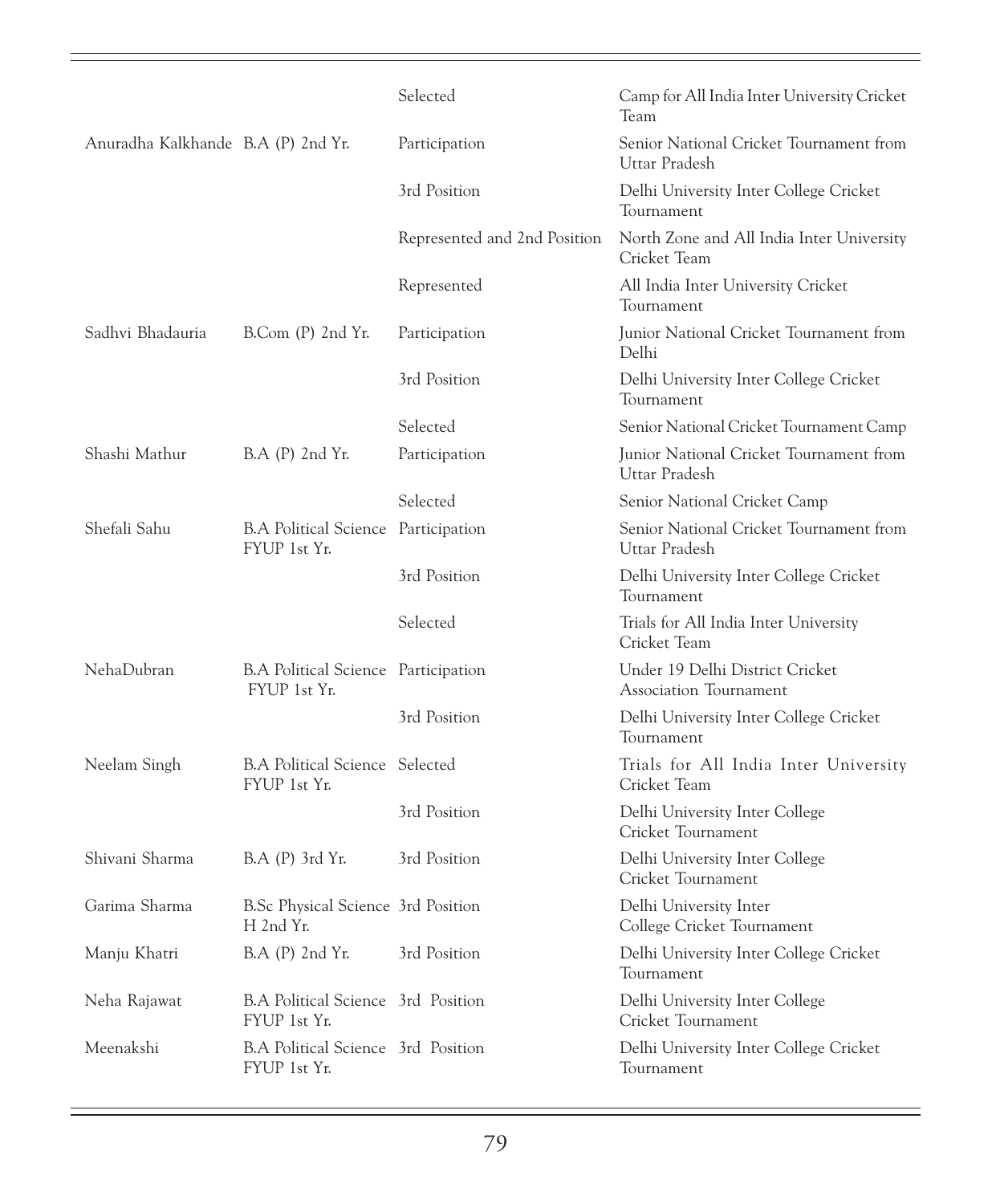| | | | |
|---|---|---|---|
| | | Selected | Camp for All India Inter University Cricket Team |
| Anuradha Kalkhande | B.A (P) 2nd Yr. | Participation | Senior National Cricket Tournament from Uttar Pradesh |
| | | 3rd Position | Delhi University Inter College Cricket Tournament |
| | | Represented and 2nd Position | North Zone and All India Inter University Cricket Team |
| | | Represented | All India Inter University Cricket Tournament |
| Sadhvi Bhadauria | B.Com (P) 2nd Yr. | Participation | Junior National Cricket Tournament from Delhi |
| | | 3rd Position | Delhi University Inter College Cricket Tournament |
| | | Selected | Senior National Cricket Tournament Camp |
| Shashi Mathur | B.A (P) 2nd Yr. | Participation | Junior National Cricket Tournament from Uttar Pradesh |
| | | Selected | Senior National Cricket Camp |
| Shefali Sahu | B.A Political Science FYUP 1st Yr. | Participation | Senior National Cricket Tournament from Uttar Pradesh |
| | | 3rd Position | Delhi University Inter College Cricket Tournament |
| | | Selected | Trials for All India Inter University Cricket Team |
| NehaDubran | B.A Political Science FYUP 1st Yr. | Participation | Under 19 Delhi District Cricket Association Tournament |
| | | 3rd Position | Delhi University Inter College Cricket Tournament |
| Neelam Singh | B.A Political Science FYUP 1st Yr. | Selected | Trials for All India Inter University Cricket Team |
| | | 3rd Position | Delhi University Inter College Cricket Tournament |
| Shivani Sharma | B.A (P) 3rd Yr. | 3rd Position | Delhi University Inter College Cricket Tournament |
| Garima Sharma | B.Sc Physical Science H 2nd Yr. | 3rd Position | Delhi University Inter College Cricket Tournament |
| Manju Khatri | B.A (P) 2nd Yr. | 3rd Position | Delhi University Inter College Cricket Tournament |
| Neha Rajawat | B.A Political Science FYUP 1st Yr. | 3rd Position | Delhi University Inter College Cricket Tournament |
| Meenakshi | B.A Political Science FYUP 1st Yr. | 3rd Position | Delhi University Inter College Cricket Tournament |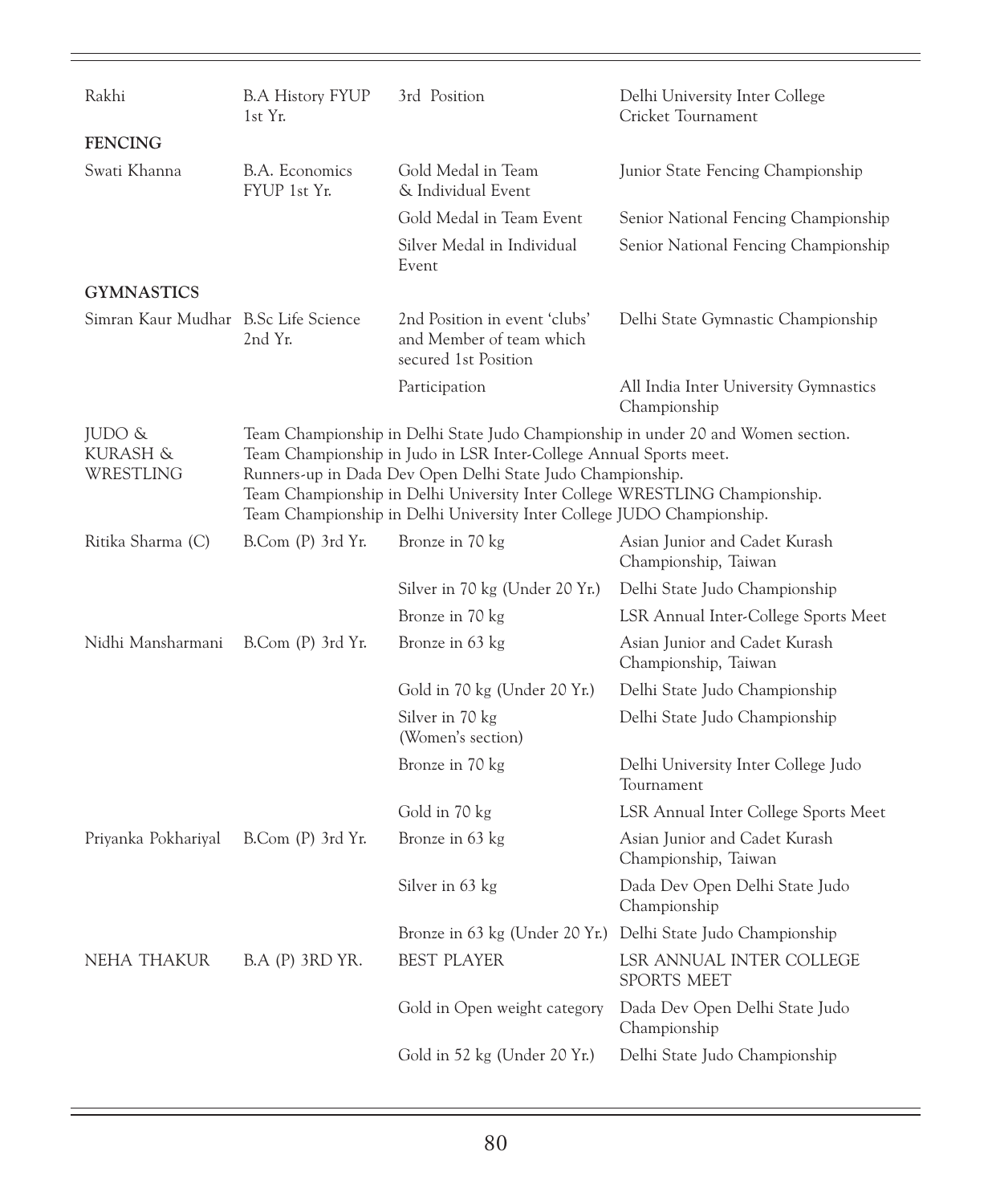| | | | |
|---|---|---|---|
| Rakhi | B.A History FYUP 1st Yr. | 3rd Position | Delhi University Inter College Cricket Tournament |
| **FENCING** | | | |
| Swati Khanna | B.A. Economics FYUP 1st Yr. | Gold Medal in Team & Individual Event | Junior State Fencing Championship |
| | | Gold Medal in Team Event | Senior National Fencing Championship |
| | | Silver Medal in Individual Event | Senior National Fencing Championship |
| **GYMNASTICS** | | | |
| Simran Kaur Mudhar | B.Sc Life Science 2nd Yr. | 2nd Position in event 'clubs' and Member of team which secured 1st Position | Delhi State Gymnastic Championship |
| | | Participation | All India Inter University Gymnastics Championship |
| JUDO & KURASH & WRESTLING | Team Championship in Delhi State Judo Championship in under 20 and Women section.<br>Team Championship in Judo in LSR Inter-College Annual Sports meet.<br>Runners-up in Dada Dev Open Delhi State Judo Championship.<br>Team Championship in Delhi University Inter College WRESTLING Championship.<br>Team Championship in Delhi University Inter College JUDO Championship. | | |
| Ritika Sharma (C) | B.Com (P) 3rd Yr. | Bronze in 70 kg | Asian Junior and Cadet Kurash Championship, Taiwan |
| | | Silver in 70 kg (Under 20 Yr.) | Delhi State Judo Championship |
| | | Bronze in 70 kg | LSR Annual Inter-College Sports Meet |
| Nidhi Mansharmani | B.Com (P) 3rd Yr. | Bronze in 63 kg | Asian Junior and Cadet Kurash Championship, Taiwan |
| | | Gold in 70 kg (Under 20 Yr.) | Delhi State Judo Championship |
| | | Silver in 70 kg (Women's section) | Delhi State Judo Championship |
| | | Bronze in 70 kg | Delhi University Inter College Judo Tournament |
| | | Gold in 70 kg | LSR Annual Inter College Sports Meet |
| Priyanka Pokhariyal | B.Com (P) 3rd Yr. | Bronze in 63 kg | Asian Junior and Cadet Kurash Championship, Taiwan |
| | | Silver in 63 kg | Dada Dev Open Delhi State Judo Championship |
| | | Bronze in 63 kg (Under 20 Yr.) | Delhi State Judo Championship |
| NEHA THAKUR | B.A (P) 3RD YR. | BEST PLAYER | LSR ANNUAL INTER COLLEGE SPORTS MEET |
| | | Gold in Open weight category | Dada Dev Open Delhi State Judo Championship |
| | | Gold in 52 kg (Under 20 Yr.) | Delhi State Judo Championship |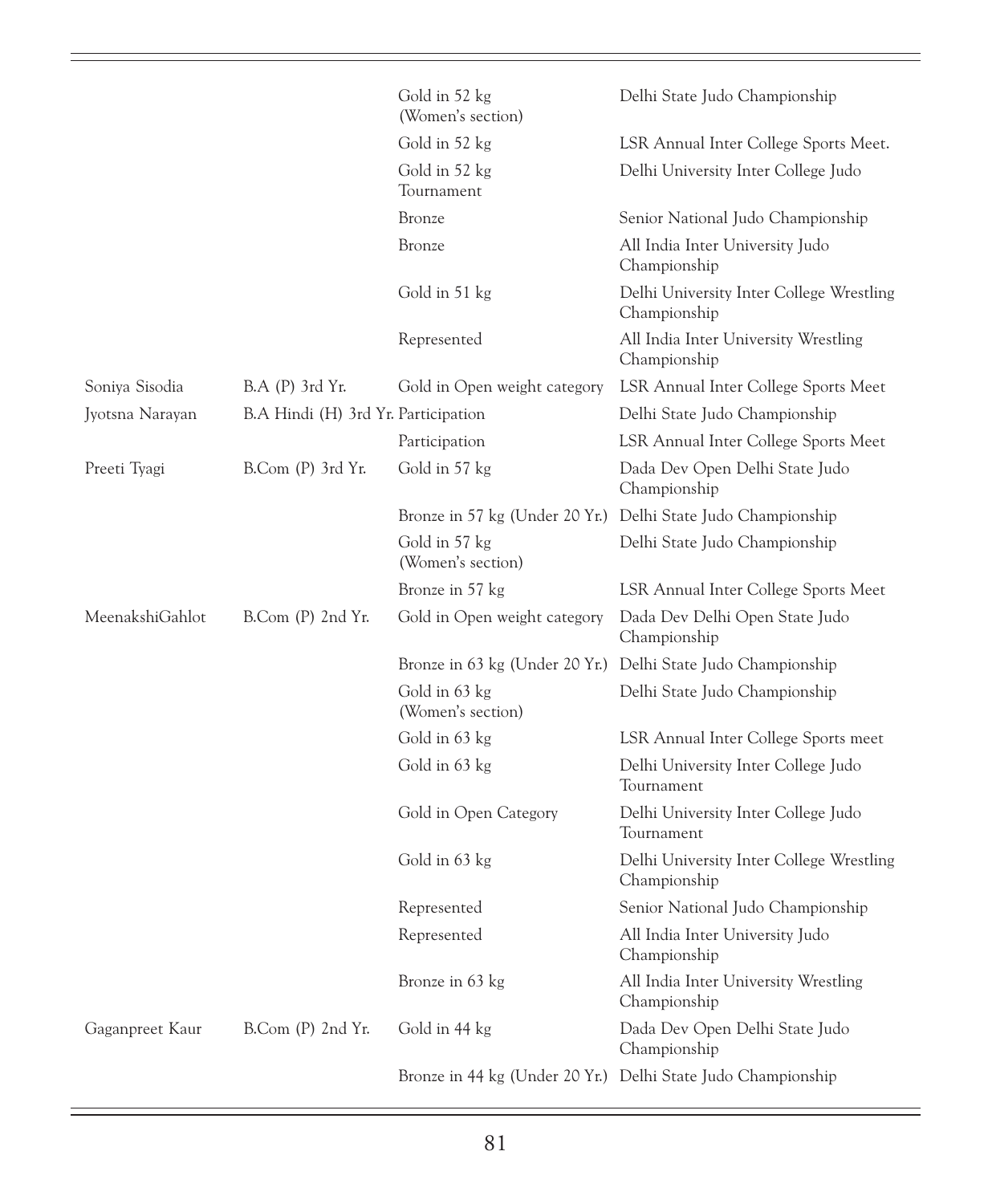| | | | |
|---|---|---|---|
| | | Gold in 52 kg (Women's section) | Delhi State Judo Championship |
| | | Gold in 52 kg | LSR Annual Inter College Sports Meet. |
| | | Gold in 52 kg Tournament | Delhi University Inter College Judo |
| | | Bronze | Senior National Judo Championship |
| | | Bronze | All India Inter University Judo Championship |
| | | Gold in 51 kg | Delhi University Inter College Wrestling Championship |
| | | Represented | All India Inter University Wrestling Championship |
| Soniya Sisodia | B.A (P) 3rd Yr. | Gold in Open weight category | LSR Annual Inter College Sports Meet |
| Jyotsna Narayan | B.A Hindi (H) 3rd Yr. | Participation | Delhi State Judo Championship |
| | | Participation | LSR Annual Inter College Sports Meet |
| Preeti Tyagi | B.Com (P) 3rd Yr. | Gold in 57 kg | Dada Dev Open Delhi State Judo Championship |
| | | Bronze in 57 kg (Under 20 Yr.) | Delhi State Judo Championship |
| | | Gold in 57 kg (Women's section) | Delhi State Judo Championship |
| | | Bronze in 57 kg | LSR Annual Inter College Sports Meet |
| MeenakshiGahlot | B.Com (P) 2nd Yr. | Gold in Open weight category | Dada Dev Delhi Open State Judo Championship |
| | | Bronze in 63 kg (Under 20 Yr.) | Delhi State Judo Championship |
| | | Gold in 63 kg (Women's section) | Delhi State Judo Championship |
| | | Gold in 63 kg | LSR Annual Inter College Sports meet |
| | | Gold in 63 kg | Delhi University Inter College Judo Tournament |
| | | Gold in Open Category | Delhi University Inter College Judo Tournament |
| | | Gold in 63 kg | Delhi University Inter College Wrestling Championship |
| | | Represented | Senior National Judo Championship |
| | | Represented | All India Inter University Judo Championship |
| | | Bronze in 63 kg | All India Inter University Wrestling Championship |
| Gaganpreet Kaur | B.Com (P) 2nd Yr. | Gold in 44 kg | Dada Dev Open Delhi State Judo Championship |
| | | Bronze in 44 kg (Under 20 Yr.) | Delhi State Judo Championship |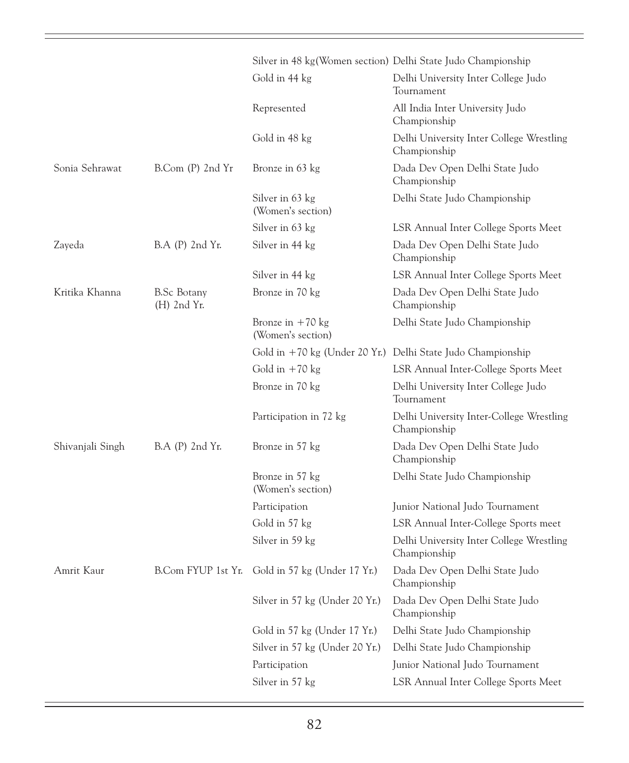| | | | |
|---|---|---|---|
| | | Silver in 48 kg(Women section) | Delhi State Judo Championship |
| | | Gold in 44 kg | Delhi University Inter College Judo Tournament |
| | | Represented | All India Inter University Judo Championship |
| | | Gold in 48 kg | Delhi University Inter College Wrestling Championship |
| Sonia Sehrawat | B.Com (P) 2nd Yr | Bronze in 63 kg | Dada Dev Open Delhi State Judo Championship |
| | | Silver in 63 kg (Women's section) | Delhi State Judo Championship |
| | | Silver in 63 kg | LSR Annual Inter College Sports Meet |
| Zayeda | B.A (P) 2nd Yr. | Silver in 44 kg | Dada Dev Open Delhi State Judo Championship |
| | | Silver in 44 kg | LSR Annual Inter College Sports Meet |
| Kritika Khanna | B.Sc Botany (H) 2nd Yr. | Bronze in 70 kg | Dada Dev Open Delhi State Judo Championship |
| | | Bronze in +70 kg (Women's section) | Delhi State Judo Championship |
| | | Gold in +70 kg (Under 20 Yr.) | Delhi State Judo Championship |
| | | Gold in +70 kg | LSR Annual Inter-College Sports Meet |
| | | Bronze in 70 kg | Delhi University Inter College Judo Tournament |
| | | Participation in 72 kg | Delhi University Inter-College Wrestling Championship |
| Shivanjali Singh | B.A (P) 2nd Yr. | Bronze in 57 kg | Dada Dev Open Delhi State Judo Championship |
| | | Bronze in 57 kg (Women's section) | Delhi State Judo Championship |
| | | Participation | Junior National Judo Tournament |
| | | Gold in 57 kg | LSR Annual Inter-College Sports meet |
| | | Silver in 59 kg | Delhi University Inter College Wrestling Championship |
| Amrit Kaur | B.Com FYUP 1st Yr. | Gold in 57 kg (Under 17 Yr.) | Dada Dev Open Delhi State Judo Championship |
| | | Silver in 57 kg (Under 20 Yr.) | Dada Dev Open Delhi State Judo Championship |
| | | Gold in 57 kg (Under 17 Yr.) | Delhi State Judo Championship |
| | | Silver in 57 kg (Under 20 Yr.) | Delhi State Judo Championship |
| | | Participation | Junior National Judo Tournament |
| | | Silver in 57 kg | LSR Annual Inter College Sports Meet |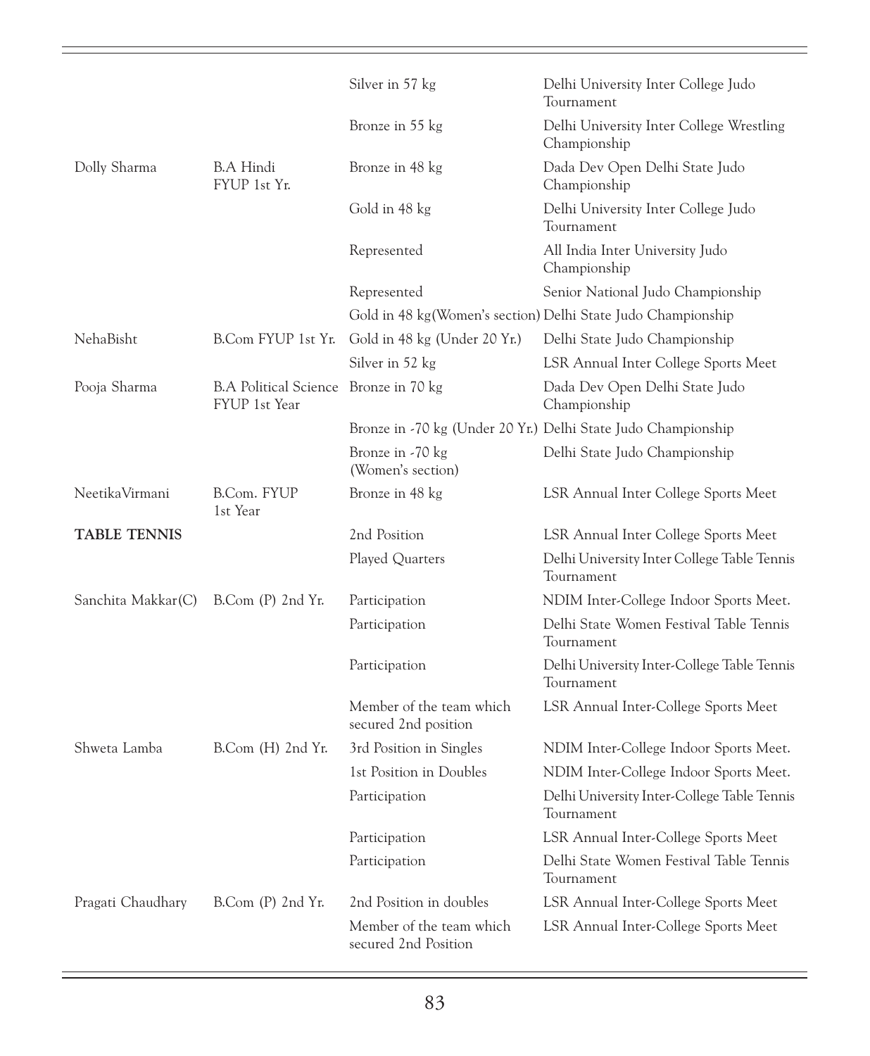| | | | |
|---|---|---|---|
| | | Silver in 57 kg | Delhi University Inter College Judo Tournament |
| | | Bronze in 55 kg | Delhi University Inter College Wrestling Championship |
| Dolly Sharma | B.A Hindi FYUP 1st Yr. | Bronze in 48 kg | Dada Dev Open Delhi State Judo Championship |
| | | Gold in 48 kg | Delhi University Inter College Judo Tournament |
| | | Represented | All India Inter University Judo Championship |
| | | Represented | Senior National Judo Championship |
| | | Gold in 48 kg(Women's section) | Delhi State Judo Championship |
| NehaBisht | B.Com FYUP 1st Yr. | Gold in 48 kg (Under 20 Yr.) | Delhi State Judo Championship |
| | | Silver in 52 kg | LSR Annual Inter College Sports Meet |
| Pooja Sharma | B.A Political Science FYUP 1st Year | Bronze in 70 kg | Dada Dev Open Delhi State Judo Championship |
| | | Bronze in -70 kg (Under 20 Yr.) | Delhi State Judo Championship |
| | | Bronze in -70 kg (Women's section) | Delhi State Judo Championship |
| NeetikaVirmani | B.Com. FYUP 1st Year | Bronze in 48 kg | LSR Annual Inter College Sports Meet |
| **TABLE TENNIS** | | 2nd Position | LSR Annual Inter College Sports Meet |
| | | Played Quarters | Delhi University Inter College Table Tennis Tournament |
| Sanchita Makkar(C) | B.Com (P) 2nd Yr. | Participation | NDIM Inter-College Indoor Sports Meet. |
| | | Participation | Delhi State Women Festival Table Tennis Tournament |
| | | Participation | Delhi University Inter-College Table Tennis Tournament |
| | | Member of the team which secured 2nd position | LSR Annual Inter-College Sports Meet |
| Shweta Lamba | B.Com (H) 2nd Yr. | 3rd Position in Singles | NDIM Inter-College Indoor Sports Meet. |
| | | 1st Position in Doubles | NDIM Inter-College Indoor Sports Meet. |
| | | Participation | Delhi University Inter-College Table Tennis Tournament |
| | | Participation | LSR Annual Inter-College Sports Meet |
| | | Participation | Delhi State Women Festival Table Tennis Tournament |
| Pragati Chaudhary | B.Com (P) 2nd Yr. | 2nd Position in doubles | LSR Annual Inter-College Sports Meet |
| | | Member of the team which secured 2nd Position | LSR Annual Inter-College Sports Meet |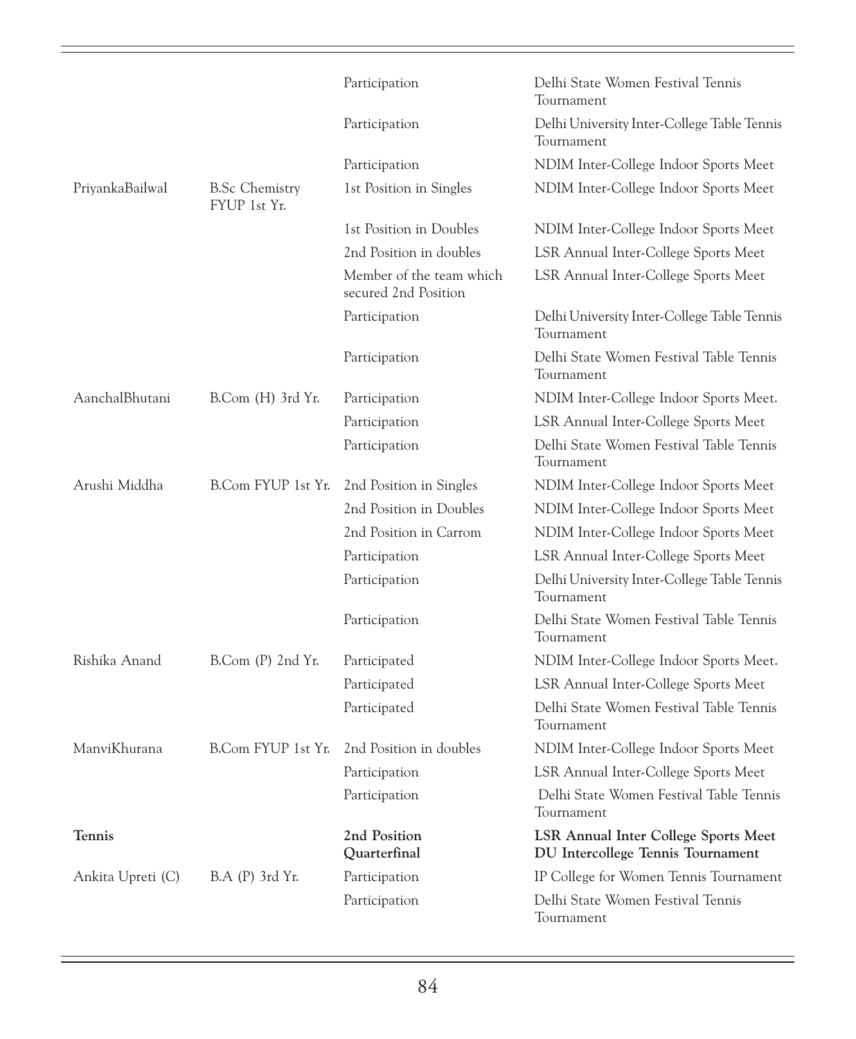| | | | |
|---|---|---|---|
| | | Participation | Delhi State Women Festival Tennis Tournament |
| | | Participation | Delhi University Inter-College Table Tennis Tournament |
| | | Participation | NDIM Inter-College Indoor Sports Meet |
| PriyankaBailwal | B.Sc Chemistry FYUP 1st Yr. | 1st Position in Singles | NDIM Inter-College Indoor Sports Meet |
| | | 1st Position in Doubles | NDIM Inter-College Indoor Sports Meet |
| | | 2nd Position in doubles | LSR Annual Inter-College Sports Meet |
| | | Member of the team which secured 2nd Position | LSR Annual Inter-College Sports Meet |
| | | Participation | Delhi University Inter-College Table Tennis Tournament |
| | | Participation | Delhi State Women Festival Table Tennis Tournament |
| AanchalBhutani | B.Com (H) 3rd Yr. | Participation | NDIM Inter-College Indoor Sports Meet. |
| | | Participation | LSR Annual Inter-College Sports Meet |
| | | Participation | Delhi State Women Festival Table Tennis Tournament |
| Arushi Middha | B.Com FYUP 1st Yr. | 2nd Position in Singles | NDIM Inter-College Indoor Sports Meet |
| | | 2nd Position in Doubles | NDIM Inter-College Indoor Sports Meet |
| | | 2nd Position in Carrom | NDIM Inter-College Indoor Sports Meet |
| | | Participation | LSR Annual Inter-College Sports Meet |
| | | Participation | Delhi University Inter-College Table Tennis Tournament |
| | | Participation | Delhi State Women Festival Table Tennis Tournament |
| Rishika Anand | B.Com (P) 2nd Yr. | Participated | NDIM Inter-College Indoor Sports Meet. |
| | | Participated | LSR Annual Inter-College Sports Meet |
| | | Participated | Delhi State Women Festival Table Tennis Tournament |
| ManviKhurana | B.Com FYUP 1st Yr. | 2nd Position in doubles | NDIM Inter-College Indoor Sports Meet |
| | | Participation | LSR Annual Inter-College Sports Meet |
| | | Participation | Delhi State Women Festival Table Tennis Tournament |
| **Tennis** | | **2nd Position** **Quarterfinal** | **LSR Annual Inter College Sports Meet** **DU Intercollege Tennis Tournament** |
| Ankita Upreti (C) | B.A (P) 3rd Yr. | Participation | IP College for Women Tennis Tournament |
| | | Participation | Delhi State Women Festival Tennis Tournament |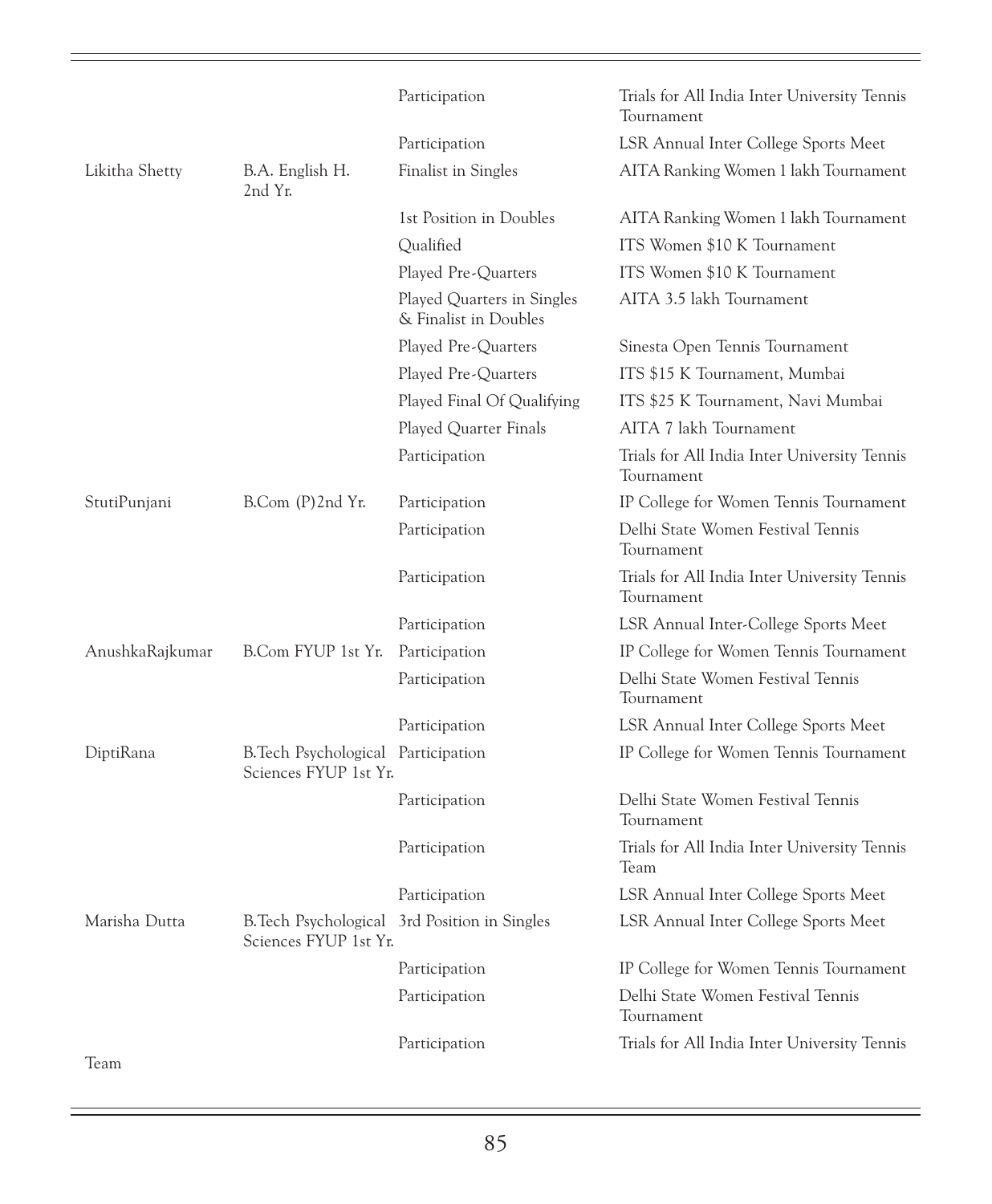| | | | |
|---|---|---|---|
| | | Participation | Trials for All India Inter University Tennis Tournament |
| | | Participation | LSR Annual Inter College Sports Meet |
| Likitha Shetty | B.A. English H. 2nd Yr. | Finalist in Singles | AITA Ranking Women 1 lakh Tournament |
| | | 1st Position in Doubles | AITA Ranking Women 1 lakh Tournament |
| | | Qualified | ITS Women $10 K Tournament |
| | | Played Pre-Quarters | ITS Women $10 K Tournament |
| | | Played Quarters in Singles & Finalist in Doubles | AITA 3.5 lakh Tournament |
| | | Played Pre-Quarters | Sinesta Open Tennis Tournament |
| | | Played Pre-Quarters | ITS $15 K Tournament, Mumbai |
| | | Played Final Of Qualifying | ITS $25 K Tournament, Navi Mumbai |
| | | Played Quarter Finals | AITA 7 lakh Tournament |
| | | Participation | Trials for All India Inter University Tennis Tournament |
| StutiPunjani | B.Com (P)2nd Yr. | Participation | IP College for Women Tennis Tournament |
| | | Participation | Delhi State Women Festival Tennis Tournament |
| | | Participation | Trials for All India Inter University Tennis Tournament |
| | | Participation | LSR Annual Inter-College Sports Meet |
| AnushkaRajkumar | B.Com FYUP 1st Yr. | Participation | IP College for Women Tennis Tournament |
| | | Participation | Delhi State Women Festival Tennis Tournament |
| | | Participation | LSR Annual Inter College Sports Meet |
| DiptiRana | B.Tech Psychological Sciences FYUP 1st Yr. | Participation | IP College for Women Tennis Tournament |
| | | Participation | Delhi State Women Festival Tennis Tournament |
| | | Participation | Trials for All India Inter University Tennis Team |
| | | Participation | LSR Annual Inter College Sports Meet |
| Marisha Dutta | B.Tech Psychological Sciences FYUP 1st Yr. | 3rd Position in Singles | LSR Annual Inter College Sports Meet |
| | | Participation | IP College for Women Tennis Tournament |
| | | Participation | Delhi State Women Festival Tennis Tournament |
| | | Participation | Trials for All India Inter University Tennis |

Team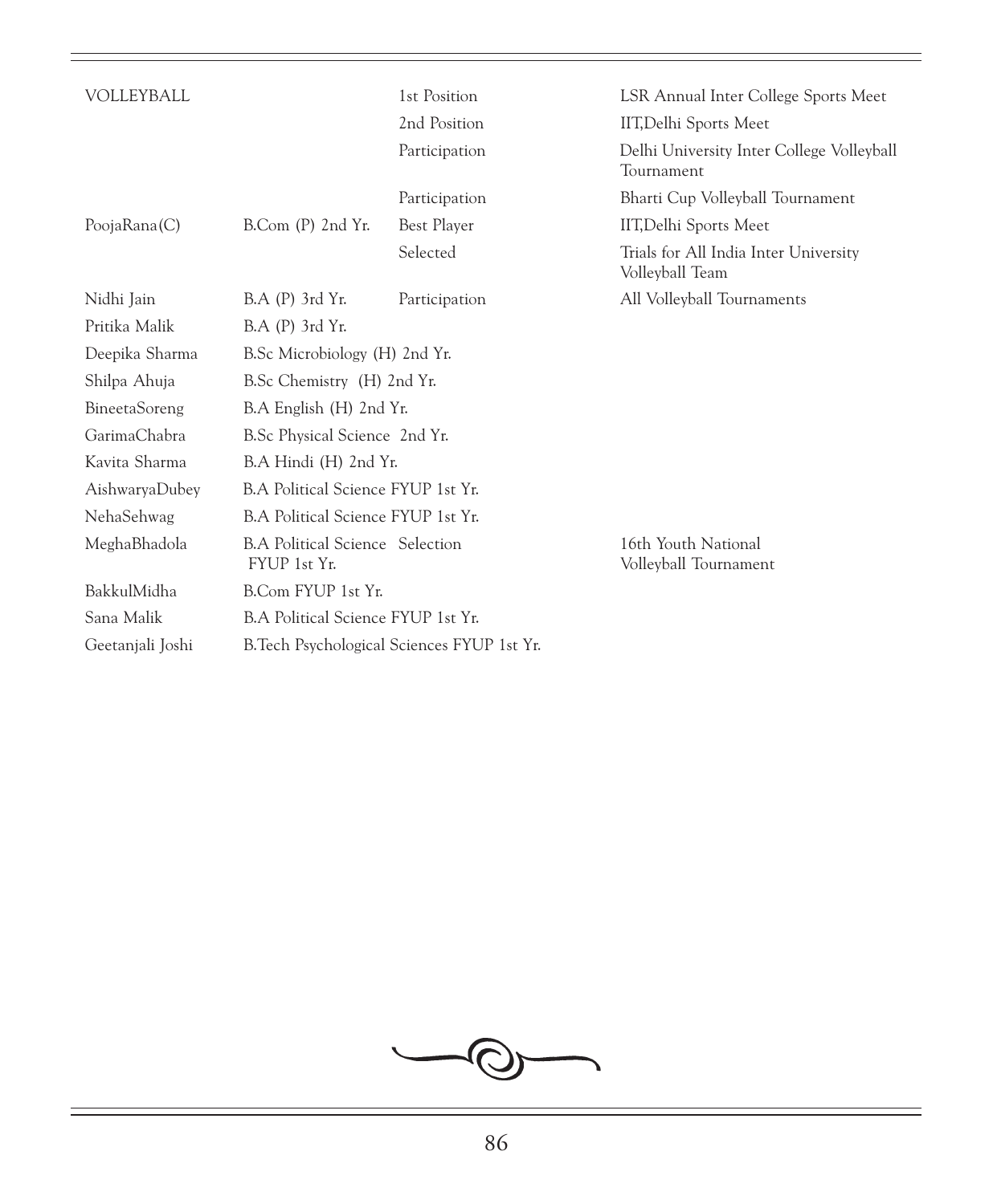| | | | |
|---|---|---|---|
| VOLLEYBALL | | 1st Position | LSR Annual Inter College Sports Meet |
| | | 2nd Position | IIT,Delhi Sports Meet |
| | | Participation | Delhi University Inter College Volleyball Tournament |
| | | Participation | Bharti Cup Volleyball Tournament |
| PoojaRana(C) | B.Com (P) 2nd Yr. | Best Player | IIT,Delhi Sports Meet |
| | | Selected | Trials for All India Inter University Volleyball Team |
| Nidhi Jain | B.A (P) 3rd Yr. | Participation | All Volleyball Tournaments |
| Pritika Malik | B.A (P) 3rd Yr. | | |
| Deepika Sharma | B.Sc Microbiology (H) 2nd Yr. | | |
| Shilpa Ahuja | B.Sc Chemistry (H) 2nd Yr. | | |
| BineetaSoreng | B.A English (H) 2nd Yr. | | |
| GarimaChabra | B.Sc Physical Science 2nd Yr. | | |
| Kavita Sharma | B.A Hindi (H) 2nd Yr. | | |
| AishwaryaDubey | B.A Political Science FYUP 1st Yr. | | |
| NehaSehwag | B.A Political Science FYUP 1st Yr. | | |
| MeghaBhadola | B.A Political Science FYUP 1st Yr. | Selection | 16th Youth National Volleyball Tournament |
| BakkulMidha | B.Com FYUP 1st Yr. | | |
| Sana Malik | B.A Political Science FYUP 1st Yr. | | |
| Geetanjali Joshi | B.Tech Psychological Sciences FYUP 1st Yr. | | |